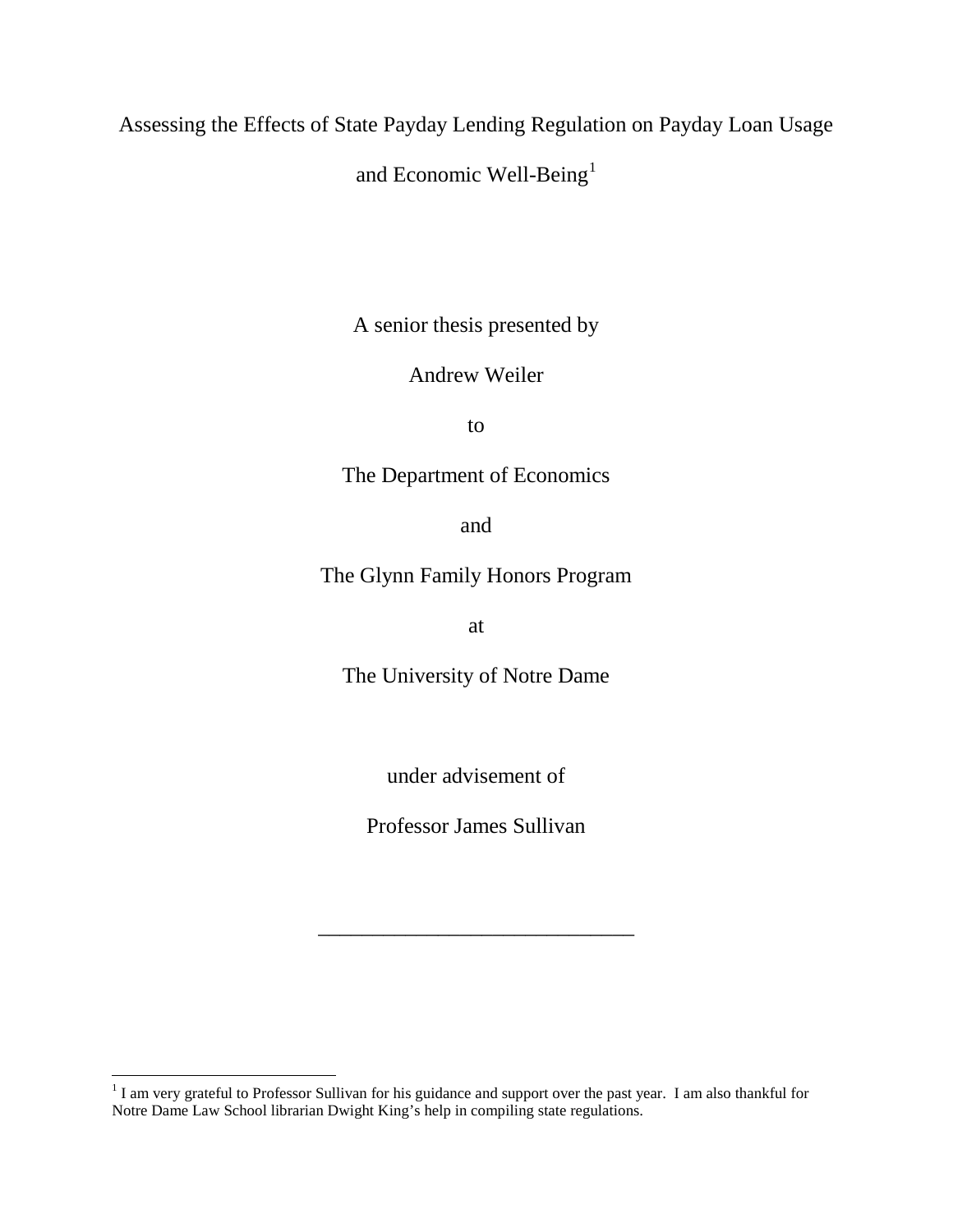# Assessing the Effects of State Payday Lending Regulation on Payday Loan Usage and Economic Well-Being[1]

A senior thesis presented by

Andrew Weiler

to

The Department of Economics

and

The Glynn Family Honors Program

at

The University of Notre Dame

under advisement of

Professor James Sullivan

\_\_\_\_\_\_\_\_\_\_\_\_\_\_\_\_\_\_\_\_\_\_\_\_\_\_\_\_\_\_

[1] I am very grateful to Professor Sullivan for his guidance and support over the past year. I am also thankful for Notre Dame Law School librarian Dwight King's help in compiling state regulations.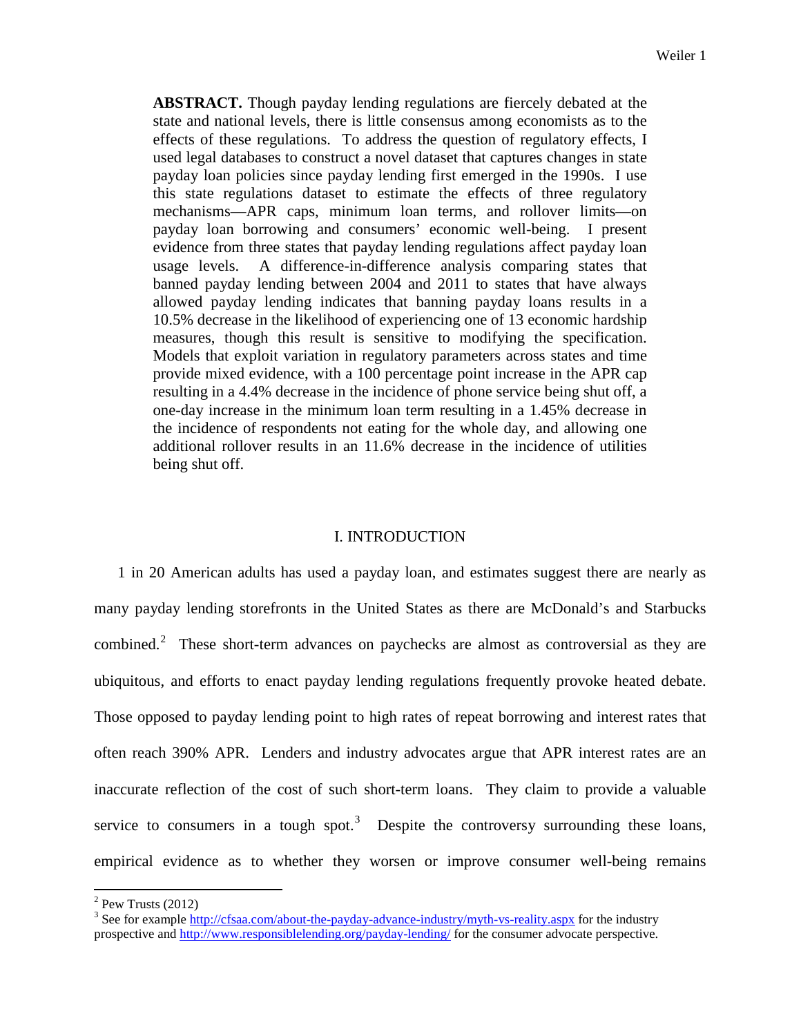**ABSTRACT.** Though payday lending regulations are fiercely debated at the state and national levels, there is little consensus among economists as to the effects of these regulations. To address the question of regulatory effects, I used legal databases to construct a novel dataset that captures changes in state payday loan policies since payday lending first emerged in the 1990s. I use this state regulations dataset to estimate the effects of three regulatory mechanisms—APR caps, minimum loan terms, and rollover limits—on payday loan borrowing and consumers' economic well-being. I present evidence from three states that payday lending regulations affect payday loan usage levels. A difference-in-difference analysis comparing states that banned payday lending between 2004 and 2011 to states that have always allowed payday lending indicates that banning payday loans results in a 10.5% decrease in the likelihood of experiencing one of 13 economic hardship measures, though this result is sensitive to modifying the specification. Models that exploit variation in regulatory parameters across states and time provide mixed evidence, with a 100 percentage point increase in the APR cap resulting in a 4.4% decrease in the incidence of phone service being shut off, a one-day increase in the minimum loan term resulting in a 1.45% decrease in the incidence of respondents not eating for the whole day, and allowing one additional rollover results in an 11.6% decrease in the incidence of utilities being shut off.

## I. INTRODUCTION

1 in 20 American adults has used a payday loan, and estimates suggest there are nearly as many payday lending storefronts in the United States as there are McDonald's and Starbucks combined.[2] These short-term advances on paychecks are almost as controversial as they are ubiquitous, and efforts to enact payday lending regulations frequently provoke heated debate. Those opposed to payday lending point to high rates of repeat borrowing and interest rates that often reach 390% APR. Lenders and industry advocates argue that APR interest rates are an inaccurate reflection of the cost of such short-term loans. They claim to provide a valuable service to consumers in a tough spot.[3] Despite the controversy surrounding these loans, empirical evidence as to whether they worsen or improve consumer well-being remains

[2] Pew Trusts (2012)

[3] See for example http://cfsaa.com/about-the-payday-advance-industry/myth-vs-reality.aspx for the industry prospective and http://www.responsiblelending.org/payday-lending/ for the consumer advocate perspective.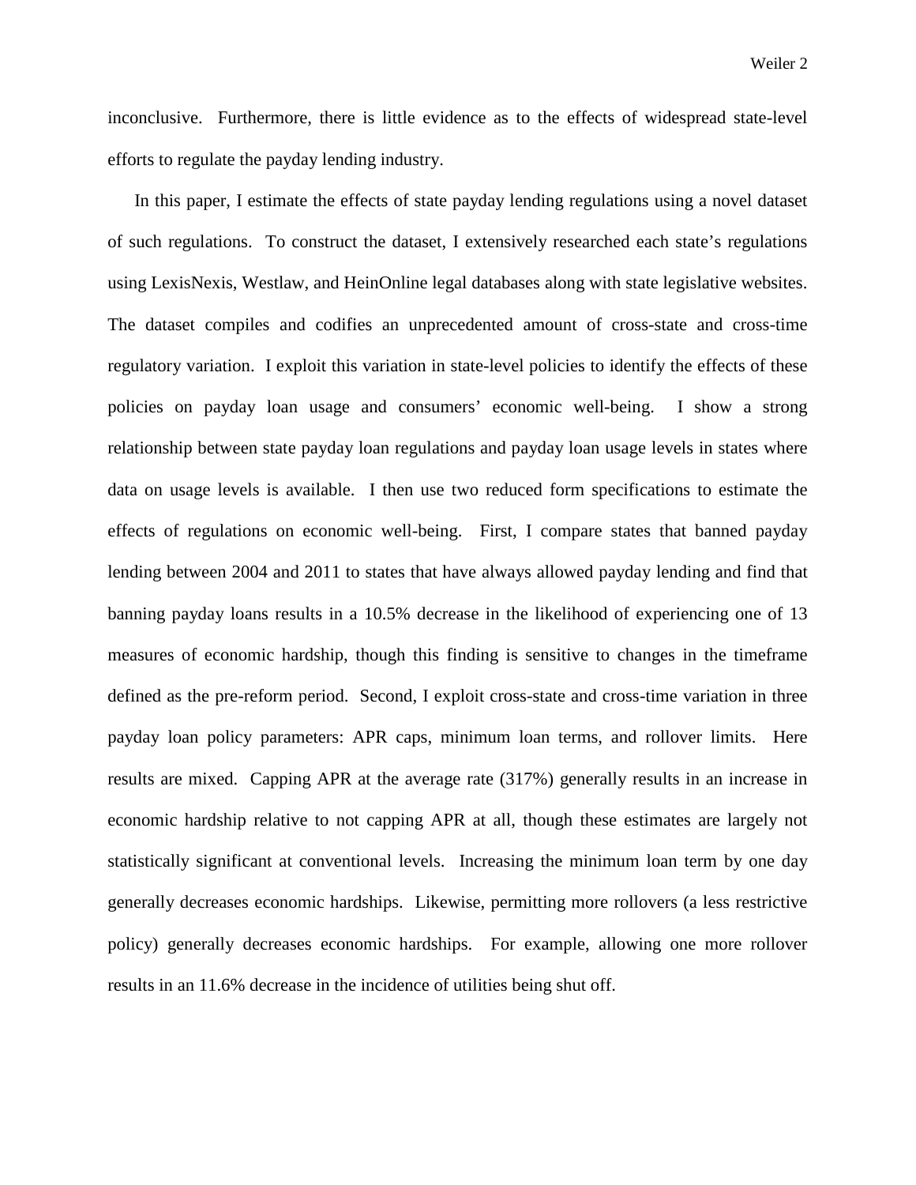inconclusive. Furthermore, there is little evidence as to the effects of widespread state-level efforts to regulate the payday lending industry.

In this paper, I estimate the effects of state payday lending regulations using a novel dataset of such regulations. To construct the dataset, I extensively researched each state's regulations using LexisNexis, Westlaw, and HeinOnline legal databases along with state legislative websites. The dataset compiles and codifies an unprecedented amount of cross-state and cross-time regulatory variation. I exploit this variation in state-level policies to identify the effects of these policies on payday loan usage and consumers' economic well-being. I show a strong relationship between state payday loan regulations and payday loan usage levels in states where data on usage levels is available. I then use two reduced form specifications to estimate the effects of regulations on economic well-being. First, I compare states that banned payday lending between 2004 and 2011 to states that have always allowed payday lending and find that banning payday loans results in a 10.5% decrease in the likelihood of experiencing one of 13 measures of economic hardship, though this finding is sensitive to changes in the timeframe defined as the pre-reform period. Second, I exploit cross-state and cross-time variation in three payday loan policy parameters: APR caps, minimum loan terms, and rollover limits. Here results are mixed. Capping APR at the average rate (317%) generally results in an increase in economic hardship relative to not capping APR at all, though these estimates are largely not statistically significant at conventional levels. Increasing the minimum loan term by one day generally decreases economic hardships. Likewise, permitting more rollovers (a less restrictive policy) generally decreases economic hardships. For example, allowing one more rollover results in an 11.6% decrease in the incidence of utilities being shut off.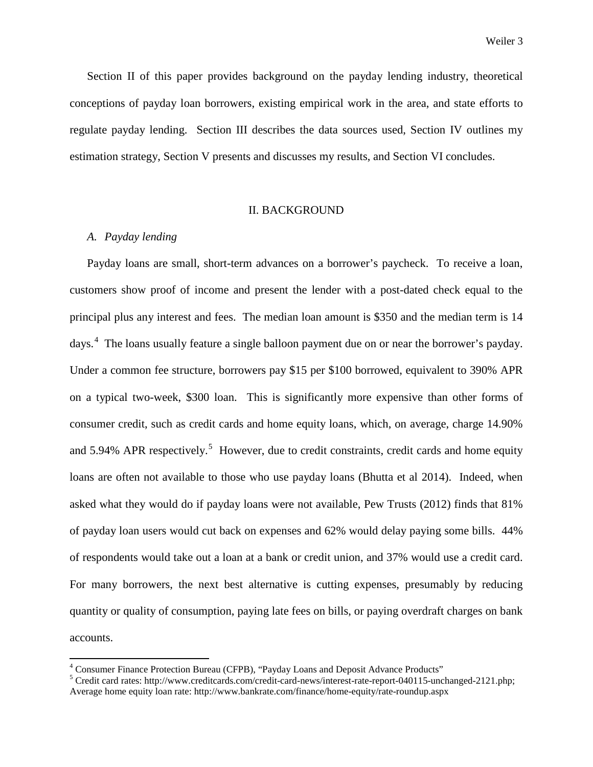Section II of this paper provides background on the payday lending industry, theoretical conceptions of payday loan borrowers, existing empirical work in the area, and state efforts to regulate payday lending. Section III describes the data sources used, Section IV outlines my estimation strategy, Section V presents and discusses my results, and Section VI concludes.

## II. BACKGROUND

### *A. Payday lending*

Payday loans are small, short-term advances on a borrower's paycheck. To receive a loan, customers show proof of income and present the lender with a post-dated check equal to the principal plus any interest and fees. The median loan amount is $350 and the median term is 14 days.[4] The loans usually feature a single balloon payment due on or near the borrower's payday. Under a common fee structure, borrowers pay $15 per $100 borrowed, equivalent to 390% APR on a typical two-week, $300 loan. This is significantly more expensive than other forms of consumer credit, such as credit cards and home equity loans, which, on average, charge 14.90% and 5.94% APR respectively.[5] However, due to credit constraints, credit cards and home equity loans are often not available to those who use payday loans (Bhutta et al 2014). Indeed, when asked what they would do if payday loans were not available, Pew Trusts (2012) finds that 81% of payday loan users would cut back on expenses and 62% would delay paying some bills. 44% of respondents would take out a loan at a bank or credit union, and 37% would use a credit card. For many borrowers, the next best alternative is cutting expenses, presumably by reducing quantity or quality of consumption, paying late fees on bills, or paying overdraft charges on bank accounts.

---

[4] Consumer Finance Protection Bureau (CFPB), "Payday Loans and Deposit Advance Products"

[5] Credit card rates: http://www.creditcards.com/credit-card-news/interest-rate-report-040115-unchanged-2121.php; Average home equity loan rate: http://www.bankrate.com/finance/home-equity/rate-roundup.aspx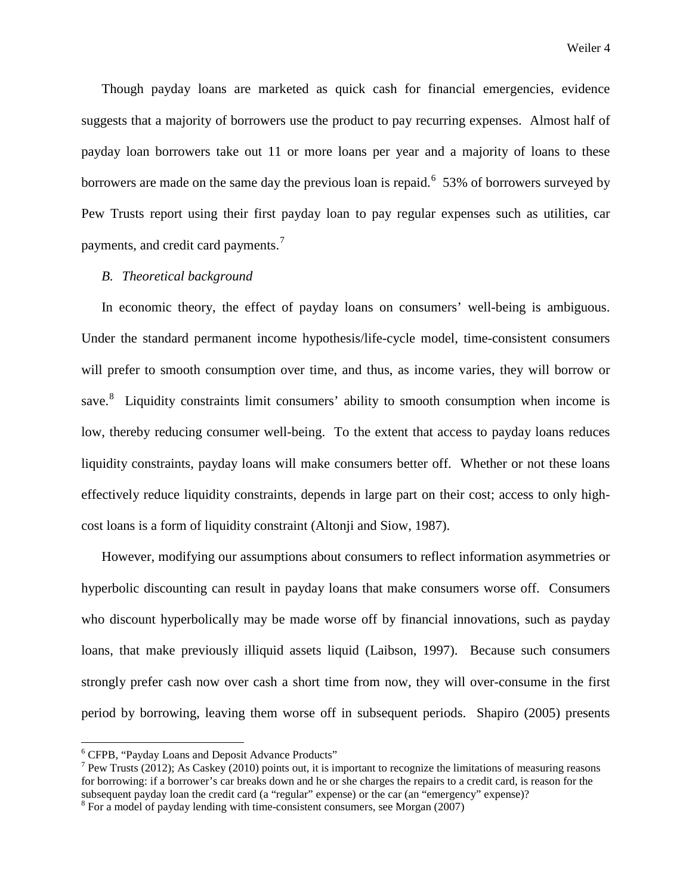Though payday loans are marketed as quick cash for financial emergencies, evidence suggests that a majority of borrowers use the product to pay recurring expenses. Almost half of payday loan borrowers take out 11 or more loans per year and a majority of loans to these borrowers are made on the same day the previous loan is repaid.[6] 53% of borrowers surveyed by Pew Trusts report using their first payday loan to pay regular expenses such as utilities, car payments, and credit card payments.[7]

### *B. Theoretical background*

In economic theory, the effect of payday loans on consumers' well-being is ambiguous. Under the standard permanent income hypothesis/life-cycle model, time-consistent consumers will prefer to smooth consumption over time, and thus, as income varies, they will borrow or save.[8] Liquidity constraints limit consumers' ability to smooth consumption when income is low, thereby reducing consumer well-being. To the extent that access to payday loans reduces liquidity constraints, payday loans will make consumers better off. Whether or not these loans effectively reduce liquidity constraints, depends in large part on their cost; access to only high-cost loans is a form of liquidity constraint (Altonji and Siow, 1987).

However, modifying our assumptions about consumers to reflect information asymmetries or hyperbolic discounting can result in payday loans that make consumers worse off. Consumers who discount hyperbolically may be made worse off by financial innovations, such as payday loans, that make previously illiquid assets liquid (Laibson, 1997). Because such consumers strongly prefer cash now over cash a short time from now, they will over-consume in the first period by borrowing, leaving them worse off in subsequent periods. Shapiro (2005) presents

---

[6] CFPB, "Payday Loans and Deposit Advance Products"

[7] Pew Trusts (2012); As Caskey (2010) points out, it is important to recognize the limitations of measuring reasons for borrowing: if a borrower's car breaks down and he or she charges the repairs to a credit card, is reason for the subsequent payday loan the credit card (a "regular" expense) or the car (an "emergency" expense)?

[8] For a model of payday lending with time-consistent consumers, see Morgan (2007)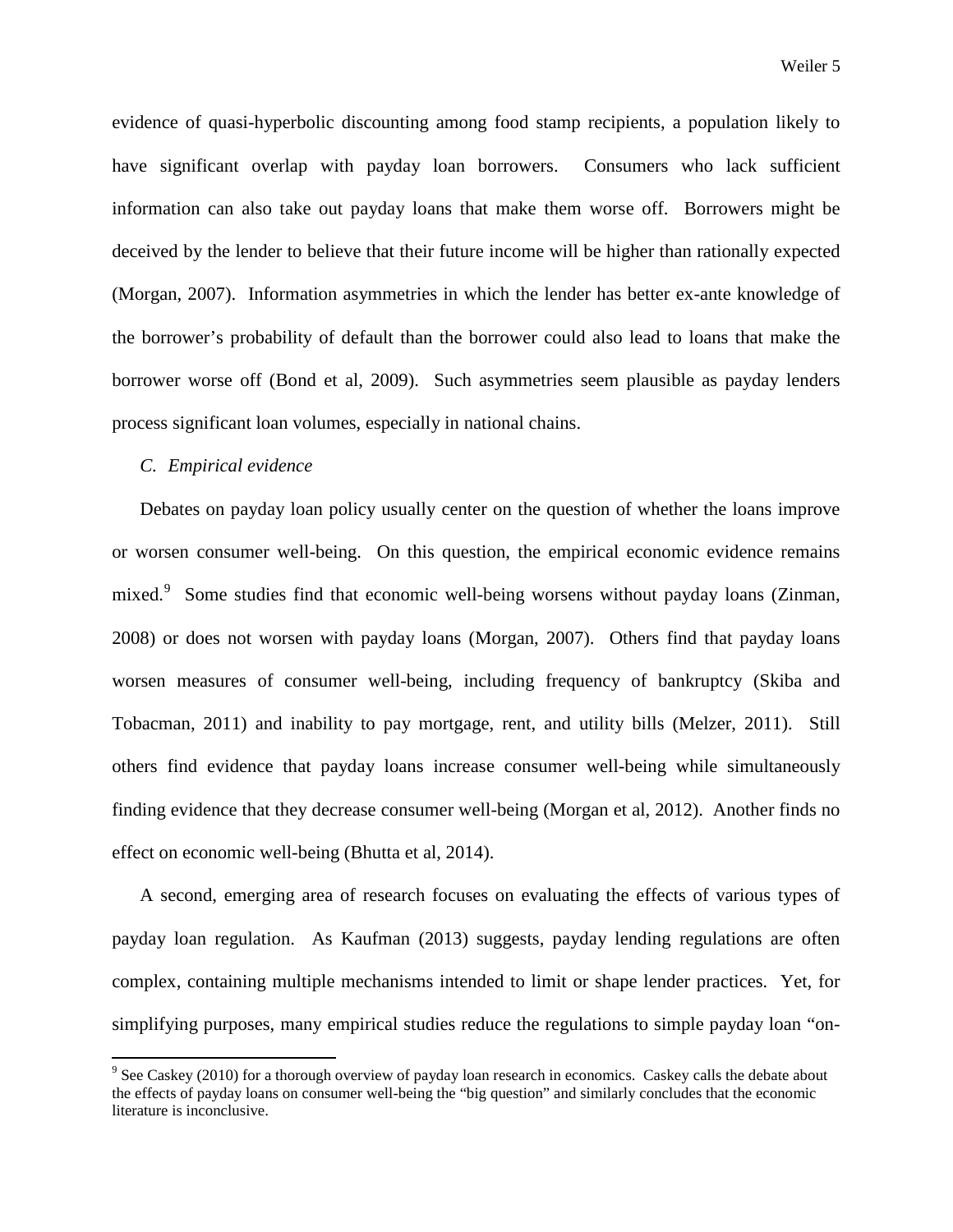evidence of quasi-hyperbolic discounting among food stamp recipients, a population likely to have significant overlap with payday loan borrowers. Consumers who lack sufficient information can also take out payday loans that make them worse off. Borrowers might be deceived by the lender to believe that their future income will be higher than rationally expected (Morgan, 2007). Information asymmetries in which the lender has better ex-ante knowledge of the borrower's probability of default than the borrower could also lead to loans that make the borrower worse off (Bond et al, 2009). Such asymmetries seem plausible as payday lenders process significant loan volumes, especially in national chains.

### *C. Empirical evidence*

Debates on payday loan policy usually center on the question of whether the loans improve or worsen consumer well-being. On this question, the empirical economic evidence remains mixed.[9] Some studies find that economic well-being worsens without payday loans (Zinman, 2008) or does not worsen with payday loans (Morgan, 2007). Others find that payday loans worsen measures of consumer well-being, including frequency of bankruptcy (Skiba and Tobacman, 2011) and inability to pay mortgage, rent, and utility bills (Melzer, 2011). Still others find evidence that payday loans increase consumer well-being while simultaneously finding evidence that they decrease consumer well-being (Morgan et al, 2012). Another finds no effect on economic well-being (Bhutta et al, 2014).

A second, emerging area of research focuses on evaluating the effects of various types of payday loan regulation. As Kaufman (2013) suggests, payday lending regulations are often complex, containing multiple mechanisms intended to limit or shape lender practices. Yet, for simplifying purposes, many empirical studies reduce the regulations to simple payday loan "on-

[9] See Caskey (2010) for a thorough overview of payday loan research in economics. Caskey calls the debate about the effects of payday loans on consumer well-being the "big question" and similarly concludes that the economic literature is inconclusive.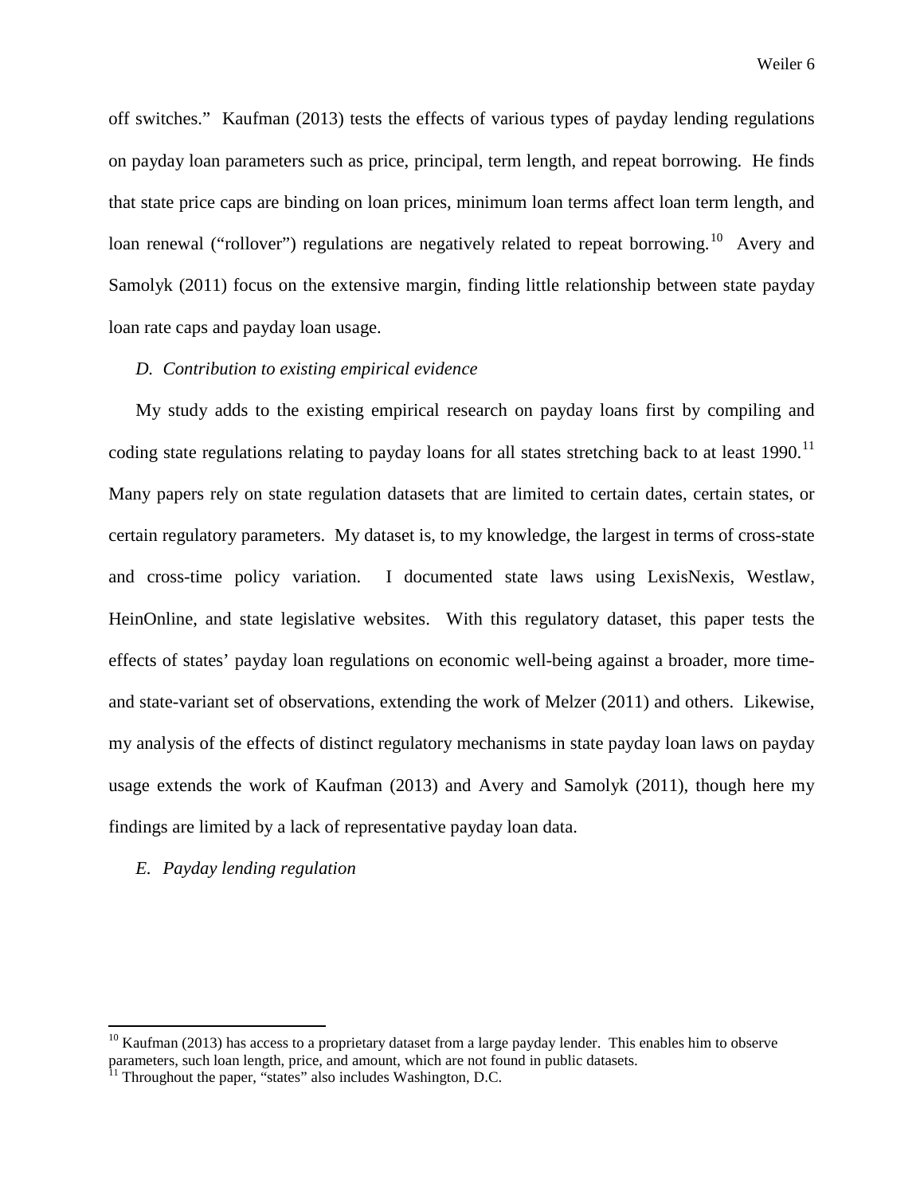off switches." Kaufman (2013) tests the effects of various types of payday lending regulations on payday loan parameters such as price, principal, term length, and repeat borrowing. He finds that state price caps are binding on loan prices, minimum loan terms affect loan term length, and loan renewal ("rollover") regulations are negatively related to repeat borrowing.[10] Avery and Samolyk (2011) focus on the extensive margin, finding little relationship between state payday loan rate caps and payday loan usage.

*D. Contribution to existing empirical evidence*

My study adds to the existing empirical research on payday loans first by compiling and coding state regulations relating to payday loans for all states stretching back to at least 1990.[11] Many papers rely on state regulation datasets that are limited to certain dates, certain states, or certain regulatory parameters. My dataset is, to my knowledge, the largest in terms of cross-state and cross-time policy variation. I documented state laws using LexisNexis, Westlaw, HeinOnline, and state legislative websites. With this regulatory dataset, this paper tests the effects of states' payday loan regulations on economic well-being against a broader, more time- and state-variant set of observations, extending the work of Melzer (2011) and others. Likewise, my analysis of the effects of distinct regulatory mechanisms in state payday loan laws on payday usage extends the work of Kaufman (2013) and Avery and Samolyk (2011), though here my findings are limited by a lack of representative payday loan data.

*E. Payday lending regulation*

---

[10] Kaufman (2013) has access to a proprietary dataset from a large payday lender. This enables him to observe parameters, such loan length, price, and amount, which are not found in public datasets.

[11] Throughout the paper, "states" also includes Washington, D.C.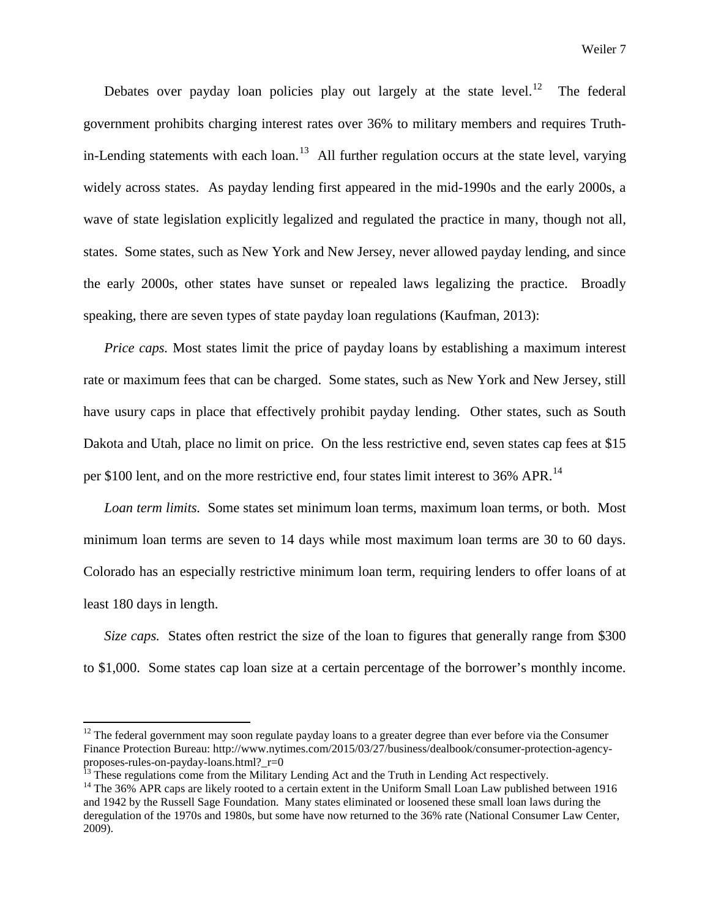Debates over payday loan policies play out largely at the state level.[12] The federal government prohibits charging interest rates over 36% to military members and requires Truth-in-Lending statements with each loan.[13] All further regulation occurs at the state level, varying widely across states. As payday lending first appeared in the mid-1990s and the early 2000s, a wave of state legislation explicitly legalized and regulated the practice in many, though not all, states. Some states, such as New York and New Jersey, never allowed payday lending, and since the early 2000s, other states have sunset or repealed laws legalizing the practice. Broadly speaking, there are seven types of state payday loan regulations (Kaufman, 2013):

*Price caps.* Most states limit the price of payday loans by establishing a maximum interest rate or maximum fees that can be charged. Some states, such as New York and New Jersey, still have usury caps in place that effectively prohibit payday lending. Other states, such as South Dakota and Utah, place no limit on price. On the less restrictive end, seven states cap fees at $15 per $100 lent, and on the more restrictive end, four states limit interest to 36% APR.[14]

*Loan term limits.* Some states set minimum loan terms, maximum loan terms, or both. Most minimum loan terms are seven to 14 days while most maximum loan terms are 30 to 60 days. Colorado has an especially restrictive minimum loan term, requiring lenders to offer loans of at least 180 days in length.

*Size caps.* States often restrict the size of the loan to figures that generally range from $300 to $1,000. Some states cap loan size at a certain percentage of the borrower's monthly income.

---

[12] The federal government may soon regulate payday loans to a greater degree than ever before via the Consumer Finance Protection Bureau: http://www.nytimes.com/2015/03/27/business/dealbook/consumer-protection-agency-proposes-rules-on-payday-loans.html?_r=0

[13] These regulations come from the Military Lending Act and the Truth in Lending Act respectively.

[14] The 36% APR caps are likely rooted to a certain extent in the Uniform Small Loan Law published between 1916 and 1942 by the Russell Sage Foundation. Many states eliminated or loosened these small loan laws during the deregulation of the 1970s and 1980s, but some have now returned to the 36% rate (National Consumer Law Center, 2009).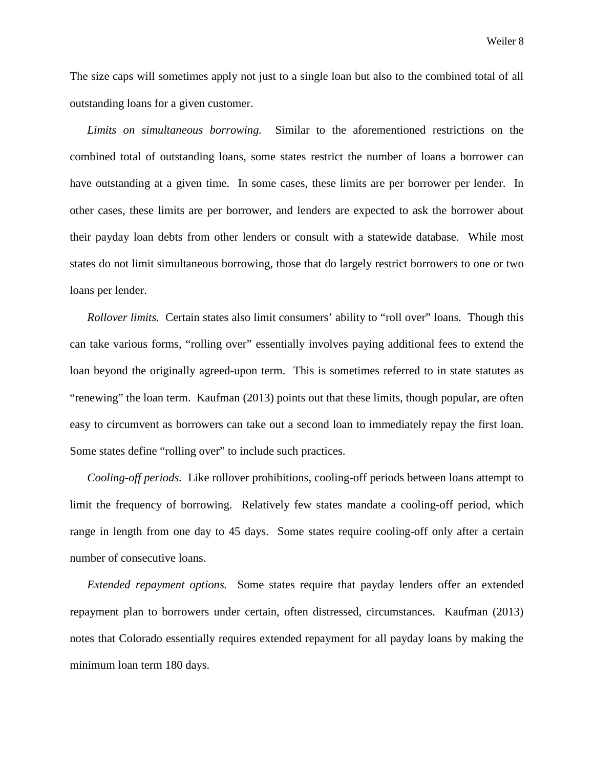The size caps will sometimes apply not just to a single loan but also to the combined total of all outstanding loans for a given customer.

*Limits on simultaneous borrowing.* Similar to the aforementioned restrictions on the combined total of outstanding loans, some states restrict the number of loans a borrower can have outstanding at a given time. In some cases, these limits are per borrower per lender. In other cases, these limits are per borrower, and lenders are expected to ask the borrower about their payday loan debts from other lenders or consult with a statewide database. While most states do not limit simultaneous borrowing, those that do largely restrict borrowers to one or two loans per lender.

*Rollover limits.* Certain states also limit consumers' ability to "roll over" loans. Though this can take various forms, "rolling over" essentially involves paying additional fees to extend the loan beyond the originally agreed-upon term. This is sometimes referred to in state statutes as "renewing" the loan term. Kaufman (2013) points out that these limits, though popular, are often easy to circumvent as borrowers can take out a second loan to immediately repay the first loan. Some states define "rolling over" to include such practices.

*Cooling-off periods.* Like rollover prohibitions, cooling-off periods between loans attempt to limit the frequency of borrowing. Relatively few states mandate a cooling-off period, which range in length from one day to 45 days. Some states require cooling-off only after a certain number of consecutive loans.

*Extended repayment options.* Some states require that payday lenders offer an extended repayment plan to borrowers under certain, often distressed, circumstances. Kaufman (2013) notes that Colorado essentially requires extended repayment for all payday loans by making the minimum loan term 180 days.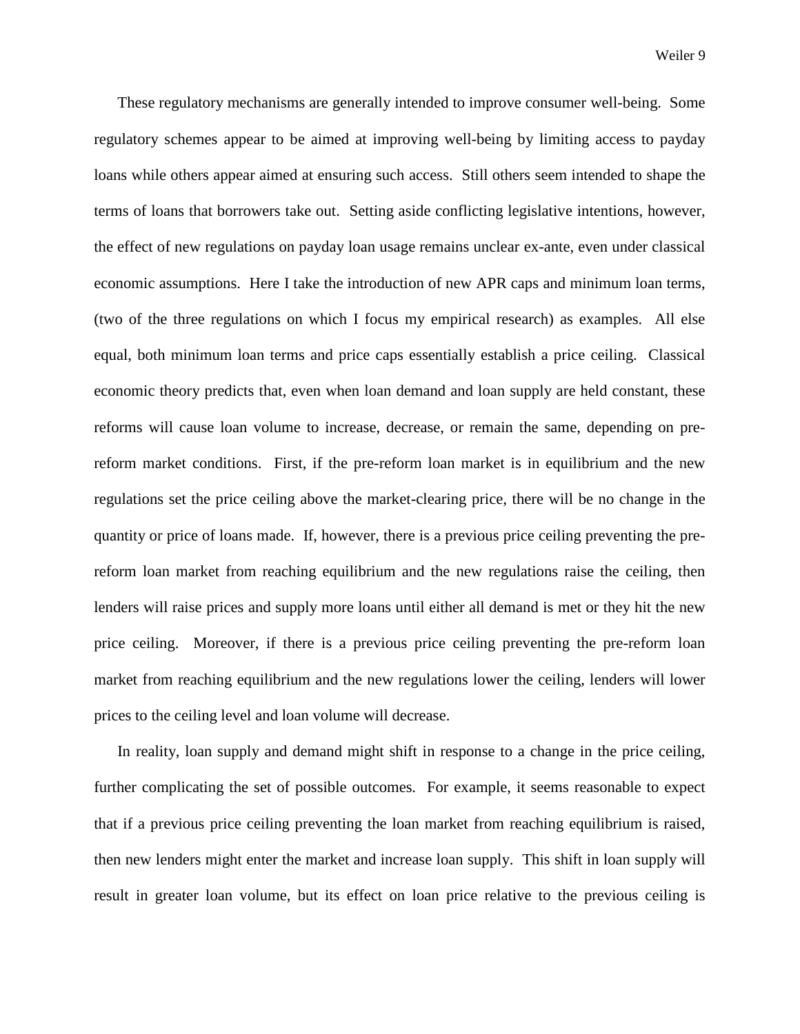These regulatory mechanisms are generally intended to improve consumer well-being. Some regulatory schemes appear to be aimed at improving well-being by limiting access to payday loans while others appear aimed at ensuring such access. Still others seem intended to shape the terms of loans that borrowers take out. Setting aside conflicting legislative intentions, however, the effect of new regulations on payday loan usage remains unclear ex-ante, even under classical economic assumptions. Here I take the introduction of new APR caps and minimum loan terms, (two of the three regulations on which I focus my empirical research) as examples. All else equal, both minimum loan terms and price caps essentially establish a price ceiling. Classical economic theory predicts that, even when loan demand and loan supply are held constant, these reforms will cause loan volume to increase, decrease, or remain the same, depending on pre-reform market conditions. First, if the pre-reform loan market is in equilibrium and the new regulations set the price ceiling above the market-clearing price, there will be no change in the quantity or price of loans made. If, however, there is a previous price ceiling preventing the pre-reform loan market from reaching equilibrium and the new regulations raise the ceiling, then lenders will raise prices and supply more loans until either all demand is met or they hit the new price ceiling. Moreover, if there is a previous price ceiling preventing the pre-reform loan market from reaching equilibrium and the new regulations lower the ceiling, lenders will lower prices to the ceiling level and loan volume will decrease.

In reality, loan supply and demand might shift in response to a change in the price ceiling, further complicating the set of possible outcomes. For example, it seems reasonable to expect that if a previous price ceiling preventing the loan market from reaching equilibrium is raised, then new lenders might enter the market and increase loan supply. This shift in loan supply will result in greater loan volume, but its effect on loan price relative to the previous ceiling is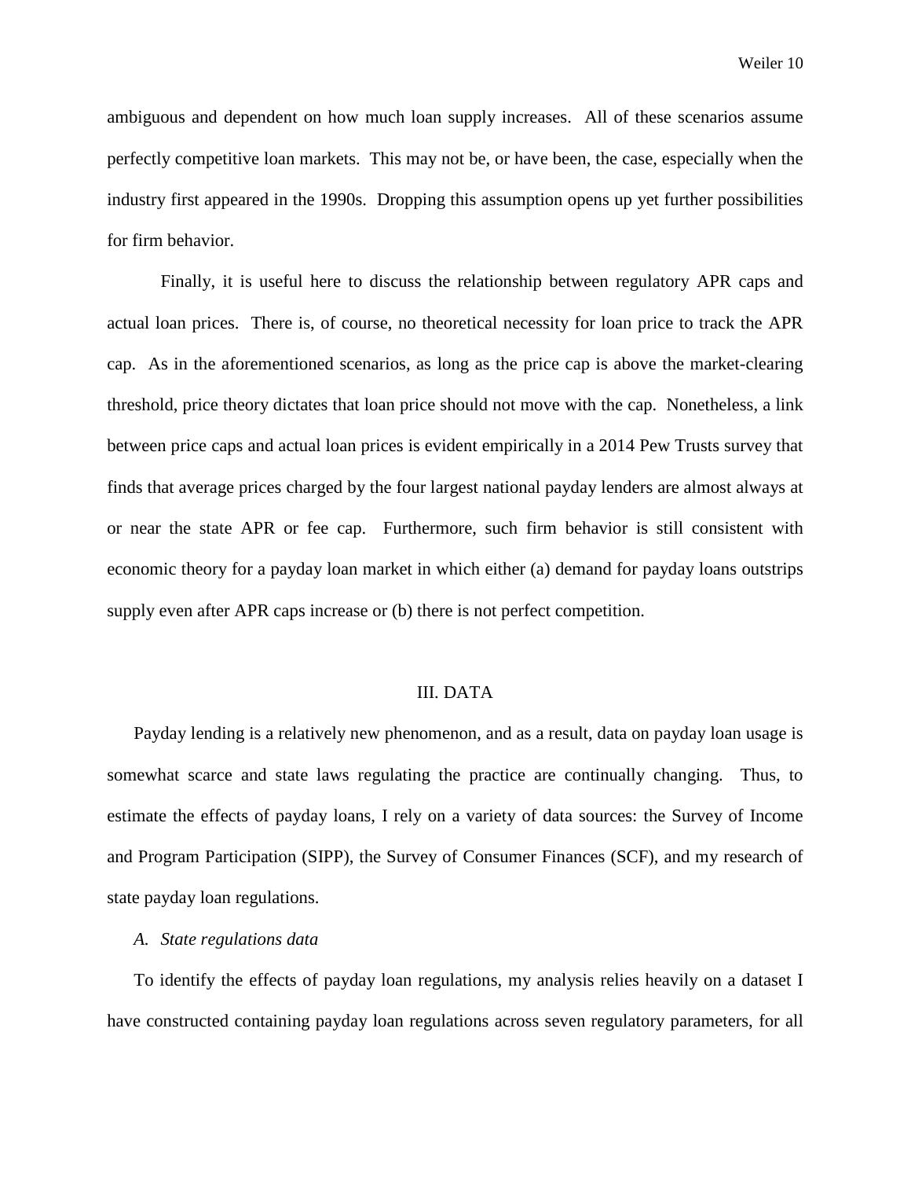ambiguous and dependent on how much loan supply increases. All of these scenarios assume perfectly competitive loan markets. This may not be, or have been, the case, especially when the industry first appeared in the 1990s. Dropping this assumption opens up yet further possibilities for firm behavior.

Finally, it is useful here to discuss the relationship between regulatory APR caps and actual loan prices. There is, of course, no theoretical necessity for loan price to track the APR cap. As in the aforementioned scenarios, as long as the price cap is above the market-clearing threshold, price theory dictates that loan price should not move with the cap. Nonetheless, a link between price caps and actual loan prices is evident empirically in a 2014 Pew Trusts survey that finds that average prices charged by the four largest national payday lenders are almost always at or near the state APR or fee cap. Furthermore, such firm behavior is still consistent with economic theory for a payday loan market in which either (a) demand for payday loans outstrips supply even after APR caps increase or (b) there is not perfect competition.

## III. DATA

Payday lending is a relatively new phenomenon, and as a result, data on payday loan usage is somewhat scarce and state laws regulating the practice are continually changing. Thus, to estimate the effects of payday loans, I rely on a variety of data sources: the Survey of Income and Program Participation (SIPP), the Survey of Consumer Finances (SCF), and my research of state payday loan regulations.

### *A. State regulations data*

To identify the effects of payday loan regulations, my analysis relies heavily on a dataset I have constructed containing payday loan regulations across seven regulatory parameters, for all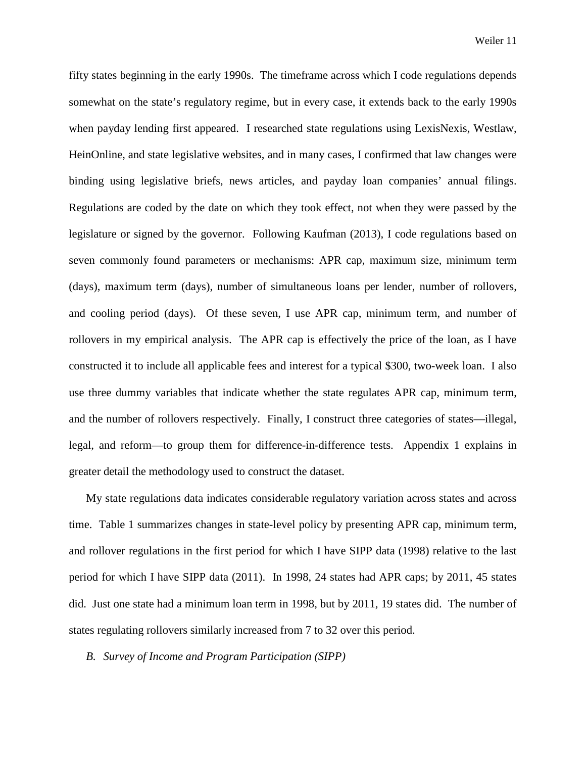fifty states beginning in the early 1990s. The timeframe across which I code regulations depends somewhat on the state's regulatory regime, but in every case, it extends back to the early 1990s when payday lending first appeared. I researched state regulations using LexisNexis, Westlaw, HeinOnline, and state legislative websites, and in many cases, I confirmed that law changes were binding using legislative briefs, news articles, and payday loan companies' annual filings. Regulations are coded by the date on which they took effect, not when they were passed by the legislature or signed by the governor. Following Kaufman (2013), I code regulations based on seven commonly found parameters or mechanisms: APR cap, maximum size, minimum term (days), maximum term (days), number of simultaneous loans per lender, number of rollovers, and cooling period (days). Of these seven, I use APR cap, minimum term, and number of rollovers in my empirical analysis. The APR cap is effectively the price of the loan, as I have constructed it to include all applicable fees and interest for a typical $300, two-week loan. I also use three dummy variables that indicate whether the state regulates APR cap, minimum term, and the number of rollovers respectively. Finally, I construct three categories of states—illegal, legal, and reform—to group them for difference-in-difference tests. Appendix 1 explains in greater detail the methodology used to construct the dataset.

My state regulations data indicates considerable regulatory variation across states and across time. Table 1 summarizes changes in state-level policy by presenting APR cap, minimum term, and rollover regulations in the first period for which I have SIPP data (1998) relative to the last period for which I have SIPP data (2011). In 1998, 24 states had APR caps; by 2011, 45 states did. Just one state had a minimum loan term in 1998, but by 2011, 19 states did. The number of states regulating rollovers similarly increased from 7 to 32 over this period.

### *B. Survey of Income and Program Participation (SIPP)*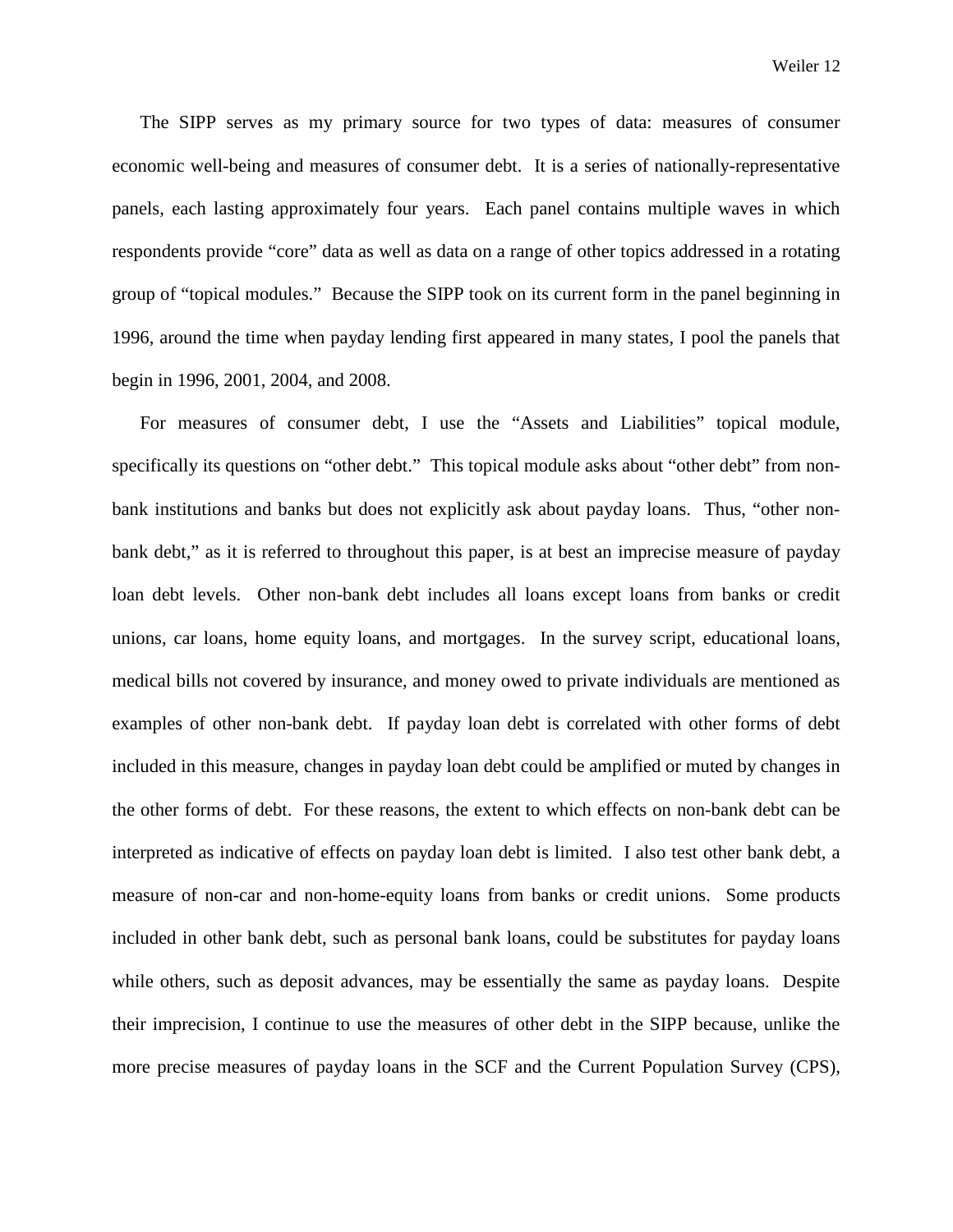The SIPP serves as my primary source for two types of data: measures of consumer economic well-being and measures of consumer debt. It is a series of nationally-representative panels, each lasting approximately four years. Each panel contains multiple waves in which respondents provide "core" data as well as data on a range of other topics addressed in a rotating group of "topical modules." Because the SIPP took on its current form in the panel beginning in 1996, around the time when payday lending first appeared in many states, I pool the panels that begin in 1996, 2001, 2004, and 2008.

For measures of consumer debt, I use the "Assets and Liabilities" topical module, specifically its questions on "other debt." This topical module asks about "other debt" from non-bank institutions and banks but does not explicitly ask about payday loans. Thus, "other non-bank debt," as it is referred to throughout this paper, is at best an imprecise measure of payday loan debt levels. Other non-bank debt includes all loans except loans from banks or credit unions, car loans, home equity loans, and mortgages. In the survey script, educational loans, medical bills not covered by insurance, and money owed to private individuals are mentioned as examples of other non-bank debt. If payday loan debt is correlated with other forms of debt included in this measure, changes in payday loan debt could be amplified or muted by changes in the other forms of debt. For these reasons, the extent to which effects on non-bank debt can be interpreted as indicative of effects on payday loan debt is limited. I also test other bank debt, a measure of non-car and non-home-equity loans from banks or credit unions. Some products included in other bank debt, such as personal bank loans, could be substitutes for payday loans while others, such as deposit advances, may be essentially the same as payday loans. Despite their imprecision, I continue to use the measures of other debt in the SIPP because, unlike the more precise measures of payday loans in the SCF and the Current Population Survey (CPS),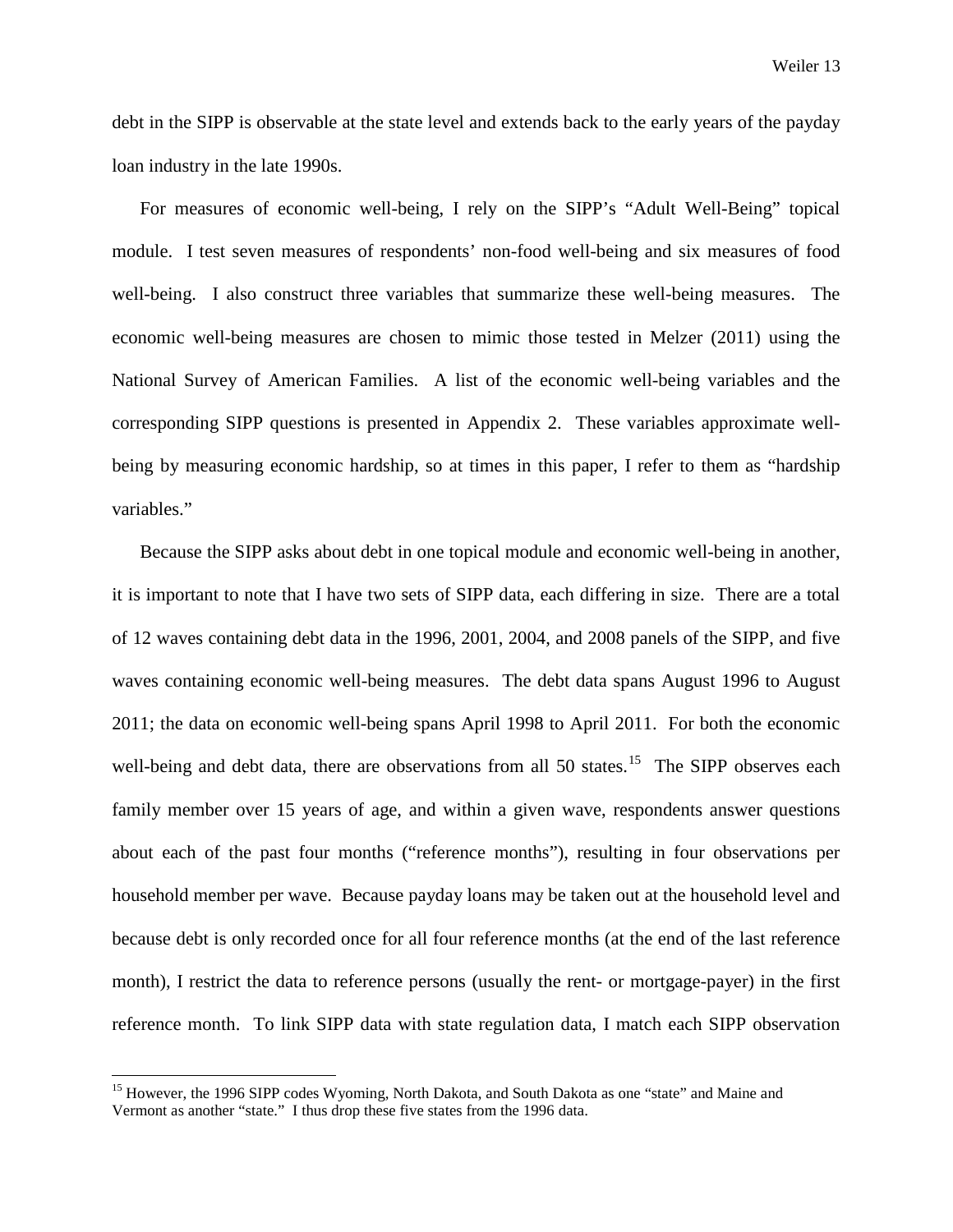debt in the SIPP is observable at the state level and extends back to the early years of the payday loan industry in the late 1990s.

For measures of economic well-being, I rely on the SIPP's "Adult Well-Being" topical module. I test seven measures of respondents' non-food well-being and six measures of food well-being. I also construct three variables that summarize these well-being measures. The economic well-being measures are chosen to mimic those tested in Melzer (2011) using the National Survey of American Families. A list of the economic well-being variables and the corresponding SIPP questions is presented in Appendix 2. These variables approximate well-being by measuring economic hardship, so at times in this paper, I refer to them as "hardship variables."

Because the SIPP asks about debt in one topical module and economic well-being in another, it is important to note that I have two sets of SIPP data, each differing in size. There are a total of 12 waves containing debt data in the 1996, 2001, 2004, and 2008 panels of the SIPP, and five waves containing economic well-being measures. The debt data spans August 1996 to August 2011; the data on economic well-being spans April 1998 to April 2011. For both the economic well-being and debt data, there are observations from all 50 states.[15] The SIPP observes each family member over 15 years of age, and within a given wave, respondents answer questions about each of the past four months ("reference months"), resulting in four observations per household member per wave. Because payday loans may be taken out at the household level and because debt is only recorded once for all four reference months (at the end of the last reference month), I restrict the data to reference persons (usually the rent- or mortgage-payer) in the first reference month. To link SIPP data with state regulation data, I match each SIPP observation

[15] However, the 1996 SIPP codes Wyoming, North Dakota, and South Dakota as one "state" and Maine and Vermont as another "state." I thus drop these five states from the 1996 data.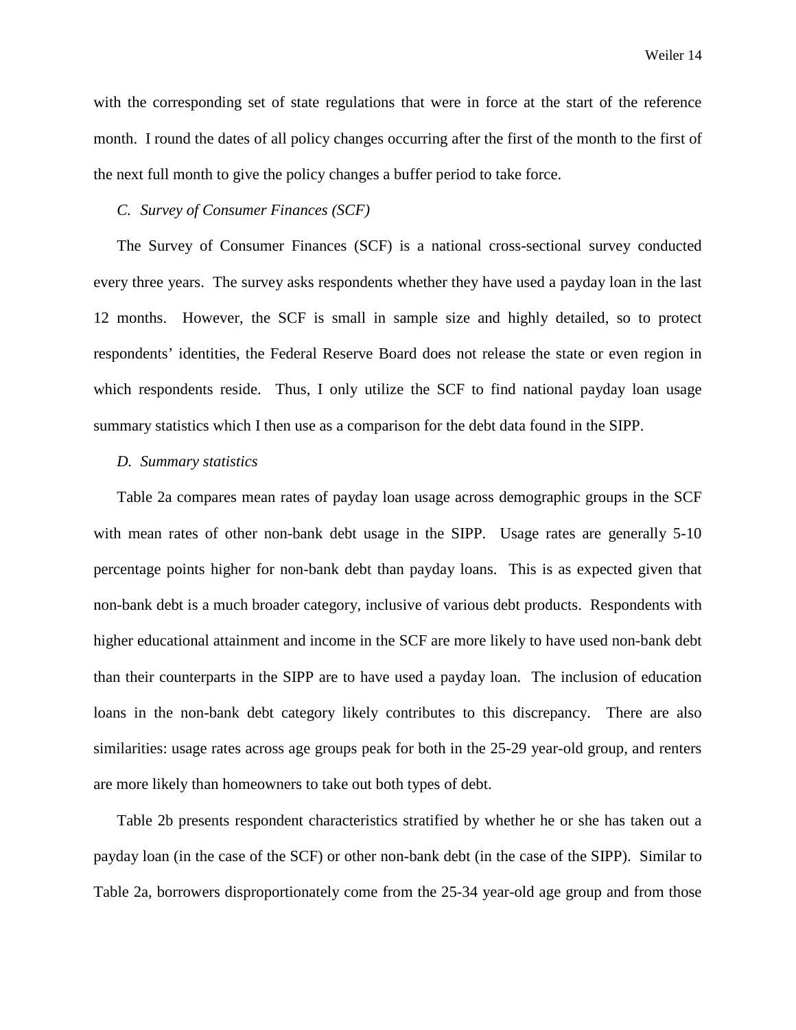with the corresponding set of state regulations that were in force at the start of the reference month. I round the dates of all policy changes occurring after the first of the month to the first of the next full month to give the policy changes a buffer period to take force.

*C. Survey of Consumer Finances (SCF)*

The Survey of Consumer Finances (SCF) is a national cross-sectional survey conducted every three years. The survey asks respondents whether they have used a payday loan in the last 12 months. However, the SCF is small in sample size and highly detailed, so to protect respondents' identities, the Federal Reserve Board does not release the state or even region in which respondents reside. Thus, I only utilize the SCF to find national payday loan usage summary statistics which I then use as a comparison for the debt data found in the SIPP.

*D. Summary statistics*

Table 2a compares mean rates of payday loan usage across demographic groups in the SCF with mean rates of other non-bank debt usage in the SIPP. Usage rates are generally 5-10 percentage points higher for non-bank debt than payday loans. This is as expected given that non-bank debt is a much broader category, inclusive of various debt products. Respondents with higher educational attainment and income in the SCF are more likely to have used non-bank debt than their counterparts in the SIPP are to have used a payday loan. The inclusion of education loans in the non-bank debt category likely contributes to this discrepancy. There are also similarities: usage rates across age groups peak for both in the 25-29 year-old group, and renters are more likely than homeowners to take out both types of debt.

Table 2b presents respondent characteristics stratified by whether he or she has taken out a payday loan (in the case of the SCF) or other non-bank debt (in the case of the SIPP). Similar to Table 2a, borrowers disproportionately come from the 25-34 year-old age group and from those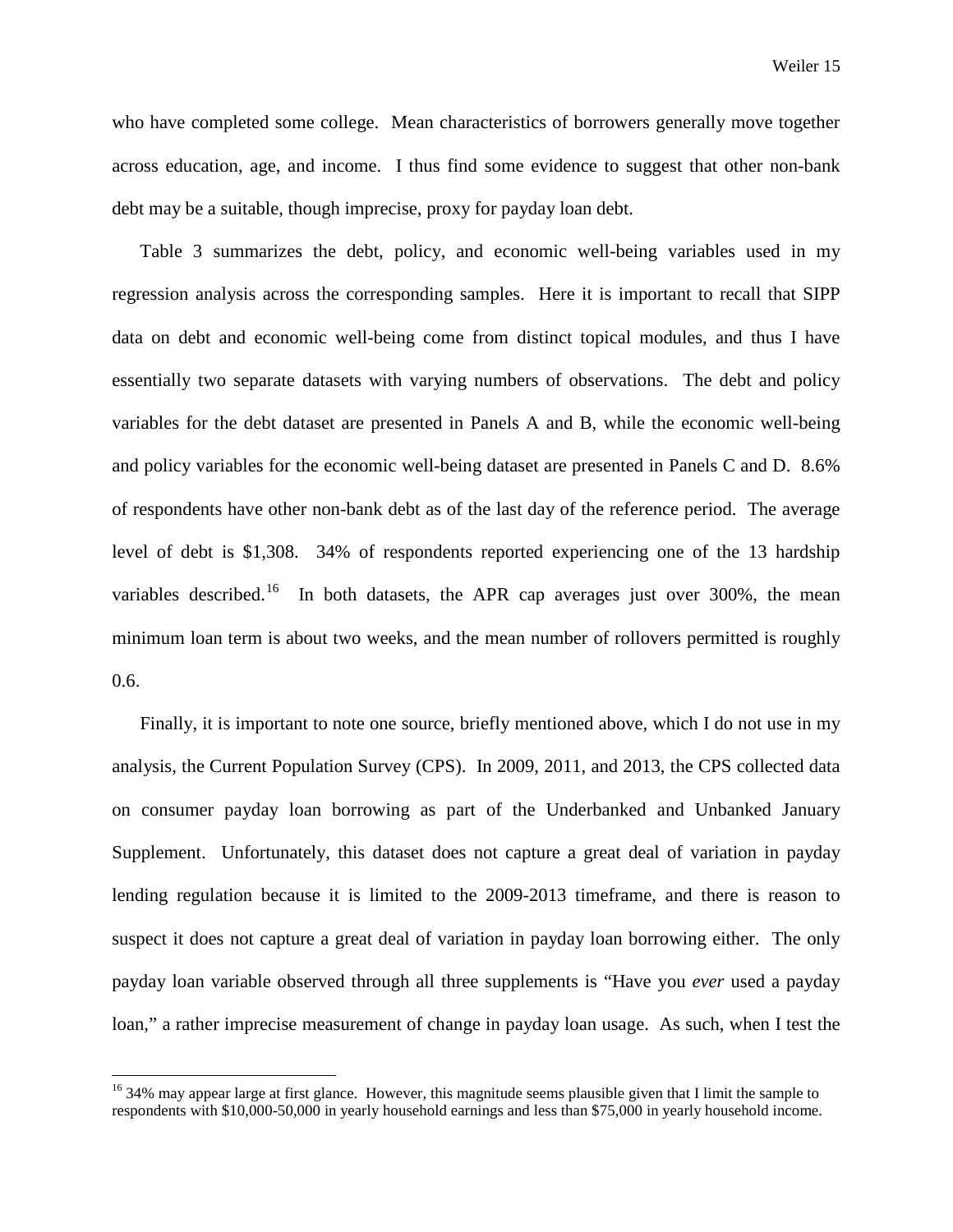who have completed some college. Mean characteristics of borrowers generally move together across education, age, and income. I thus find some evidence to suggest that other non-bank debt may be a suitable, though imprecise, proxy for payday loan debt.

Table 3 summarizes the debt, policy, and economic well-being variables used in my regression analysis across the corresponding samples. Here it is important to recall that SIPP data on debt and economic well-being come from distinct topical modules, and thus I have essentially two separate datasets with varying numbers of observations. The debt and policy variables for the debt dataset are presented in Panels A and B, while the economic well-being and policy variables for the economic well-being dataset are presented in Panels C and D. 8.6% of respondents have other non-bank debt as of the last day of the reference period. The average level of debt is $1,308. 34% of respondents reported experiencing one of the 13 hardship variables described.[16] In both datasets, the APR cap averages just over 300%, the mean minimum loan term is about two weeks, and the mean number of rollovers permitted is roughly 0.6.

Finally, it is important to note one source, briefly mentioned above, which I do not use in my analysis, the Current Population Survey (CPS). In 2009, 2011, and 2013, the CPS collected data on consumer payday loan borrowing as part of the Underbanked and Unbanked January Supplement. Unfortunately, this dataset does not capture a great deal of variation in payday lending regulation because it is limited to the 2009-2013 timeframe, and there is reason to suspect it does not capture a great deal of variation in payday loan borrowing either. The only payday loan variable observed through all three supplements is "Have you *ever* used a payday loan," a rather imprecise measurement of change in payday loan usage. As such, when I test the

[16] 34% may appear large at first glance. However, this magnitude seems plausible given that I limit the sample to respondents with $10,000-50,000 in yearly household earnings and less than $75,000 in yearly household income.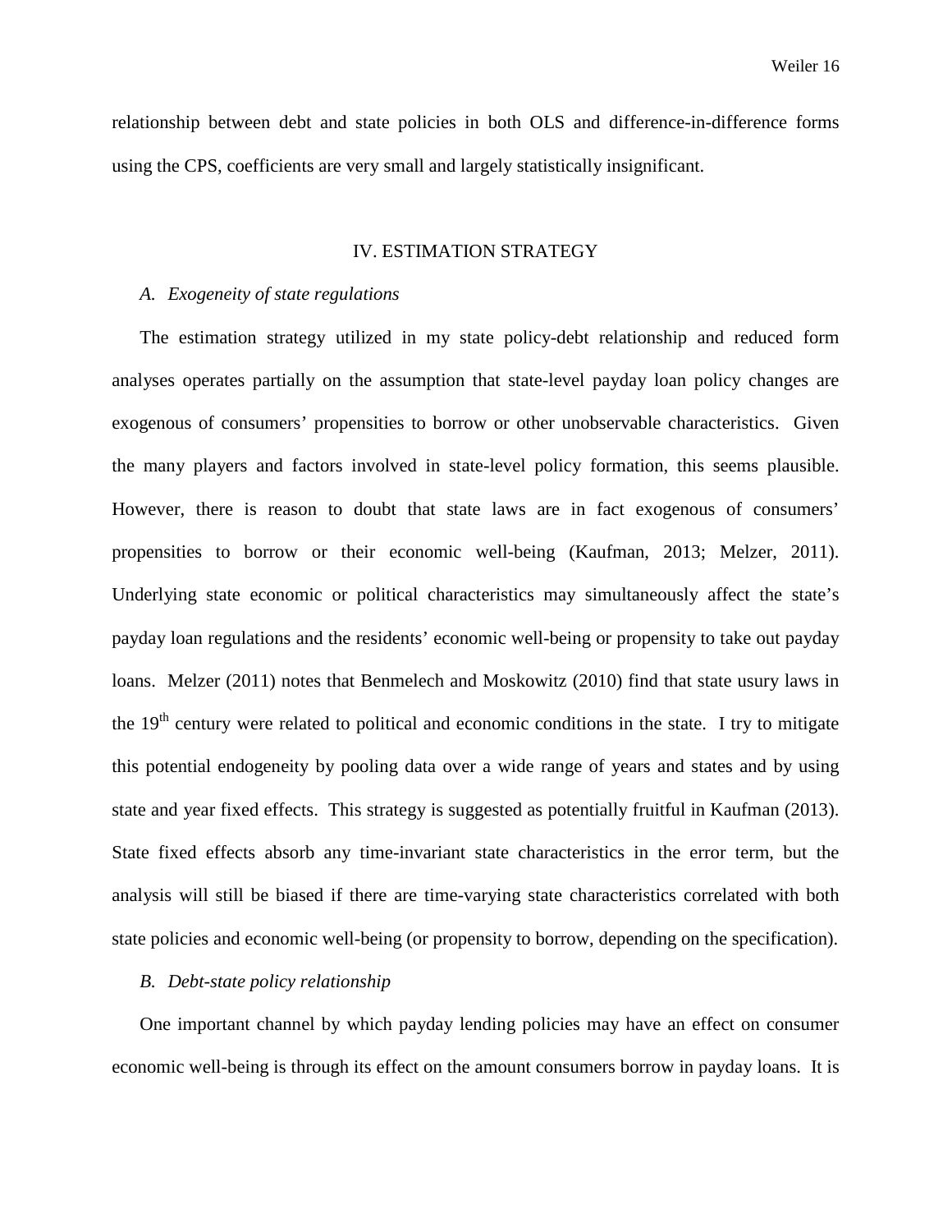relationship between debt and state policies in both OLS and difference-in-difference forms using the CPS, coefficients are very small and largely statistically insignificant.

## IV. ESTIMATION STRATEGY

### *A. Exogeneity of state regulations*

The estimation strategy utilized in my state policy-debt relationship and reduced form analyses operates partially on the assumption that state-level payday loan policy changes are exogenous of consumers' propensities to borrow or other unobservable characteristics. Given the many players and factors involved in state-level policy formation, this seems plausible. However, there is reason to doubt that state laws are in fact exogenous of consumers' propensities to borrow or their economic well-being (Kaufman, 2013; Melzer, 2011). Underlying state economic or political characteristics may simultaneously affect the state's payday loan regulations and the residents' economic well-being or propensity to take out payday loans. Melzer (2011) notes that Benmelech and Moskowitz (2010) find that state usury laws in the 19th century were related to political and economic conditions in the state. I try to mitigate this potential endogeneity by pooling data over a wide range of years and states and by using state and year fixed effects. This strategy is suggested as potentially fruitful in Kaufman (2013). State fixed effects absorb any time-invariant state characteristics in the error term, but the analysis will still be biased if there are time-varying state characteristics correlated with both state policies and economic well-being (or propensity to borrow, depending on the specification).

### *B. Debt-state policy relationship*

One important channel by which payday lending policies may have an effect on consumer economic well-being is through its effect on the amount consumers borrow in payday loans. It is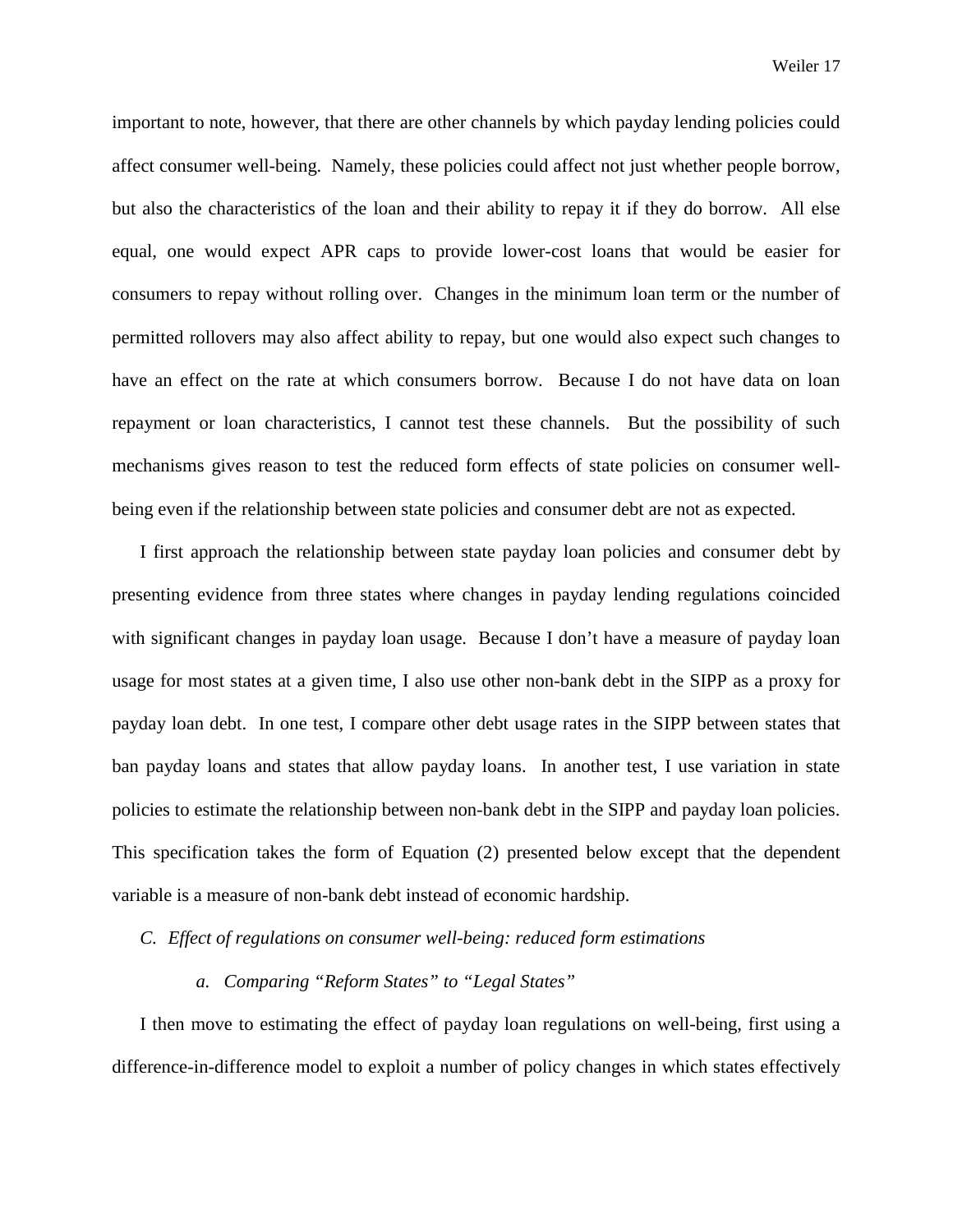important to note, however, that there are other channels by which payday lending policies could affect consumer well-being. Namely, these policies could affect not just whether people borrow, but also the characteristics of the loan and their ability to repay it if they do borrow. All else equal, one would expect APR caps to provide lower-cost loans that would be easier for consumers to repay without rolling over. Changes in the minimum loan term or the number of permitted rollovers may also affect ability to repay, but one would also expect such changes to have an effect on the rate at which consumers borrow. Because I do not have data on loan repayment or loan characteristics, I cannot test these channels. But the possibility of such mechanisms gives reason to test the reduced form effects of state policies on consumer well-being even if the relationship between state policies and consumer debt are not as expected.

I first approach the relationship between state payday loan policies and consumer debt by presenting evidence from three states where changes in payday lending regulations coincided with significant changes in payday loan usage. Because I don't have a measure of payday loan usage for most states at a given time, I also use other non-bank debt in the SIPP as a proxy for payday loan debt. In one test, I compare other debt usage rates in the SIPP between states that ban payday loans and states that allow payday loans. In another test, I use variation in state policies to estimate the relationship between non-bank debt in the SIPP and payday loan policies. This specification takes the form of Equation (2) presented below except that the dependent variable is a measure of non-bank debt instead of economic hardship.

### *C. Effect of regulations on consumer well-being: reduced form estimations*

#### *a. Comparing "Reform States" to "Legal States"*

I then move to estimating the effect of payday loan regulations on well-being, first using a difference-in-difference model to exploit a number of policy changes in which states effectively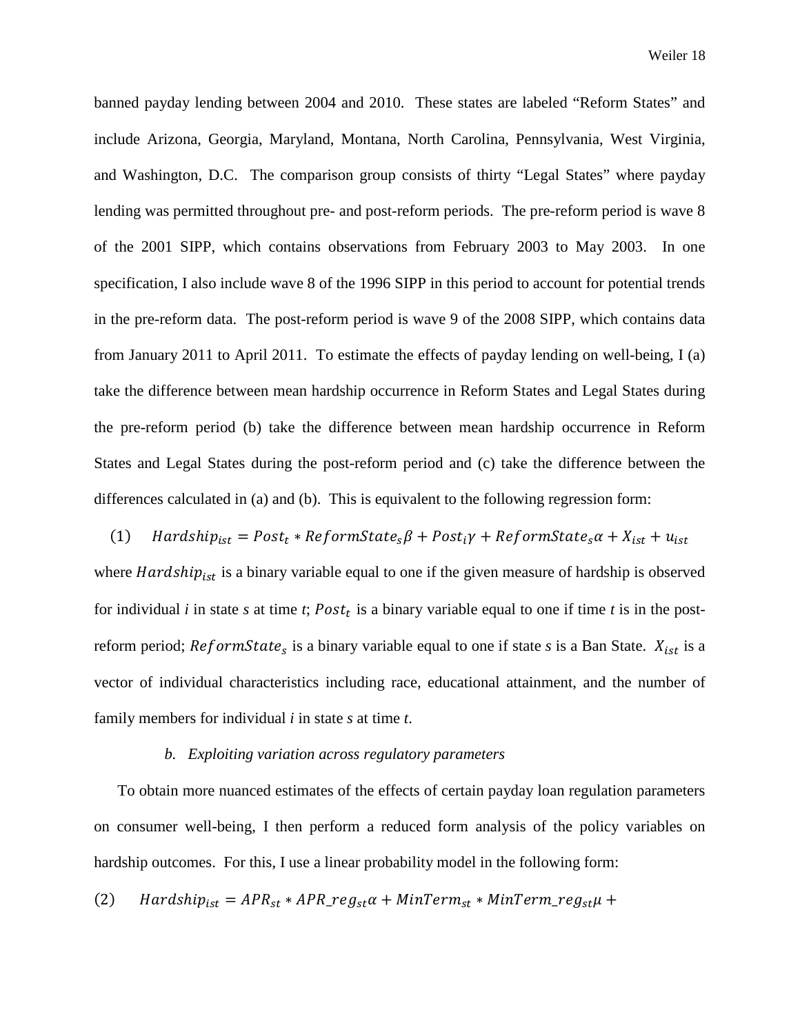banned payday lending between 2004 and 2010. These states are labeled "Reform States" and include Arizona, Georgia, Maryland, Montana, North Carolina, Pennsylvania, West Virginia, and Washington, D.C. The comparison group consists of thirty "Legal States" where payday lending was permitted throughout pre- and post-reform periods. The pre-reform period is wave 8 of the 2001 SIPP, which contains observations from February 2003 to May 2003. In one specification, I also include wave 8 of the 1996 SIPP in this period to account for potential trends in the pre-reform data. The post-reform period is wave 9 of the 2008 SIPP, which contains data from January 2011 to April 2011. To estimate the effects of payday lending on well-being, I (a) take the difference between mean hardship occurrence in Reform States and Legal States during the pre-reform period (b) take the difference between mean hardship occurrence in Reform States and Legal States during the post-reform period and (c) take the difference between the differences calculated in (a) and (b). This is equivalent to the following regression form:

$$(1) \qquad Hardship_{ist} = Post_t * ReformState_s\beta + Post_i\gamma + ReformState_s\alpha + X_{ist} + u_{ist}$$

where $Hardship_{ist}$ is a binary variable equal to one if the given measure of hardship is observed for individual *i* in state *s* at time *t*; $Post_t$ is a binary variable equal to one if time *t* is in the post-reform period; $ReformState_s$ is a binary variable equal to one if state *s* is a Ban State. $X_{ist}$ is a vector of individual characteristics including race, educational attainment, and the number of family members for individual *i* in state *s* at time *t*.

### b. *Exploiting variation across regulatory parameters*

To obtain more nuanced estimates of the effects of certain payday loan regulation parameters on consumer well-being, I then perform a reduced form analysis of the policy variables on hardship outcomes. For this, I use a linear probability model in the following form:

$$(2) \qquad Hardship_{ist} = APR_{st} * APR\_reg_{st}\alpha + MinTerm_{st} * MinTerm\_reg_{st}\mu +$$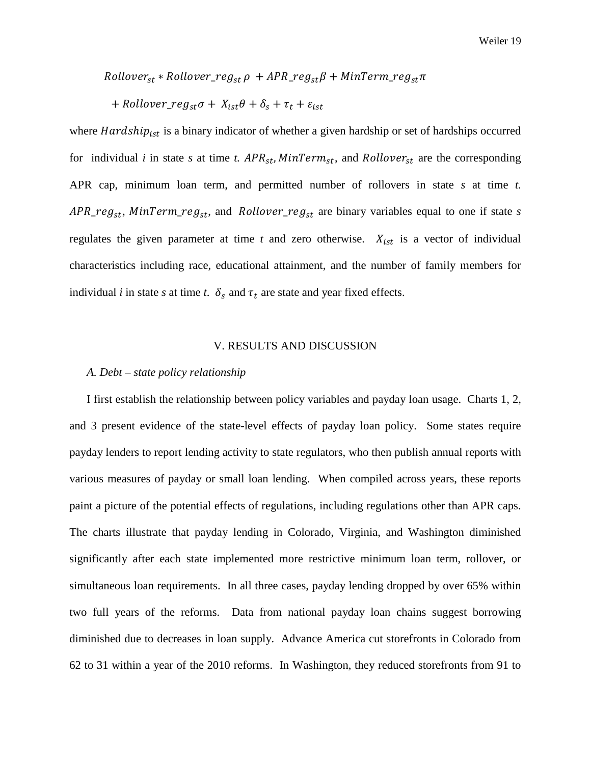$$Rollover_{st} * Rollover\_reg_{st}\,\rho \; + APR\_reg_{st}\beta + MinTerm\_reg_{st}\pi$$

$$+ Rollover\_reg_{st}\sigma + \; X_{ist}\theta + \delta_s + \tau_t + \varepsilon_{ist}$$

where $Hardship_{ist}$ is a binary indicator of whether a given hardship or set of hardships occurred for individual *i* in state *s* at time *t*. $APR_{st}, MinTerm_{st}$, and $Rollover_{st}$ are the corresponding APR cap, minimum loan term, and permitted number of rollovers in state *s* at time *t*. $APR\_reg_{st}$, $MinTerm\_reg_{st}$, and $Rollover\_reg_{st}$ are binary variables equal to one if state *s* regulates the given parameter at time *t* and zero otherwise. $X_{ist}$ is a vector of individual characteristics including race, educational attainment, and the number of family members for individual *i* in state *s* at time *t*. $\delta_s$ and $\tau_t$ are state and year fixed effects.

## V. RESULTS AND DISCUSSION

### *A. Debt – state policy relationship*

I first establish the relationship between policy variables and payday loan usage. Charts 1, 2, and 3 present evidence of the state-level effects of payday loan policy. Some states require payday lenders to report lending activity to state regulators, who then publish annual reports with various measures of payday or small loan lending. When compiled across years, these reports paint a picture of the potential effects of regulations, including regulations other than APR caps. The charts illustrate that payday lending in Colorado, Virginia, and Washington diminished significantly after each state implemented more restrictive minimum loan term, rollover, or simultaneous loan requirements. In all three cases, payday lending dropped by over 65% within two full years of the reforms. Data from national payday loan chains suggest borrowing diminished due to decreases in loan supply. Advance America cut storefronts in Colorado from 62 to 31 within a year of the 2010 reforms. In Washington, they reduced storefronts from 91 to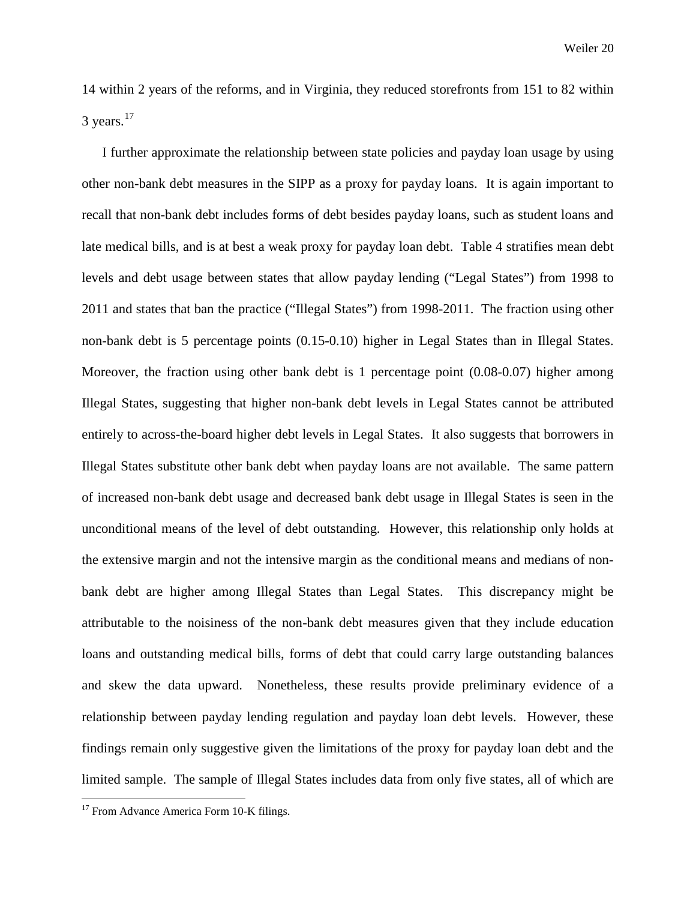14 within 2 years of the reforms, and in Virginia, they reduced storefronts from 151 to 82 within 3 years.[17]

I further approximate the relationship between state policies and payday loan usage by using other non-bank debt measures in the SIPP as a proxy for payday loans. It is again important to recall that non-bank debt includes forms of debt besides payday loans, such as student loans and late medical bills, and is at best a weak proxy for payday loan debt. Table 4 stratifies mean debt levels and debt usage between states that allow payday lending ("Legal States") from 1998 to 2011 and states that ban the practice ("Illegal States") from 1998-2011. The fraction using other non-bank debt is 5 percentage points (0.15-0.10) higher in Legal States than in Illegal States. Moreover, the fraction using other bank debt is 1 percentage point (0.08-0.07) higher among Illegal States, suggesting that higher non-bank debt levels in Legal States cannot be attributed entirely to across-the-board higher debt levels in Legal States. It also suggests that borrowers in Illegal States substitute other bank debt when payday loans are not available. The same pattern of increased non-bank debt usage and decreased bank debt usage in Illegal States is seen in the unconditional means of the level of debt outstanding. However, this relationship only holds at the extensive margin and not the intensive margin as the conditional means and medians of non-bank debt are higher among Illegal States than Legal States. This discrepancy might be attributable to the noisiness of the non-bank debt measures given that they include education loans and outstanding medical bills, forms of debt that could carry large outstanding balances and skew the data upward. Nonetheless, these results provide preliminary evidence of a relationship between payday lending regulation and payday loan debt levels. However, these findings remain only suggestive given the limitations of the proxy for payday loan debt and the limited sample. The sample of Illegal States includes data from only five states, all of which are

[17] From Advance America Form 10-K filings.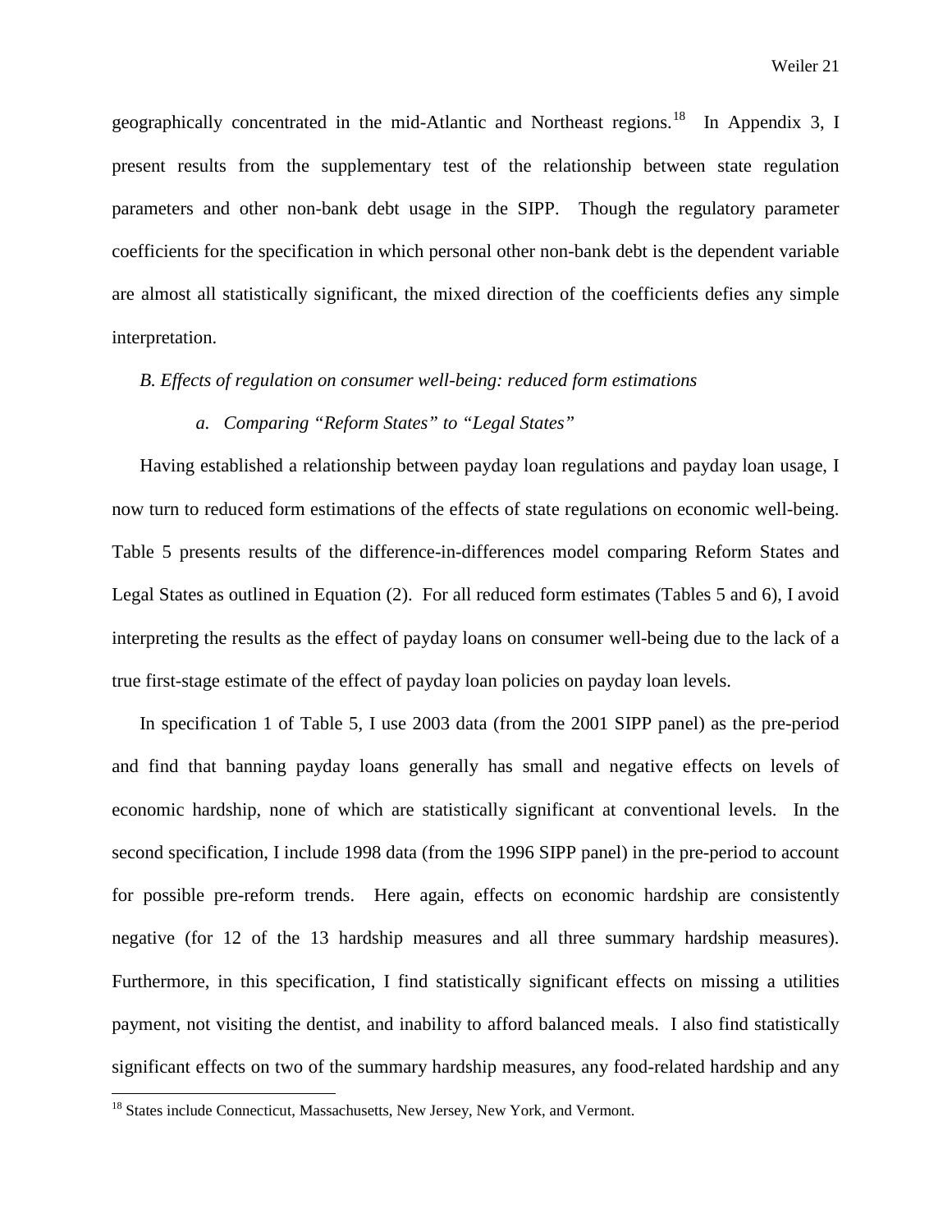geographically concentrated in the mid-Atlantic and Northeast regions.[18] In Appendix 3, I present results from the supplementary test of the relationship between state regulation parameters and other non-bank debt usage in the SIPP. Though the regulatory parameter coefficients for the specification in which personal other non-bank debt is the dependent variable are almost all statistically significant, the mixed direction of the coefficients defies any simple interpretation.

*B. Effects of regulation on consumer well-being: reduced form estimations*

*a. Comparing "Reform States" to "Legal States"*

Having established a relationship between payday loan regulations and payday loan usage, I now turn to reduced form estimations of the effects of state regulations on economic well-being. Table 5 presents results of the difference-in-differences model comparing Reform States and Legal States as outlined in Equation (2). For all reduced form estimates (Tables 5 and 6), I avoid interpreting the results as the effect of payday loans on consumer well-being due to the lack of a true first-stage estimate of the effect of payday loan policies on payday loan levels.

In specification 1 of Table 5, I use 2003 data (from the 2001 SIPP panel) as the pre-period and find that banning payday loans generally has small and negative effects on levels of economic hardship, none of which are statistically significant at conventional levels. In the second specification, I include 1998 data (from the 1996 SIPP panel) in the pre-period to account for possible pre-reform trends. Here again, effects on economic hardship are consistently negative (for 12 of the 13 hardship measures and all three summary hardship measures). Furthermore, in this specification, I find statistically significant effects on missing a utilities payment, not visiting the dentist, and inability to afford balanced meals. I also find statistically significant effects on two of the summary hardship measures, any food-related hardship and any

[18] States include Connecticut, Massachusetts, New Jersey, New York, and Vermont.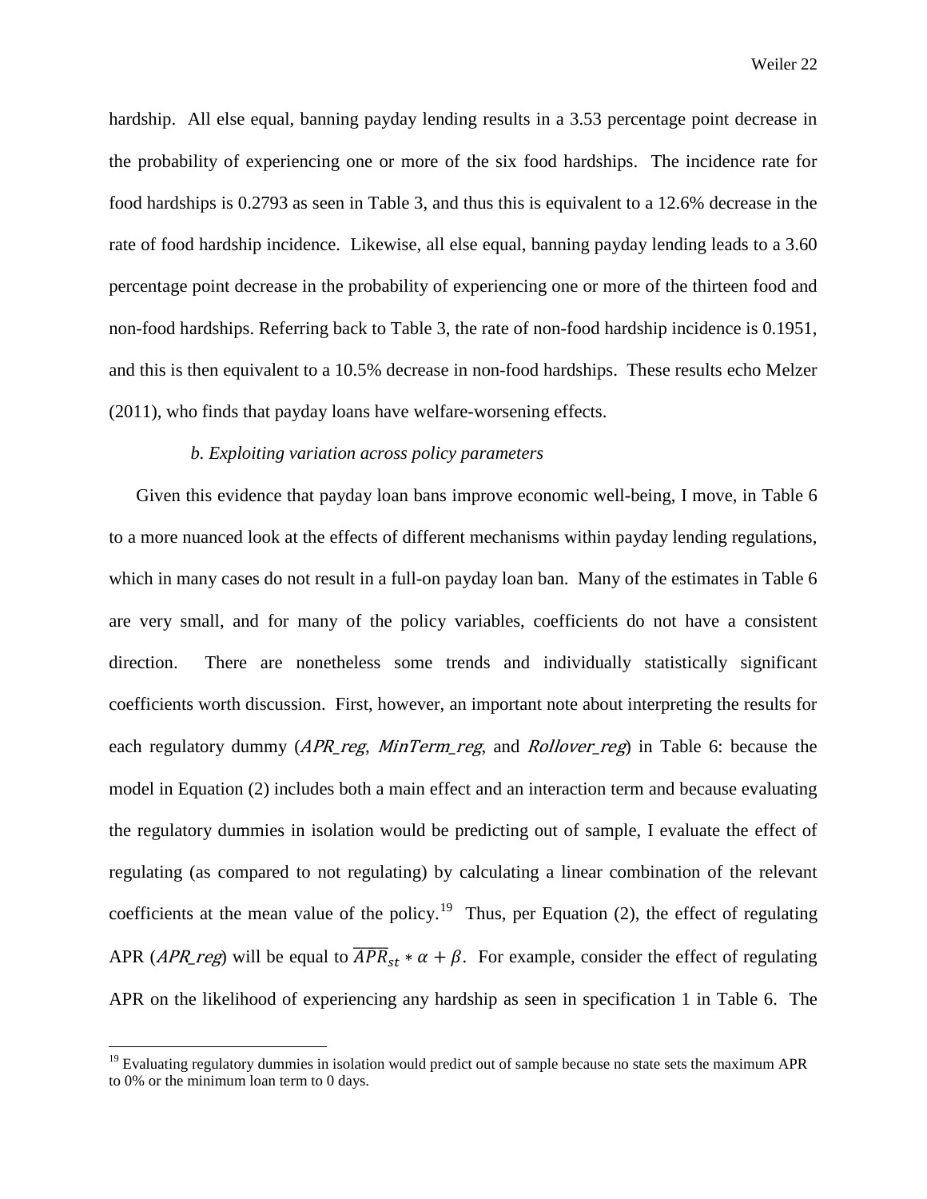hardship. All else equal, banning payday lending results in a 3.53 percentage point decrease in the probability of experiencing one or more of the six food hardships. The incidence rate for food hardships is 0.2793 as seen in Table 3, and thus this is equivalent to a 12.6% decrease in the rate of food hardship incidence. Likewise, all else equal, banning payday lending leads to a 3.60 percentage point decrease in the probability of experiencing one or more of the thirteen food and non-food hardships. Referring back to Table 3, the rate of non-food hardship incidence is 0.1951, and this is then equivalent to a 10.5% decrease in non-food hardships. These results echo Melzer (2011), who finds that payday loans have welfare-worsening effects.

### *b. Exploiting variation across policy parameters*

Given this evidence that payday loan bans improve economic well-being, I move, in Table 6 to a more nuanced look at the effects of different mechanisms within payday lending regulations, which in many cases do not result in a full-on payday loan ban. Many of the estimates in Table 6 are very small, and for many of the policy variables, coefficients do not have a consistent direction. There are nonetheless some trends and individually statistically significant coefficients worth discussion. First, however, an important note about interpreting the results for each regulatory dummy (*APR_reg*, *MinTerm_reg*, and *Rollover_reg*) in Table 6: because the model in Equation (2) includes both a main effect and an interaction term and because evaluating the regulatory dummies in isolation would be predicting out of sample, I evaluate the effect of regulating (as compared to not regulating) by calculating a linear combination of the relevant coefficients at the mean value of the policy.[19] Thus, per Equation (2), the effect of regulating APR (*APR_reg*) will be equal to $\overline{APR}_{st} * \alpha + \beta$. For example, consider the effect of regulating APR on the likelihood of experiencing any hardship as seen in specification 1 in Table 6. The

[19] Evaluating regulatory dummies in isolation would predict out of sample because no state sets the maximum APR to 0% or the minimum loan term to 0 days.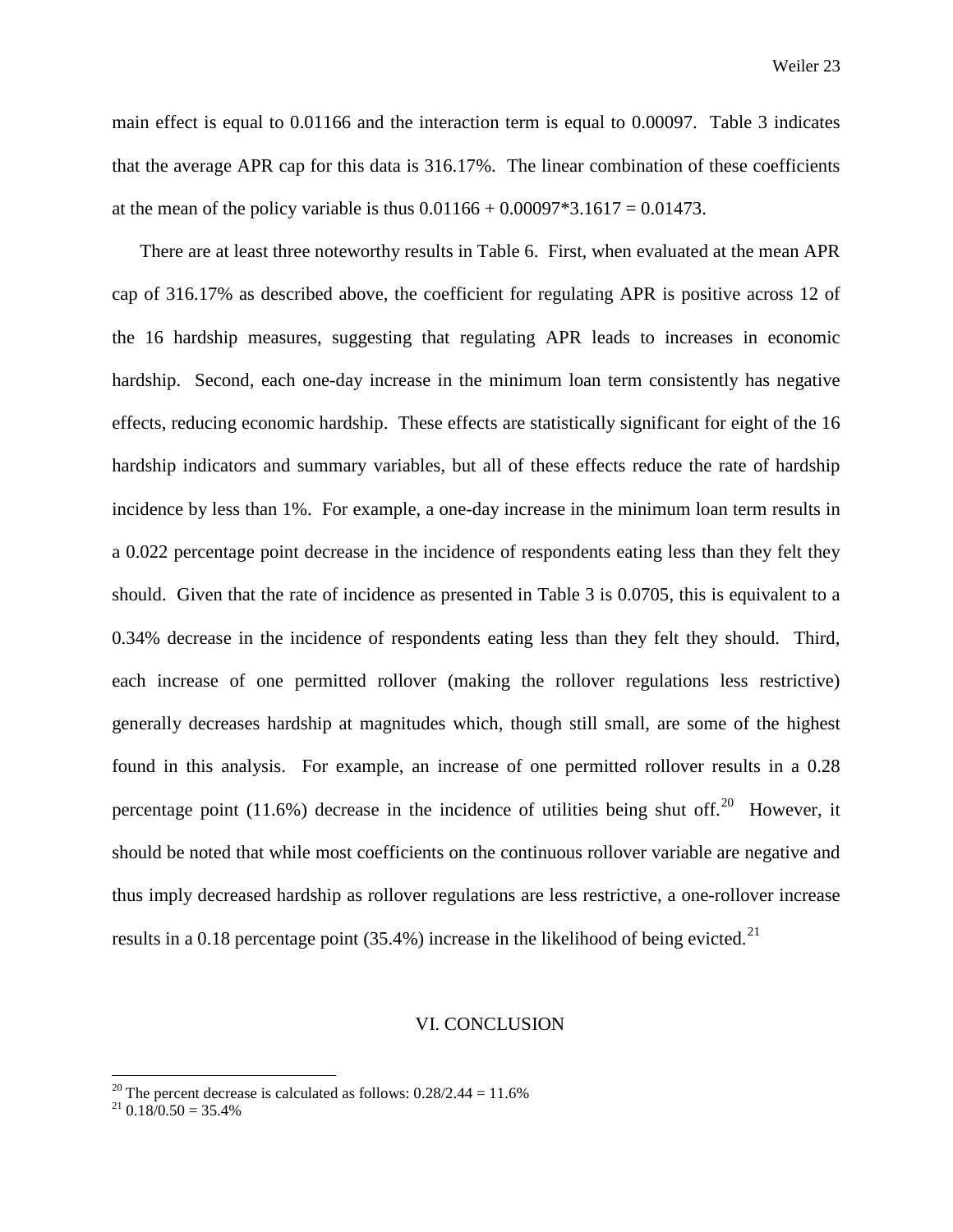main effect is equal to 0.01166 and the interaction term is equal to 0.00097. Table 3 indicates that the average APR cap for this data is 316.17%. The linear combination of these coefficients at the mean of the policy variable is thus $0.01166 + 0.00097*3.1617 = 0.01473$.

There are at least three noteworthy results in Table 6. First, when evaluated at the mean APR cap of 316.17% as described above, the coefficient for regulating APR is positive across 12 of the 16 hardship measures, suggesting that regulating APR leads to increases in economic hardship. Second, each one-day increase in the minimum loan term consistently has negative effects, reducing economic hardship. These effects are statistically significant for eight of the 16 hardship indicators and summary variables, but all of these effects reduce the rate of hardship incidence by less than 1%. For example, a one-day increase in the minimum loan term results in a 0.022 percentage point decrease in the incidence of respondents eating less than they felt they should. Given that the rate of incidence as presented in Table 3 is 0.0705, this is equivalent to a 0.34% decrease in the incidence of respondents eating less than they felt they should. Third, each increase of one permitted rollover (making the rollover regulations less restrictive) generally decreases hardship at magnitudes which, though still small, are some of the highest found in this analysis. For example, an increase of one permitted rollover results in a 0.28 percentage point (11.6%) decrease in the incidence of utilities being shut off.[20] However, it should be noted that while most coefficients on the continuous rollover variable are negative and thus imply decreased hardship as rollover regulations are less restrictive, a one-rollover increase results in a 0.18 percentage point (35.4%) increase in the likelihood of being evicted.[21]

## VI. CONCLUSION

[20] The percent decrease is calculated as follows: 0.28/2.44 = 11.6%

[21] 0.18/0.50 = 35.4%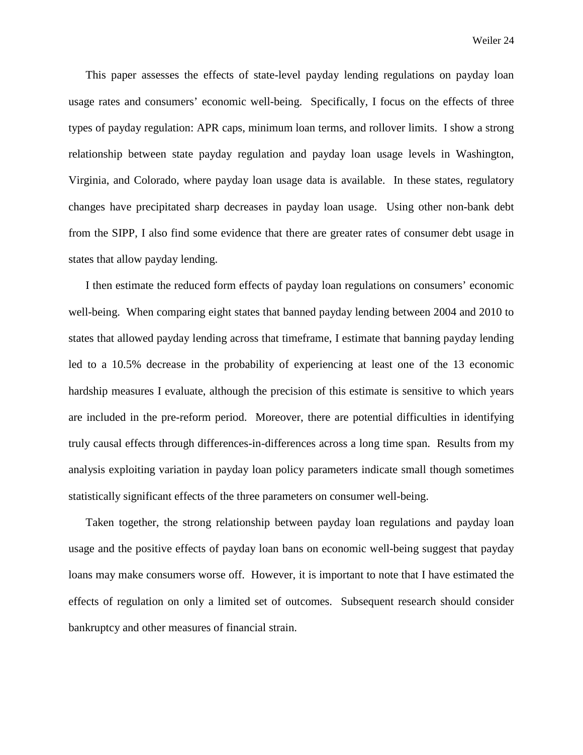This paper assesses the effects of state-level payday lending regulations on payday loan usage rates and consumers' economic well-being. Specifically, I focus on the effects of three types of payday regulation: APR caps, minimum loan terms, and rollover limits. I show a strong relationship between state payday regulation and payday loan usage levels in Washington, Virginia, and Colorado, where payday loan usage data is available. In these states, regulatory changes have precipitated sharp decreases in payday loan usage. Using other non-bank debt from the SIPP, I also find some evidence that there are greater rates of consumer debt usage in states that allow payday lending.

I then estimate the reduced form effects of payday loan regulations on consumers' economic well-being. When comparing eight states that banned payday lending between 2004 and 2010 to states that allowed payday lending across that timeframe, I estimate that banning payday lending led to a 10.5% decrease in the probability of experiencing at least one of the 13 economic hardship measures I evaluate, although the precision of this estimate is sensitive to which years are included in the pre-reform period. Moreover, there are potential difficulties in identifying truly causal effects through differences-in-differences across a long time span. Results from my analysis exploiting variation in payday loan policy parameters indicate small though sometimes statistically significant effects of the three parameters on consumer well-being.

Taken together, the strong relationship between payday loan regulations and payday loan usage and the positive effects of payday loan bans on economic well-being suggest that payday loans may make consumers worse off. However, it is important to note that I have estimated the effects of regulation on only a limited set of outcomes. Subsequent research should consider bankruptcy and other measures of financial strain.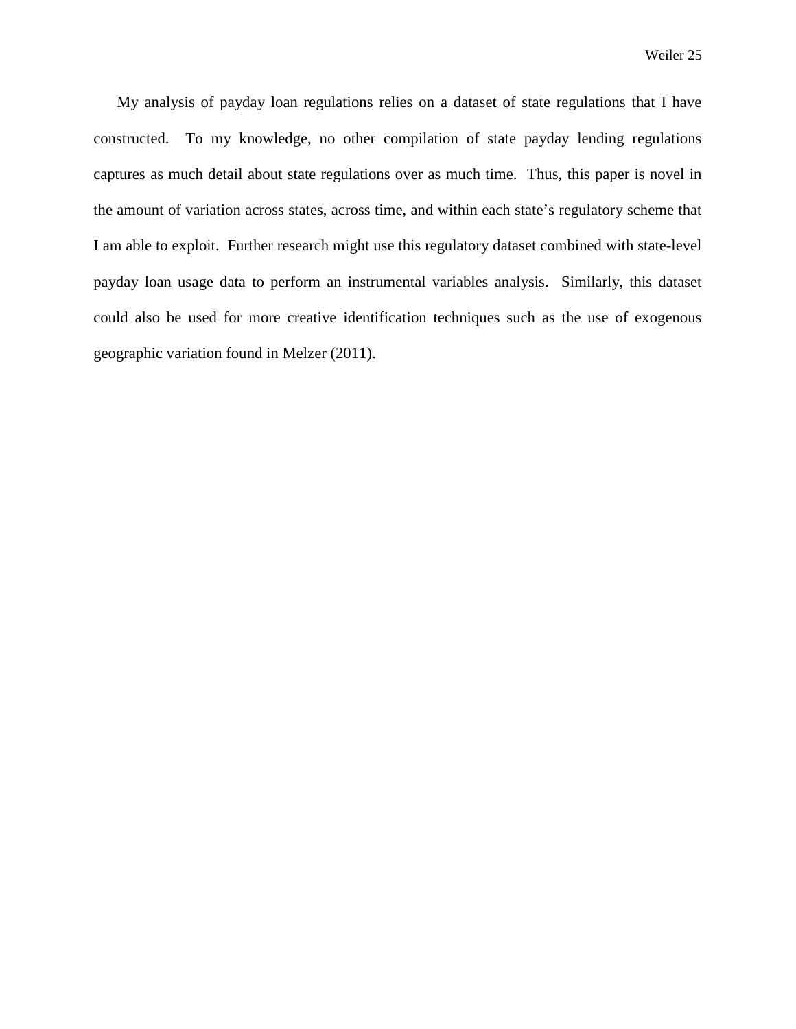My analysis of payday loan regulations relies on a dataset of state regulations that I have constructed. To my knowledge, no other compilation of state payday lending regulations captures as much detail about state regulations over as much time. Thus, this paper is novel in the amount of variation across states, across time, and within each state's regulatory scheme that I am able to exploit. Further research might use this regulatory dataset combined with state-level payday loan usage data to perform an instrumental variables analysis. Similarly, this dataset could also be used for more creative identification techniques such as the use of exogenous geographic variation found in Melzer (2011).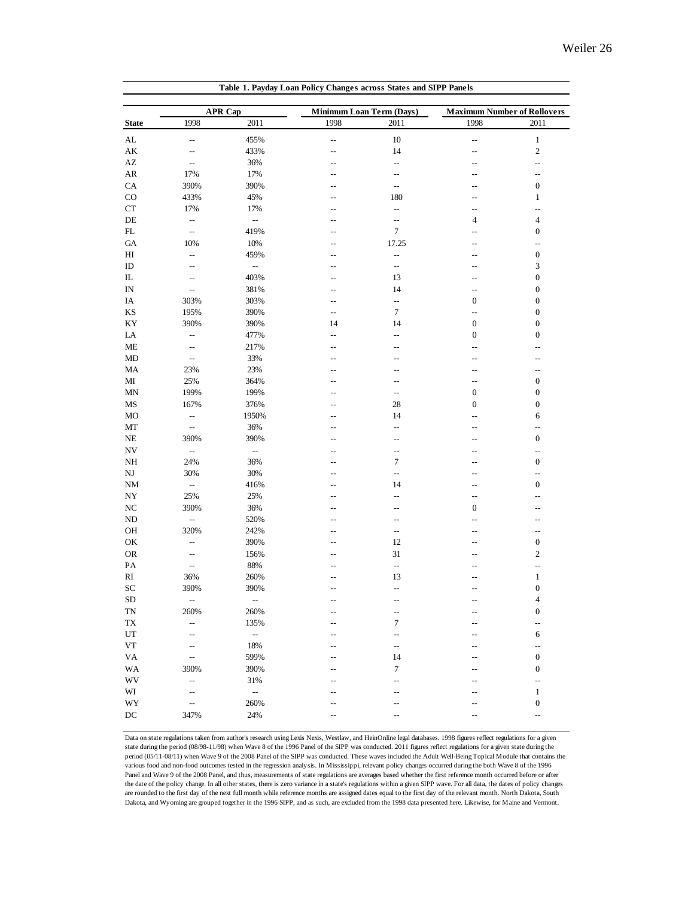**Table 1. Payday Loan Policy Changes across States and SIPP Panels**

| | APR Cap | | Minimum Loan Term (Days) | | Maximum Number of Rollovers | |
|---|---|---|---|---|---|---|
| **State** | 1998 | 2011 | 1998 | 2011 | 1998 | 2011 |
| AL | -- | 455% | -- | 10 | -- | 1 |
| AK | -- | 433% | -- | 14 | -- | 2 |
| AZ | -- | 36% | -- | -- | -- | -- |
| AR | 17% | 17% | -- | -- | -- | -- |
| CA | 390% | 390% | -- | -- | -- | 0 |
| CO | 433% | 45% | -- | 180 | -- | 1 |
| CT | 17% | 17% | -- | -- | -- | -- |
| DE | -- | -- | -- | -- | 4 | 4 |
| FL | -- | 419% | -- | 7 | -- | 0 |
| GA | 10% | 10% | -- | 17.25 | -- | -- |
| HI | -- | 459% | -- | -- | -- | 0 |
| ID | -- | -- | -- | -- | -- | 3 |
| IL | -- | 403% | -- | 13 | -- | 0 |
| IN | -- | 381% | -- | 14 | -- | 0 |
| IA | 303% | 303% | -- | -- | 0 | 0 |
| KS | 195% | 390% | -- | 7 | -- | 0 |
| KY | 390% | 390% | 14 | 14 | 0 | 0 |
| LA | -- | 477% | -- | -- | 0 | 0 |
| ME | -- | 217% | -- | -- | -- | -- |
| MD | -- | 33% | -- | -- | -- | -- |
| MA | 23% | 23% | -- | -- | -- | -- |
| MI | 25% | 364% | -- | -- | -- | 0 |
| MN | 199% | 199% | -- | -- | 0 | 0 |
| MS | 167% | 376% | -- | 28 | 0 | 0 |
| MO | -- | 1950% | -- | 14 | -- | 6 |
| MT | -- | 36% | -- | -- | -- | -- |
| NE | 390% | 390% | -- | -- | -- | 0 |
| NV | -- | -- | -- | -- | -- | -- |
| NH | 24% | 36% | -- | 7 | -- | 0 |
| NJ | 30% | 30% | -- | -- | -- | -- |
| NM | -- | 416% | -- | 14 | -- | 0 |
| NY | 25% | 25% | -- | -- | -- | -- |
| NC | 390% | 36% | -- | -- | 0 | -- |
| ND | -- | 520% | -- | -- | -- | -- |
| OH | 320% | 242% | -- | -- | -- | -- |
| OK | -- | 390% | -- | 12 | -- | 0 |
| OR | -- | 156% | -- | 31 | -- | 2 |
| PA | -- | 88% | -- | -- | -- | -- |
| RI | 36% | 260% | -- | 13 | -- | 1 |
| SC | 390% | 390% | -- | -- | -- | 0 |
| SD | -- | -- | -- | -- | -- | 4 |
| TN | 260% | 260% | -- | -- | -- | 0 |
| TX | -- | 135% | -- | 7 | -- | -- |
| UT | -- | -- | -- | -- | -- | 6 |
| VT | -- | 18% | -- | -- | -- | -- |
| VA | -- | 599% | -- | 14 | -- | 0 |
| WA | 390% | 390% | -- | 7 | -- | 0 |
| WV | -- | 31% | -- | -- | -- | -- |
| WI | -- | -- | -- | -- | -- | 1 |
| WY | -- | 260% | -- | -- | -- | 0 |
| DC | 347% | 24% | -- | -- | -- | -- |

Data on state regulations taken from author's research using Lexis Nexis, Westlaw, and HeinOnline legal databases. 1998 figures reflect regulations for a given state during the period (08/98-11/98) when Wave 8 of the 1996 Panel of the SIPP was conducted. 2011 figures reflect regulations for a given state during the period (05/11-08/11) when Wave 9 of the 2008 Panel of the SIPP was conducted. These waves included the Adult Well-Being Topical Module that contains the various food and non-food outcomes tested in the regression analysis. In Mississippi, relevant policy changes occurred during the both Wave 8 of the 1996 Panel and Wave 9 of the 2008 Panel, and thus, measurements of state regulations are averages based whether the first reference month occurred before or after the date of the policy change. In all other states, there is zero variance in a state's regulations within a given SIPP wave. For all data, the dates of policy changes are rounded to the first day of the next full month while reference months are assigned dates equal to the first day of the relevant month. North Dakota, South Dakota, and Wyoming are grouped together in the 1996 SIPP, and as such, are excluded from the 1998 data presented here. Likewise, for Maine and Vermont.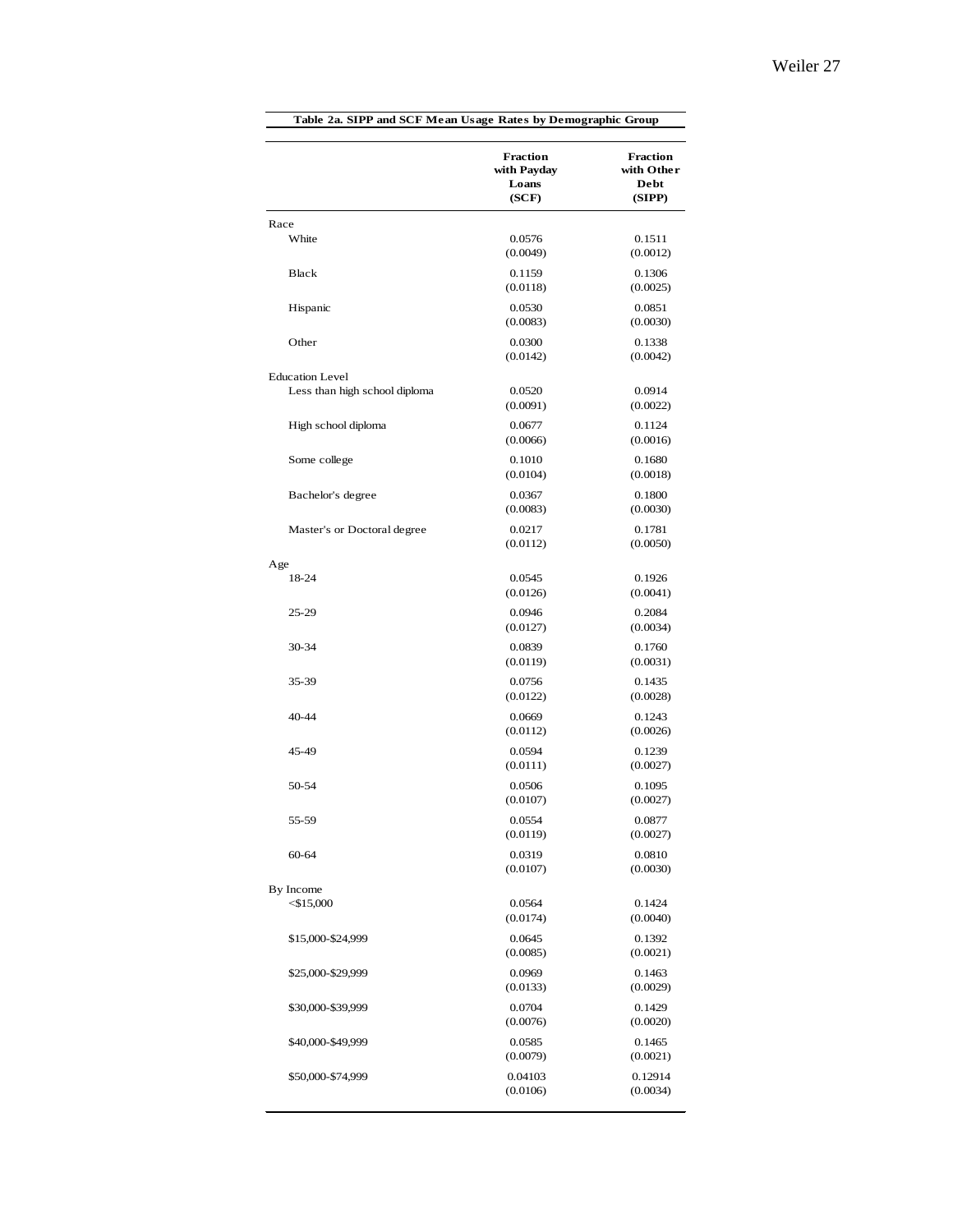**Table 2a. SIPP and SCF Mean Usage Rates by Demographic Group**

| | Fraction with Payday Loans (SCF) | Fraction with Other Debt (SIPP) |
|---|---|---|
| Race | | |
| White | 0.0576 | 0.1511 |
| | (0.0049) | (0.0012) |
| Black | 0.1159 | 0.1306 |
| | (0.0118) | (0.0025) |
| Hispanic | 0.0530 | 0.0851 |
| | (0.0083) | (0.0030) |
| Other | 0.0300 | 0.1338 |
| | (0.0142) | (0.0042) |
| Education Level | | |
| Less than high school diploma | 0.0520 | 0.0914 |
| | (0.0091) | (0.0022) |
| High school diploma | 0.0677 | 0.1124 |
| | (0.0066) | (0.0016) |
| Some college | 0.1010 | 0.1680 |
| | (0.0104) | (0.0018) |
| Bachelor's degree | 0.0367 | 0.1800 |
| | (0.0083) | (0.0030) |
| Master's or Doctoral degree | 0.0217 | 0.1781 |
| | (0.0112) | (0.0050) |
| Age | | |
| 18-24 | 0.0545 | 0.1926 |
| | (0.0126) | (0.0041) |
| 25-29 | 0.0946 | 0.2084 |
| | (0.0127) | (0.0034) |
| 30-34 | 0.0839 | 0.1760 |
| | (0.0119) | (0.0031) |
| 35-39 | 0.0756 | 0.1435 |
| | (0.0122) | (0.0028) |
| 40-44 | 0.0669 | 0.1243 |
| | (0.0112) | (0.0026) |
| 45-49 | 0.0594 | 0.1239 |
| | (0.0111) | (0.0027) |
| 50-54 | 0.0506 | 0.1095 |
| | (0.0107) | (0.0027) |
| 55-59 | 0.0554 | 0.0877 |
| | (0.0119) | (0.0027) |
| 60-64 | 0.0319 | 0.0810 |
| | (0.0107) | (0.0030) |
| By Income | | |
| <$15,000 | 0.0564 | 0.1424 |
| | (0.0174) | (0.0040) |
| $15,000-$24,999 | 0.0645 | 0.1392 |
| | (0.0085) | (0.0021) |
| $25,000-$29,999 | 0.0969 | 0.1463 |
| | (0.0133) | (0.0029) |
| $30,000-$39,999 | 0.0704 | 0.1429 |
| | (0.0076) | (0.0020) |
| $40,000-$49,999 | 0.0585 | 0.1465 |
| | (0.0079) | (0.0021) |
| $50,000-$74,999 | 0.04103 | 0.12914 |
| | (0.0106) | (0.0034) |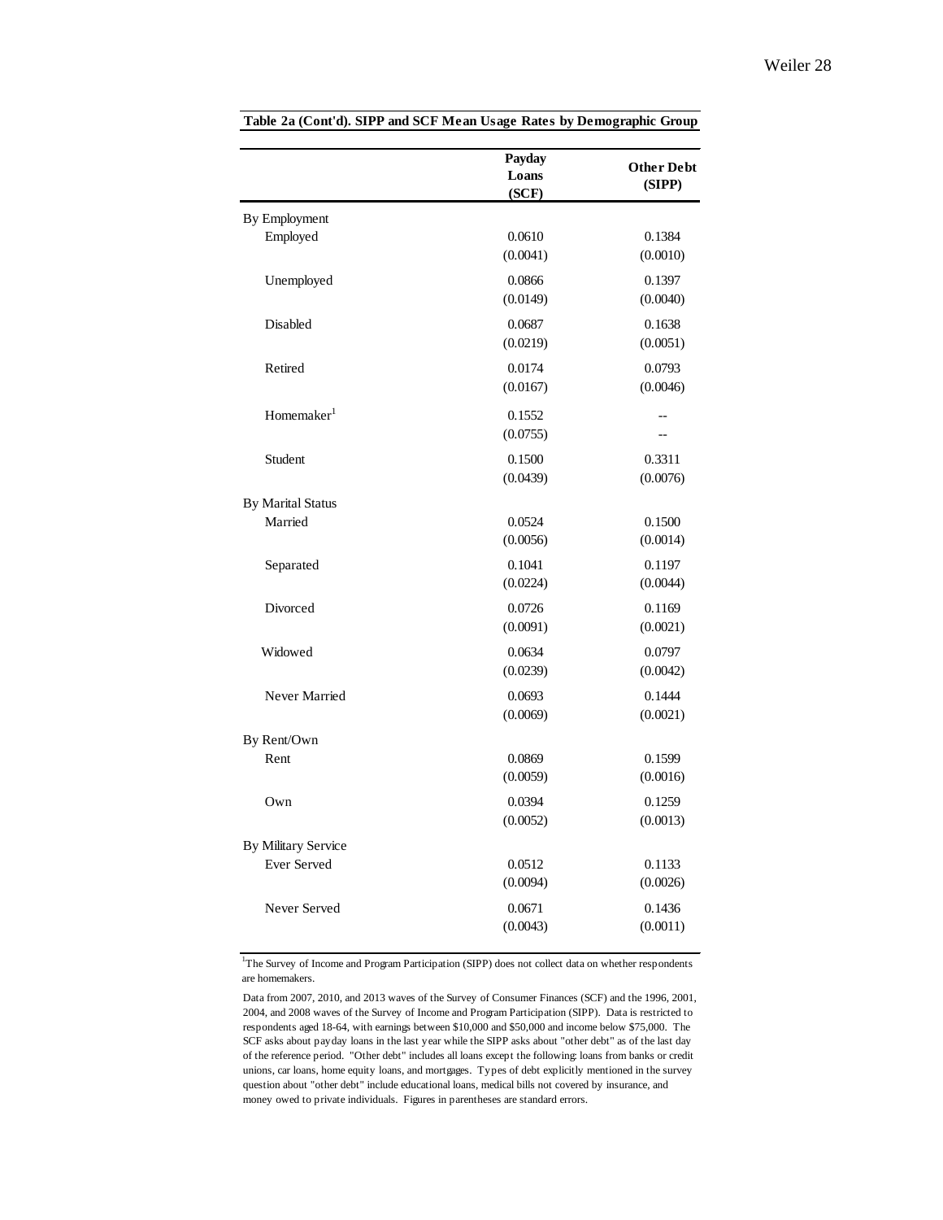**Table 2a (Cont'd). SIPP and SCF Mean Usage Rates by Demographic Group**

| | Payday Loans (SCF) | Other Debt (SIPP) |
|---|---|---|
| By Employment | | |
| Employed | 0.0610 | 0.1384 |
| | (0.0041) | (0.0010) |
| Unemployed | 0.0866 | 0.1397 |
| | (0.0149) | (0.0040) |
| Disabled | 0.0687 | 0.1638 |
| | (0.0219) | (0.0051) |
| Retired | 0.0174 | 0.0793 |
| | (0.0167) | (0.0046) |
| Homemaker[1] | 0.1552 | -- |
| | (0.0755) | -- |
| Student | 0.1500 | 0.3311 |
| | (0.0439) | (0.0076) |
| By Marital Status | | |
| Married | 0.0524 | 0.1500 |
| | (0.0056) | (0.0014) |
| Separated | 0.1041 | 0.1197 |
| | (0.0224) | (0.0044) |
| Divorced | 0.0726 | 0.1169 |
| | (0.0091) | (0.0021) |
| Widowed | 0.0634 | 0.0797 |
| | (0.0239) | (0.0042) |
| Never Married | 0.0693 | 0.1444 |
| | (0.0069) | (0.0021) |
| By Rent/Own | | |
| Rent | 0.0869 | 0.1599 |
| | (0.0059) | (0.0016) |
| Own | 0.0394 | 0.1259 |
| | (0.0052) | (0.0013) |
| By Military Service | | |
| Ever Served | 0.0512 | 0.1133 |
| | (0.0094) | (0.0026) |
| Never Served | 0.0671 | 0.1436 |
| | (0.0043) | (0.0011) |

[1]The Survey of Income and Program Participation (SIPP) does not collect data on whether respondents are homemakers.

Data from 2007, 2010, and 2013 waves of the Survey of Consumer Finances (SCF) and the 1996, 2001, 2004, and 2008 waves of the Survey of Income and Program Participation (SIPP). Data is restricted to respondents aged 18-64, with earnings between $10,000 and $50,000 and income below $75,000. The SCF asks about payday loans in the last year while the SIPP asks about "other debt" as of the last day of the reference period. "Other debt" includes all loans except the following: loans from banks or credit unions, car loans, home equity loans, and mortgages. Types of debt explicitly mentioned in the survey question about "other debt" include educational loans, medical bills not covered by insurance, and money owed to private individuals. Figures in parentheses are standard errors.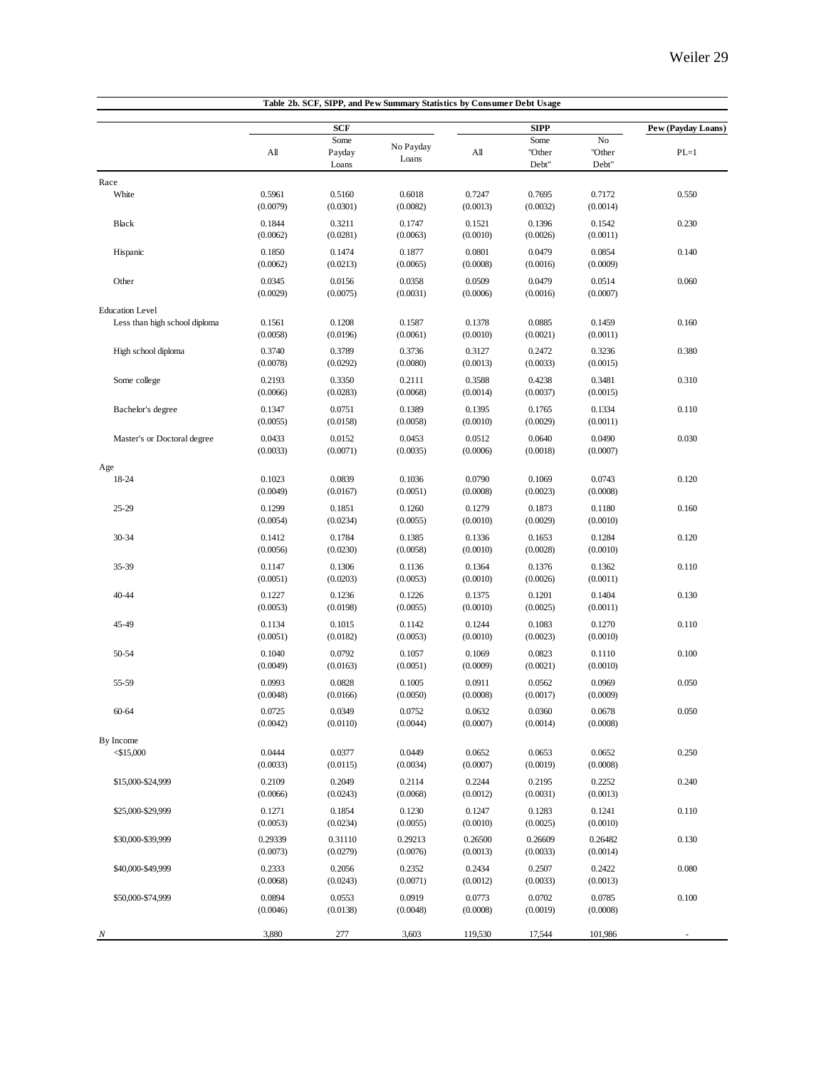**Table 2b. SCF, SIPP, and Pew Summary Statistics by Consumer Debt Usage**

| | SCF | | | SIPP | | | Pew (Payday Loans) |
|---|---|---|---|---|---|---|---|
| | All | Some Payday Loans | No Payday Loans | All | Some "Other Debt" | No "Other Debt" | PL=1 |
| **Race** | | | | | | | |
| White | 0.5961 | 0.5160 | 0.6018 | 0.7247 | 0.7695 | 0.7172 | 0.550 |
| | (0.0079) | (0.0301) | (0.0082) | (0.0013) | (0.0032) | (0.0014) | |
| Black | 0.1844 | 0.3211 | 0.1747 | 0.1521 | 0.1396 | 0.1542 | 0.230 |
| | (0.0062) | (0.0281) | (0.0063) | (0.0010) | (0.0026) | (0.0011) | |
| Hispanic | 0.1850 | 0.1474 | 0.1877 | 0.0801 | 0.0479 | 0.0854 | 0.140 |
| | (0.0062) | (0.0213) | (0.0065) | (0.0008) | (0.0016) | (0.0009) | |
| Other | 0.0345 | 0.0156 | 0.0358 | 0.0509 | 0.0479 | 0.0514 | 0.060 |
| | (0.0029) | (0.0075) | (0.0031) | (0.0006) | (0.0016) | (0.0007) | |
| **Education Level** | | | | | | | |
| Less than high school diploma | 0.1561 | 0.1208 | 0.1587 | 0.1378 | 0.0885 | 0.1459 | 0.160 |
| | (0.0058) | (0.0196) | (0.0061) | (0.0010) | (0.0021) | (0.0011) | |
| High school diploma | 0.3740 | 0.3789 | 0.3736 | 0.3127 | 0.2472 | 0.3236 | 0.380 |
| | (0.0078) | (0.0292) | (0.0080) | (0.0013) | (0.0033) | (0.0015) | |
| Some college | 0.2193 | 0.3350 | 0.2111 | 0.3588 | 0.4238 | 0.3481 | 0.310 |
| | (0.0066) | (0.0283) | (0.0068) | (0.0014) | (0.0037) | (0.0015) | |
| Bachelor's degree | 0.1347 | 0.0751 | 0.1389 | 0.1395 | 0.1765 | 0.1334 | 0.110 |
| | (0.0055) | (0.0158) | (0.0058) | (0.0010) | (0.0029) | (0.0011) | |
| Master's or Doctoral degree | 0.0433 | 0.0152 | 0.0453 | 0.0512 | 0.0640 | 0.0490 | 0.030 |
| | (0.0033) | (0.0071) | (0.0035) | (0.0006) | (0.0018) | (0.0007) | |
| **Age** | | | | | | | |
| 18-24 | 0.1023 | 0.0839 | 0.1036 | 0.0790 | 0.1069 | 0.0743 | 0.120 |
| | (0.0049) | (0.0167) | (0.0051) | (0.0008) | (0.0023) | (0.0008) | |
| 25-29 | 0.1299 | 0.1851 | 0.1260 | 0.1279 | 0.1873 | 0.1180 | 0.160 |
| | (0.0054) | (0.0234) | (0.0055) | (0.0010) | (0.0029) | (0.0010) | |
| 30-34 | 0.1412 | 0.1784 | 0.1385 | 0.1336 | 0.1653 | 0.1284 | 0.120 |
| | (0.0056) | (0.0230) | (0.0058) | (0.0010) | (0.0028) | (0.0010) | |
| 35-39 | 0.1147 | 0.1306 | 0.1136 | 0.1364 | 0.1376 | 0.1362 | 0.110 |
| | (0.0051) | (0.0203) | (0.0053) | (0.0010) | (0.0026) | (0.0011) | |
| 40-44 | 0.1227 | 0.1236 | 0.1226 | 0.1375 | 0.1201 | 0.1404 | 0.130 |
| | (0.0053) | (0.0198) | (0.0055) | (0.0010) | (0.0025) | (0.0011) | |
| 45-49 | 0.1134 | 0.1015 | 0.1142 | 0.1244 | 0.1083 | 0.1270 | 0.110 |
| | (0.0051) | (0.0182) | (0.0053) | (0.0010) | (0.0023) | (0.0010) | |
| 50-54 | 0.1040 | 0.0792 | 0.1057 | 0.1069 | 0.0823 | 0.1110 | 0.100 |
| | (0.0049) | (0.0163) | (0.0051) | (0.0009) | (0.0021) | (0.0010) | |
| 55-59 | 0.0993 | 0.0828 | 0.1005 | 0.0911 | 0.0562 | 0.0969 | 0.050 |
| | (0.0048) | (0.0166) | (0.0050) | (0.0008) | (0.0017) | (0.0009) | |
| 60-64 | 0.0725 | 0.0349 | 0.0752 | 0.0632 | 0.0360 | 0.0678 | 0.050 |
| | (0.0042) | (0.0110) | (0.0044) | (0.0007) | (0.0014) | (0.0008) | |
| **By Income** | | | | | | | |
| <$15,000 | 0.0444 | 0.0377 | 0.0449 | 0.0652 | 0.0653 | 0.0652 | 0.250 |
| | (0.0033) | (0.0115) | (0.0034) | (0.0007) | (0.0019) | (0.0008) | |
| $15,000-$24,999 | 0.2109 | 0.2049 | 0.2114 | 0.2244 | 0.2195 | 0.2252 | 0.240 |
| | (0.0066) | (0.0243) | (0.0068) | (0.0012) | (0.0031) | (0.0013) | |
| $25,000-$29,999 | 0.1271 | 0.1854 | 0.1230 | 0.1247 | 0.1283 | 0.1241 | 0.110 |
| | (0.0053) | (0.0234) | (0.0055) | (0.0010) | (0.0025) | (0.0010) | |
| $30,000-$39,999 | 0.29339 | 0.31110 | 0.29213 | 0.26500 | 0.26609 | 0.26482 | 0.130 |
| | (0.0073) | (0.0279) | (0.0076) | (0.0013) | (0.0033) | (0.0014) | |
| $40,000-$49,999 | 0.2333 | 0.2056 | 0.2352 | 0.2434 | 0.2507 | 0.2422 | 0.080 |
| | (0.0068) | (0.0243) | (0.0071) | (0.0012) | (0.0033) | (0.0013) | |
| $50,000-$74,999 | 0.0894 | 0.0553 | 0.0919 | 0.0773 | 0.0702 | 0.0785 | 0.100 |
| | (0.0046) | (0.0138) | (0.0048) | (0.0008) | (0.0019) | (0.0008) | |
| *N* | 3,880 | 277 | 3,603 | 119,530 | 17,544 | 101,986 | - |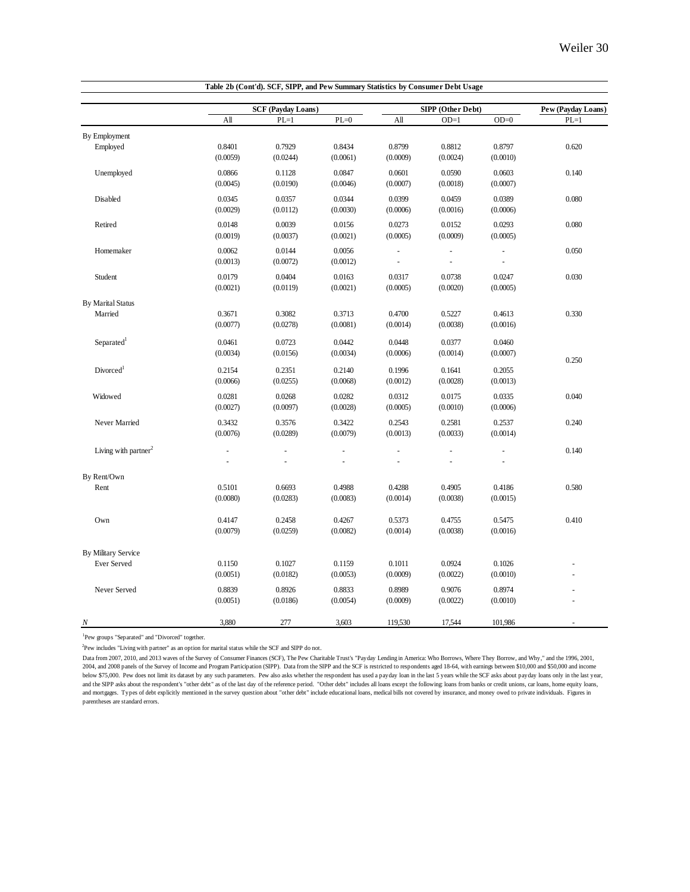**Table 2b (Cont'd). SCF, SIPP, and Pew Summary Statistics by Consumer Debt Usage**

| | SCF (Payday Loans) | | | SIPP (Other Debt) | | | Pew (Payday Loans) |
|---|---|---|---|---|---|---|---|
| | All | PL=1 | PL=0 | All | OD=1 | OD=0 | PL=1 |
| By Employment | | | | | | | |
| Employed | 0.8401 | 0.7929 | 0.8434 | 0.8799 | 0.8812 | 0.8797 | 0.620 |
| | (0.0059) | (0.0244) | (0.0061) | (0.0009) | (0.0024) | (0.0010) | |
| Unemployed | 0.0866 | 0.1128 | 0.0847 | 0.0601 | 0.0590 | 0.0603 | 0.140 |
| | (0.0045) | (0.0190) | (0.0046) | (0.0007) | (0.0018) | (0.0007) | |
| Disabled | 0.0345 | 0.0357 | 0.0344 | 0.0399 | 0.0459 | 0.0389 | 0.080 |
| | (0.0029) | (0.0112) | (0.0030) | (0.0006) | (0.0016) | (0.0006) | |
| Retired | 0.0148 | 0.0039 | 0.0156 | 0.0273 | 0.0152 | 0.0293 | 0.080 |
| | (0.0019) | (0.0037) | (0.0021) | (0.0005) | (0.0009) | (0.0005) | |
| Homemaker | 0.0062 | 0.0144 | 0.0056 | - | - | - | 0.050 |
| | (0.0013) | (0.0072) | (0.0012) | - | - | - | |
| Student | 0.0179 | 0.0404 | 0.0163 | 0.0317 | 0.0738 | 0.0247 | 0.030 |
| | (0.0021) | (0.0119) | (0.0021) | (0.0005) | (0.0020) | (0.0005) | |
| By Marital Status | | | | | | | |
| Married | 0.3671 | 0.3082 | 0.3713 | 0.4700 | 0.5227 | 0.4613 | 0.330 |
| | (0.0077) | (0.0278) | (0.0081) | (0.0014) | (0.0038) | (0.0016) | |
| Separated[1] | 0.0461 | 0.0723 | 0.0442 | 0.0448 | 0.0377 | 0.0460 | 0.250 |
| | (0.0034) | (0.0156) | (0.0034) | (0.0006) | (0.0014) | (0.0007) | |
| Divorced[1] | 0.2154 | 0.2351 | 0.2140 | 0.1996 | 0.1641 | 0.2055 | |
| | (0.0066) | (0.0255) | (0.0068) | (0.0012) | (0.0028) | (0.0013) | |
| Widowed | 0.0281 | 0.0268 | 0.0282 | 0.0312 | 0.0175 | 0.0335 | 0.040 |
| | (0.0027) | (0.0097) | (0.0028) | (0.0005) | (0.0010) | (0.0006) | |
| Never Married | 0.3432 | 0.3576 | 0.3422 | 0.2543 | 0.2581 | 0.2537 | 0.240 |
| | (0.0076) | (0.0289) | (0.0079) | (0.0013) | (0.0033) | (0.0014) | |
| Living with partner[2] | - | - | - | - | - | - | 0.140 |
| | - | - | - | - | - | - | |
| By Rent/Own | | | | | | | |
| Rent | 0.5101 | 0.6693 | 0.4988 | 0.4288 | 0.4905 | 0.4186 | 0.580 |
| | (0.0080) | (0.0283) | (0.0083) | (0.0014) | (0.0038) | (0.0015) | |
| Own | 0.4147 | 0.2458 | 0.4267 | 0.5373 | 0.4755 | 0.5475 | 0.410 |
| | (0.0079) | (0.0259) | (0.0082) | (0.0014) | (0.0038) | (0.0016) | |
| By Military Service | | | | | | | |
| Ever Served | 0.1150 | 0.1027 | 0.1159 | 0.1011 | 0.0924 | 0.1026 | - |
| | (0.0051) | (0.0182) | (0.0053) | (0.0009) | (0.0022) | (0.0010) | - |
| Never Served | 0.8839 | 0.8926 | 0.8833 | 0.8989 | 0.9076 | 0.8974 | - |
| | (0.0051) | (0.0186) | (0.0054) | (0.0009) | (0.0022) | (0.0010) | - |
| *N* | 3,880 | 277 | 3,603 | 119,530 | 17,544 | 101,986 | - |

[1]Pew groups "Separated" and "Divorced" together.

[2]Pew includes "Living with partner" as an option for marital status while the SCF and SIPP do not.

Data from 2007, 2010, and 2013 waves of the Survey of Consumer Finances (SCF), The Pew Charitable Trust's "Payday Lending in America: Who Borrows, Where They Borrow, and Why," and the 1996, 2001, 2004, and 2008 panels of the Survey of Income and Program Participation (SIPP). Data from the SIPP and the SCF is restricted to respondents aged 18-64, with earnings between $10,000 and $50,000 and income below $75,000. Pew does not limit its dataset by any such parameters. Pew also asks whether the respondent has used a payday loan in the last 5 years while the SCF asks about payday loans only in the last year, and the SIPP asks about the respondent's "other debt" as of the last day of the reference period. "Other debt" includes all loans except the following: loans from banks or credit unions, car loans, home equity loans, and mortgages. Types of debt explicitly mentioned in the survey question about "other debt" include educational loans, medical bills not covered by insurance, and money owed to private individuals. Figures in parentheses are standard errors.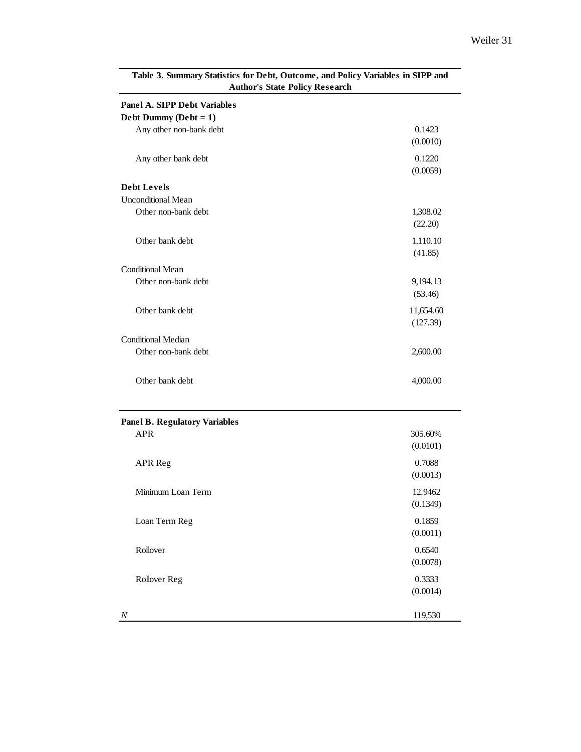**Table 3. Summary Statistics for Debt, Outcome, and Policy Variables in SIPP and Author's State Policy Research**

| | |
|---|---|
| **Panel A. SIPP Debt Variables** | |
| **Debt Dummy (Debt = 1)** | |
| Any other non-bank debt | 0.1423 |
| | (0.0010) |
| Any other bank debt | 0.1220 |
| | (0.0059) |
| **Debt Levels** | |
| Unconditional Mean | |
| Other non-bank debt | 1,308.02 |
| | (22.20) |
| Other bank debt | 1,110.10 |
| | (41.85) |
| Conditional Mean | |
| Other non-bank debt | 9,194.13 |
| | (53.46) |
| Other bank debt | 11,654.60 |
| | (127.39) |
| Conditional Median | |
| Other non-bank debt | 2,600.00 |
| Other bank debt | 4,000.00 |
| **Panel B. Regulatory Variables** | |
| APR | 305.60% |
| | (0.0101) |
| APR Reg | 0.7088 |
| | (0.0013) |
| Minimum Loan Term | 12.9462 |
| | (0.1349) |
| Loan Term Reg | 0.1859 |
| | (0.0011) |
| Rollover | 0.6540 |
| | (0.0078) |
| Rollover Reg | 0.3333 |
| | (0.0014) |
| *N* | 119,530 |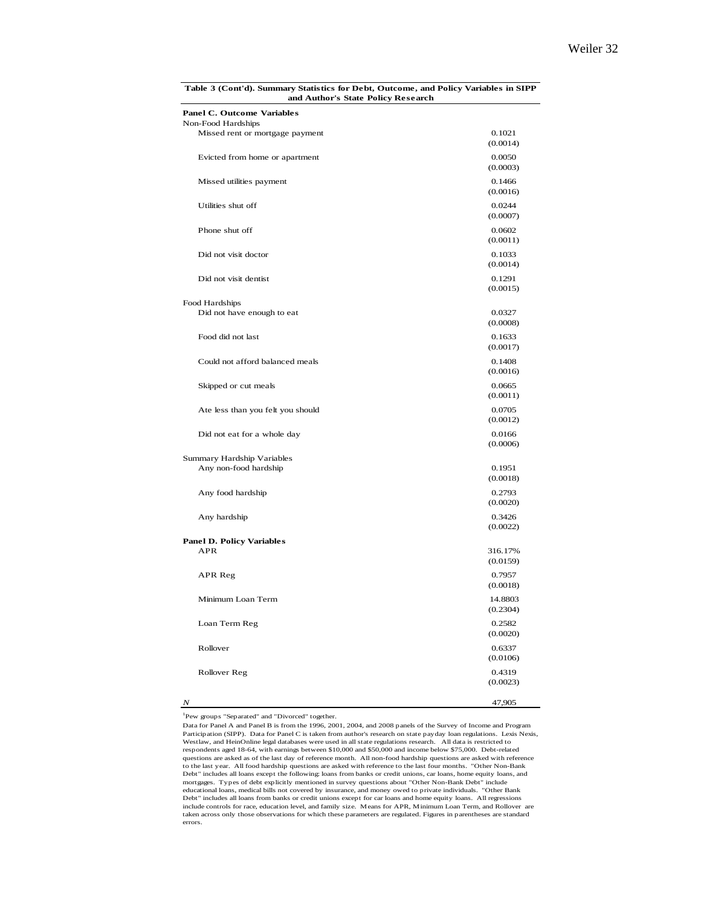**Table 3 (Cont'd). Summary Statistics for Debt, Outcome, and Policy Variables in SIPP and Author's State Policy Research**

| | |
|---|---|
| **Panel C. Outcome Variables** | |
| Non-Food Hardships | |
| Missed rent or mortgage payment | 0.1021 |
| | (0.0014) |
| Evicted from home or apartment | 0.0050 |
| | (0.0003) |
| Missed utilities payment | 0.1466 |
| | (0.0016) |
| Utilities shut off | 0.0244 |
| | (0.0007) |
| Phone shut off | 0.0602 |
| | (0.0011) |
| Did not visit doctor | 0.1033 |
| | (0.0014) |
| Did not visit dentist | 0.1291 |
| | (0.0015) |
| Food Hardships | |
| Did not have enough to eat | 0.0327 |
| | (0.0008) |
| Food did not last | 0.1633 |
| | (0.0017) |
| Could not afford balanced meals | 0.1408 |
| | (0.0016) |
| Skipped or cut meals | 0.0665 |
| | (0.0011) |
| Ate less than you felt you should | 0.0705 |
| | (0.0012) |
| Did not eat for a whole day | 0.0166 |
| | (0.0006) |
| Summary Hardship Variables | |
| Any non-food hardship | 0.1951 |
| | (0.0018) |
| Any food hardship | 0.2793 |
| | (0.0020) |
| Any hardship | 0.3426 |
| | (0.0022) |
| **Panel D. Policy Variables** | |
| APR | 316.17% |
| | (0.0159) |
| APR Reg | 0.7957 |
| | (0.0018) |
| Minimum Loan Term | 14.8803 |
| | (0.2304) |
| Loan Term Reg | 0.2582 |
| | (0.0020) |
| Rollover | 0.6337 |
| | (0.0106) |
| Rollover Reg | 0.4319 |
| | (0.0023) |
| *N* | 47,905 |

[1]Pew groups "Separated" and "Divorced" together.

Data for Panel A and Panel B is from the 1996, 2001, 2004, and 2008 panels of the Survey of Income and Program Participation (SIPP). Data for Panel C is taken from author's research on state payday loan regulations. Lexis Nexis, Westlaw, and HeinOnline legal databases were used in all state regulations research. All data is restricted to respondents aged 18-64, with earnings between $10,000 and $50,000 and income below $75,000. Debt-related questions are asked as of the last day of reference month. All non-food hardship questions are asked with reference to the last year. All food hardship questions are asked with reference to the last four months. "Other Non-Bank Debt" includes all loans except the following: loans from banks or credit unions, car loans, home equity loans, and mortgages. Types of debt explicitly mentioned in survey questions about "Other Non-Bank Debt" include educational loans, medical bills not covered by insurance, and money owed to private individuals. "Other Bank Debt" includes all loans from banks or credit unions except for car loans and home equity loans. All regressions include controls for race, education level, and family size. Means for APR, Minimum Loan Term, and Rollover are taken across only those observations for which these parameters are regulated. Figures in parentheses are standard errors.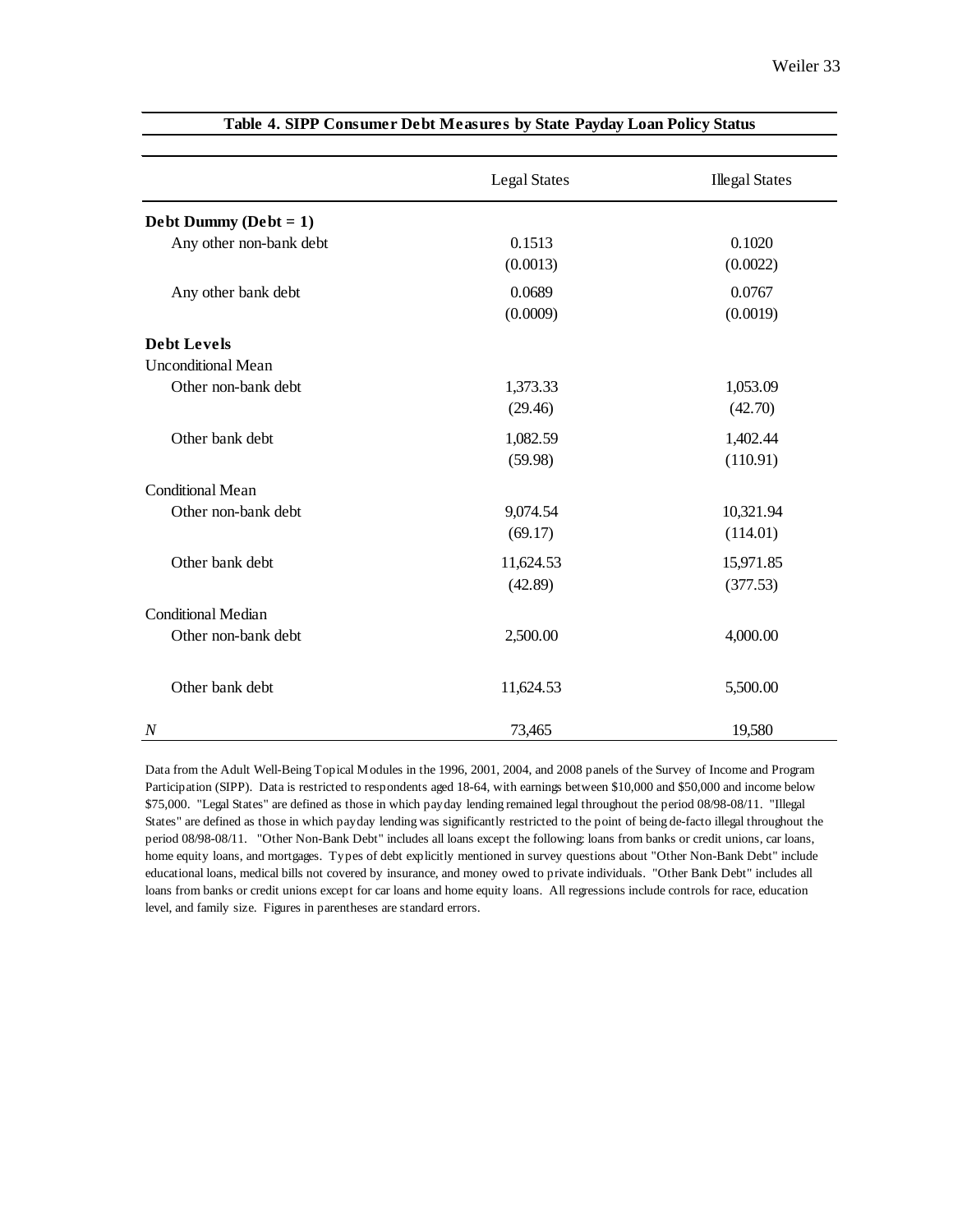**Table 4. SIPP Consumer Debt Measures by State Payday Loan Policy Status**

| | Legal States | Illegal States |
|---|---|---|
| **Debt Dummy (Debt = 1)** | | |
| Any other non-bank debt | 0.1513 | 0.1020 |
| | (0.0013) | (0.0022) |
| Any other bank debt | 0.0689 | 0.0767 |
| | (0.0009) | (0.0019) |
| **Debt Levels** | | |
| Unconditional Mean | | |
| Other non-bank debt | 1,373.33 | 1,053.09 |
| | (29.46) | (42.70) |
| Other bank debt | 1,082.59 | 1,402.44 |
| | (59.98) | (110.91) |
| Conditional Mean | | |
| Other non-bank debt | 9,074.54 | 10,321.94 |
| | (69.17) | (114.01) |
| Other bank debt | 11,624.53 | 15,971.85 |
| | (42.89) | (377.53) |
| Conditional Median | | |
| Other non-bank debt | 2,500.00 | 4,000.00 |
| Other bank debt | 11,624.53 | 5,500.00 |
| *N* | 73,465 | 19,580 |

Data from the Adult Well-Being Topical Modules in the 1996, 2001, 2004, and 2008 panels of the Survey of Income and Program Participation (SIPP). Data is restricted to respondents aged 18-64, with earnings between $10,000 and $50,000 and income below $75,000. "Legal States" are defined as those in which payday lending remained legal throughout the period 08/98-08/11. "Illegal States" are defined as those in which payday lending was significantly restricted to the point of being de-facto illegal throughout the period 08/98-08/11. "Other Non-Bank Debt" includes all loans except the following: loans from banks or credit unions, car loans, home equity loans, and mortgages. Types of debt explicitly mentioned in survey questions about "Other Non-Bank Debt" include educational loans, medical bills not covered by insurance, and money owed to private individuals. "Other Bank Debt" includes all loans from banks or credit unions except for car loans and home equity loans. All regressions include controls for race, education level, and family size. Figures in parentheses are standard errors.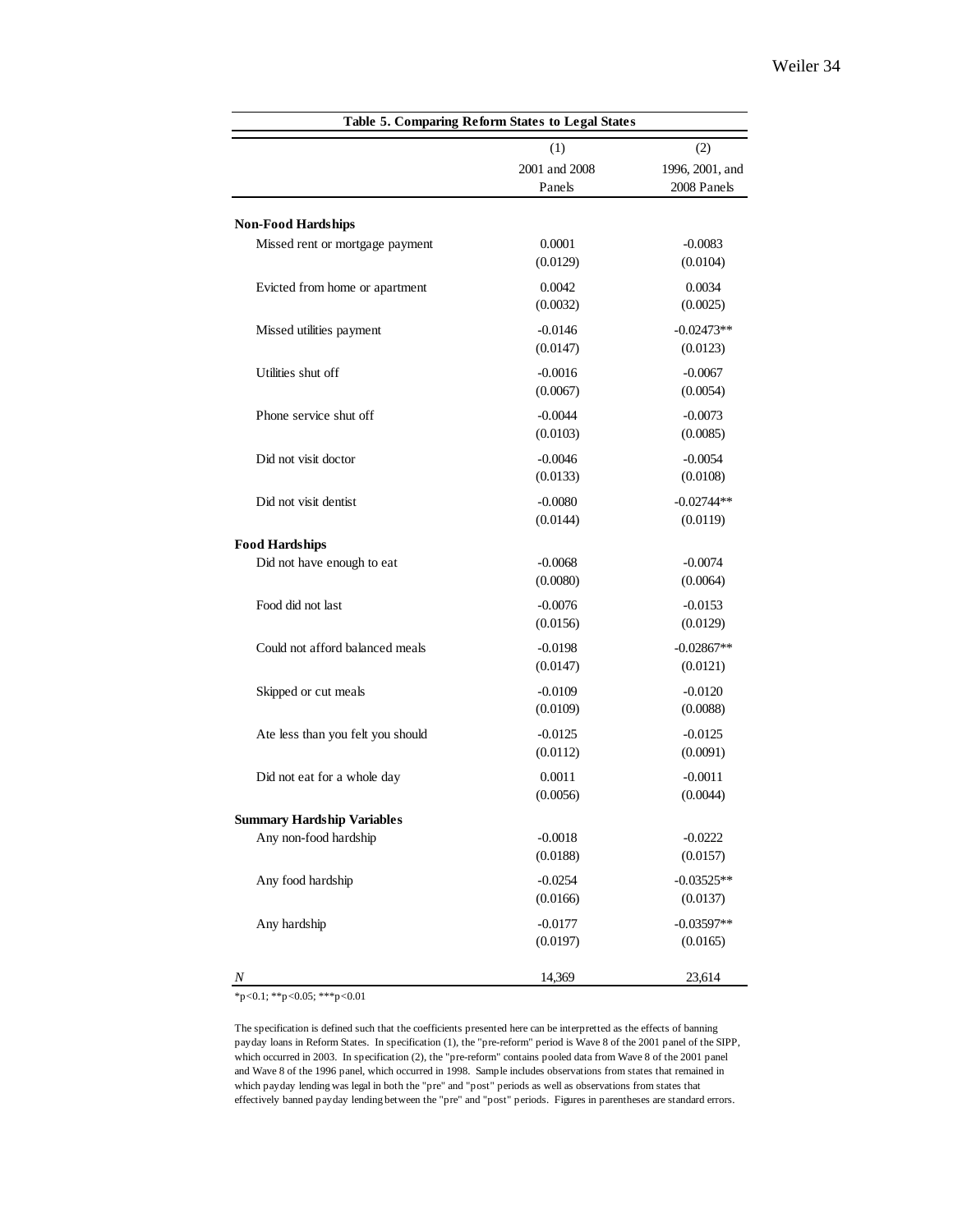**Table 5. Comparing Reform States to Legal States**

| | (1) 2001 and 2008 Panels | (2) 1996, 2001, and 2008 Panels |
|---|---|---|
| **Non-Food Hardships** | | |
| Missed rent or mortgage payment | 0.0001 | -0.0083 |
| | (0.0129) | (0.0104) |
| Evicted from home or apartment | 0.0042 | 0.0034 |
| | (0.0032) | (0.0025) |
| Missed utilities payment | -0.0146 | -0.02473** |
| | (0.0147) | (0.0123) |
| Utilities shut off | -0.0016 | -0.0067 |
| | (0.0067) | (0.0054) |
| Phone service shut off | -0.0044 | -0.0073 |
| | (0.0103) | (0.0085) |
| Did not visit doctor | -0.0046 | -0.0054 |
| | (0.0133) | (0.0108) |
| Did not visit dentist | -0.0080 | -0.02744** |
| | (0.0144) | (0.0119) |
| **Food Hardships** | | |
| Did not have enough to eat | -0.0068 | -0.0074 |
| | (0.0080) | (0.0064) |
| Food did not last | -0.0076 | -0.0153 |
| | (0.0156) | (0.0129) |
| Could not afford balanced meals | -0.0198 | -0.02867** |
| | (0.0147) | (0.0121) |
| Skipped or cut meals | -0.0109 | -0.0120 |
| | (0.0109) | (0.0088) |
| Ate less than you felt you should | -0.0125 | -0.0125 |
| | (0.0112) | (0.0091) |
| Did not eat for a whole day | 0.0011 | -0.0011 |
| | (0.0056) | (0.0044) |
| **Summary Hardship Variables** | | |
| Any non-food hardship | -0.0018 | -0.0222 |
| | (0.0188) | (0.0157) |
| Any food hardship | -0.0254 | -0.03525** |
| | (0.0166) | (0.0137) |
| Any hardship | -0.0177 | -0.03597** |
| | (0.0197) | (0.0165) |
| *N* | 14,369 | 23,614 |

*p<0.1; **p<0.05; ***p<0.01

The specification is defined such that the coefficients presented here can be interpretted as the effects of banning payday loans in Reform States. In specification (1), the "pre-reform" period is Wave 8 of the 2001 panel of the SIPP, which occurred in 2003. In specification (2), the "pre-reform" contains pooled data from Wave 8 of the 2001 panel and Wave 8 of the 1996 panel, which occurred in 1998. Sample includes observations from states that remained in which payday lending was legal in both the "pre" and "post" periods as well as observations from states that effectively banned payday lending between the "pre" and "post" periods. Figures in parentheses are standard errors.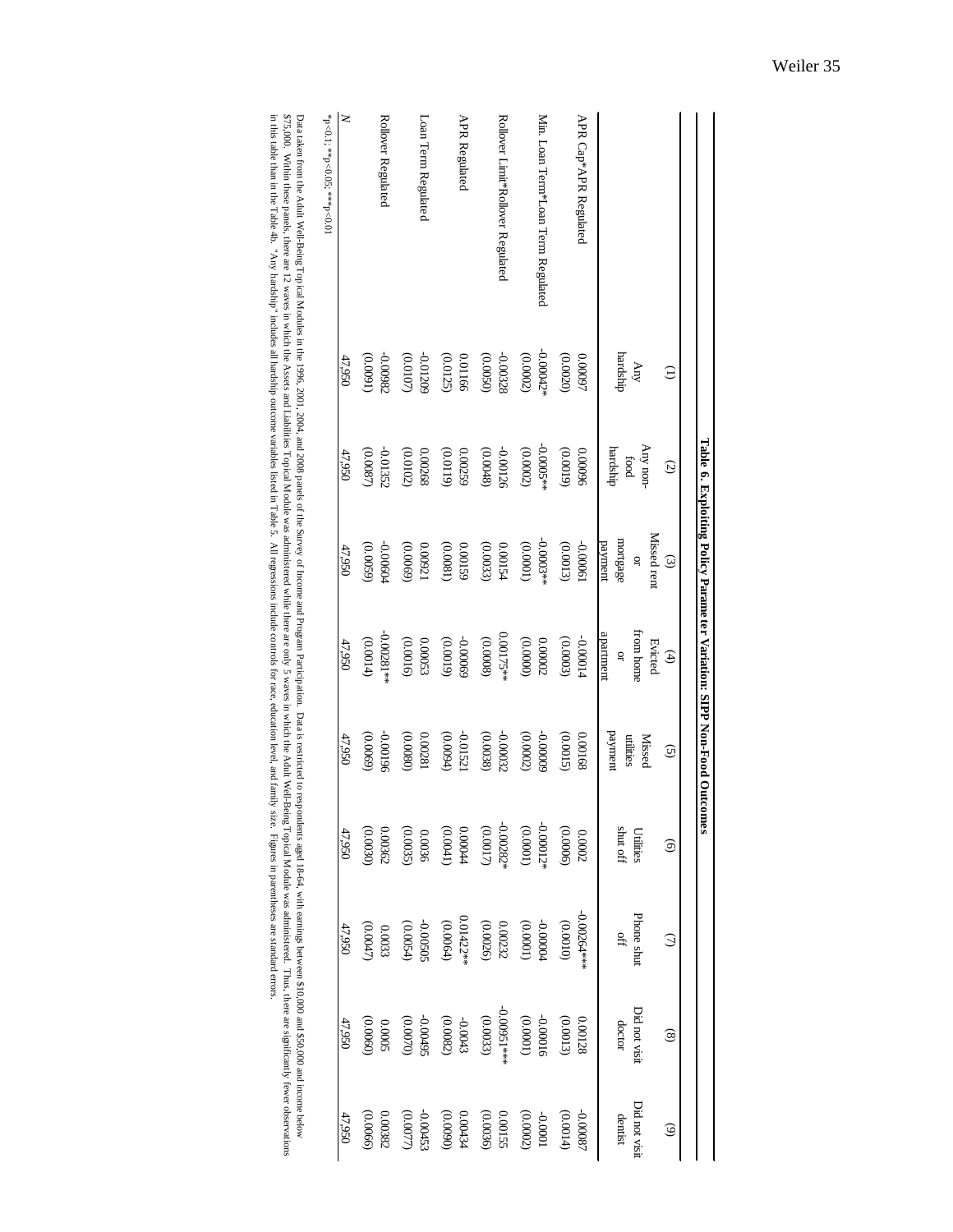**Table 6. Exploiting Policy Parameter Variation: SIPP Non-Food Outcomes**

| | (1) Any hardship | (2) Any non-food hardship | (3) Missed rent or mortgage payment | (4) Evicted from home or apartment | (5) Missed utilities payment | (6) Utilies shut off | (7) Phone shut off | (8) Did not visit doctor | (9) Did not visit dentist |
|---|---|---|---|---|---|---|---|---|---|
| APR Cap*APR Regulated | 0.0097 | 0.00096 | -0.00061 | -0.00014 | 0.00168 | 0.0002 | -0.00264*** | 0.00128 | -0.00087 |
| | (0.0020) | (0.0019) | (0.0013) | (0.0003) | (0.0015) | (0.0006) | (0.0010) | (0.0013) | (0.0014) |
| Min. Loan Term*Loan Term Regulated | -0.00042* | -0.0005** | -0.0003** | 0.0002 | -0.0009 | -0.00012* | -0.00004 | -0.00016 | -0.0001 |
| | (0.0002) | (0.0002) | (0.0001) | (0.0000) | (0.0002) | (0.0001) | (0.0001) | (0.0001) | (0.0002) |
| Rollover Limit*Rollover Regulated | -0.00328 | -0.00126 | 0.00154 | 0.00175** | -0.00032 | -0.00282* | 0.00232 | -0.00951*** | 0.00155 |
| | (0.0050) | (0.0048) | (0.0033) | (0.0008) | (0.0038) | (0.0017) | (0.0026) | (0.0033) | (0.0036) |
| APR Regulated | 0.01166 | 0.00259 | 0.00159 | -0.00069 | -0.01521 | 0.00044 | 0.01422** | -0.0043 | 0.00434 |
| | (0.0125) | (0.0119) | (0.0081) | (0.0019) | (0.0094) | (0.0041) | (0.0064) | (0.0082) | (0.0090) |
| Loan Term Regulated | -0.01209 | 0.00268 | 0.00921 | 0.00053 | 0.00281 | 0.0036 | -0.00505 | -0.00495 | -0.00453 |
| | (0.0107) | (0.0102) | (0.0069) | (0.0016) | (0.0080) | (0.0035) | (0.0054) | (0.0070) | (0.0077) |
| Rollover Regulated | -0.00982 | -0.01352 | -0.00604 | -0.00281** | -0.00196 | 0.00362 | 0.0033 | 0.0005 | 0.00382 |
| | (0.0091) | (0.0087) | (0.0059) | (0.0014) | (0.0069) | (0.0030) | (0.0047) | (0.0060) | (0.0066) |
| N | 47,950 | 47,950 | 47,950 | 47,950 | 47,950 | 47,950 | 47,950 | 47,950 | 47,950 |

*p<0.1; **p<0.05; ***p<0.01

Data taken from the Adult Well-Being Topical Modules in the 1996, 2001, 2004, and 2008 panels of the Survey of Income and Progam Participation. Data is restricted to respondents aged 18-64, with earnings between \$10,000 and \$50,000 and income below \$75,000. Within these panels, there are 12 waves in which the Assets and Liabilities Topical Module was administered while there are only 5 waves in which the Adult Well-Being Topical Module was administered. Thus, there are significantly fewer observations in this table than in the Table 4b. "Any hardship" includes all hardship outcome variables listed in Table 5. All regressions include controls for race, education level, and family size. Figures in parentheses are standard errors.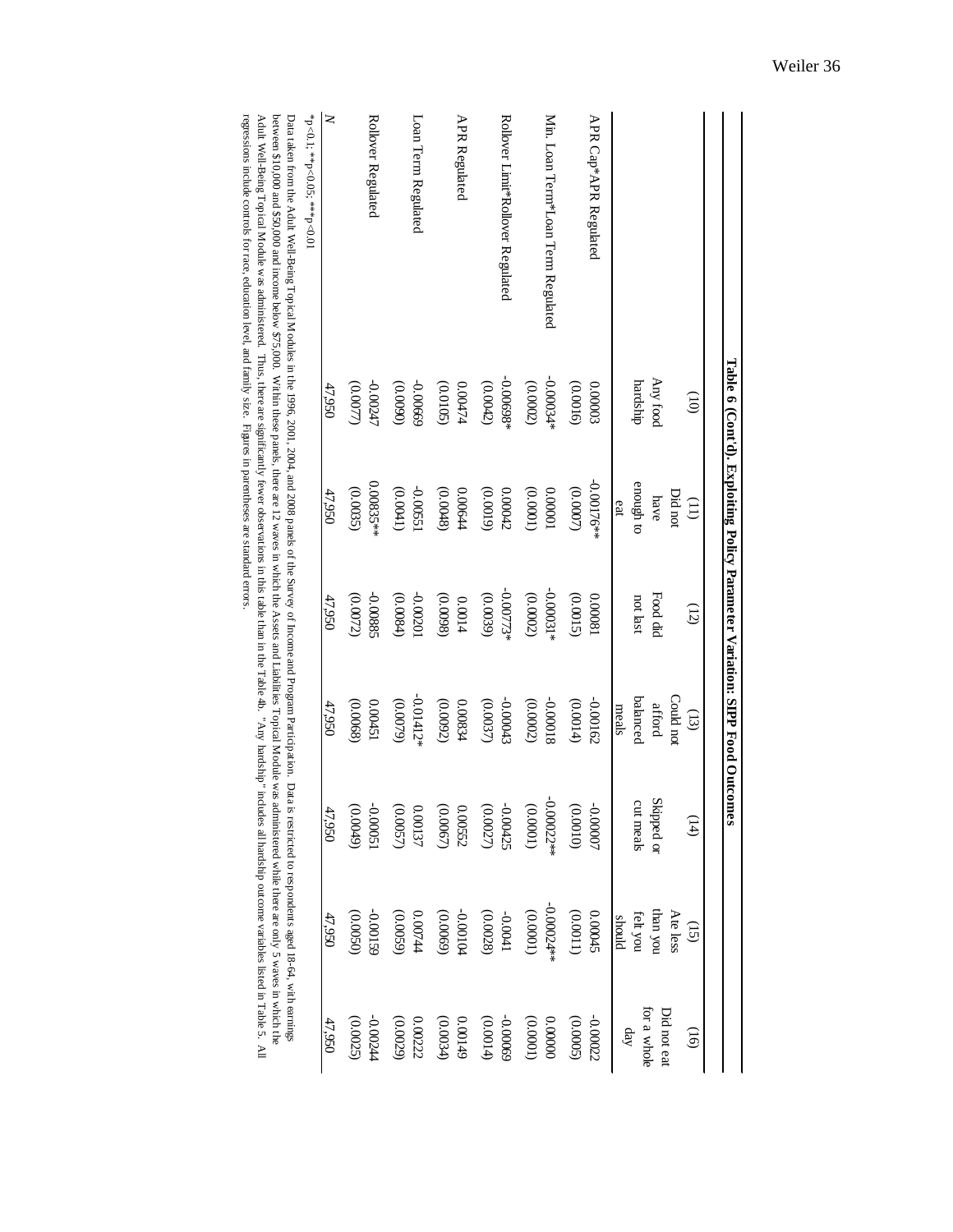**Table 6 (Cont'd). Exploiting Policy Parameter Variation: SIPP Food Outcomes**

| | (10) Any food hardship | (11) Did not have enough to eat | (12) Food did not last | (13) Could not afford balanced meals | (14) Skipped or cut meals | (15) Ate less than you felt you should | (16) Did not eat for a whole day |
|---|---|---|---|---|---|---|---|
| APR Cap*APR Regulated | 0.00003 | -0.00176** | 0.00081 | -0.00162 | -0.00007 | 0.00045 | -0.00022 |
| | (0.0016) | (0.0007) | (0.0015) | (0.0014) | (0.0010) | (0.0011) | (0.0005) |
| Min. Loan Term*Loan Term Regulated | -0.00034* | 0.00001 | -0.00031* | -0.00018 | -0.00022** | -0.00024** | 0.00000 |
| | (0.0002) | (0.0001) | (0.0002) | (0.0002) | (0.0001) | (0.0001) | (0.0001) |
| Rollover Limit*Rollover Regulated | -0.00698* | 0.00042 | -0.00773* | -0.00043 | -0.00425 | -0.0041 | -0.00069 |
| | (0.0042) | (0.0019) | (0.0039) | (0.0037) | (0.0027) | (0.0028) | (0.0014) |
| APR Regulated | 0.00474 | 0.00644 | 0.0014 | 0.00834 | 0.00552 | -0.00104 | 0.00149 |
| | (0.0105) | (0.0048) | (0.0098) | (0.0092) | (0.0067) | (0.0069) | (0.0034) |
| Loan Term Regulated | -0.00669 | -0.00551 | -0.00201 | -0.01412* | 0.00137 | 0.00744 | 0.00222 |
| | (0.0090) | (0.0041) | (0.0084) | (0.0079) | (0.0057) | (0.0059) | (0.0029) |
| Rollover Regulated | -0.00247 | 0.00835** | -0.00885 | 0.00451 | -0.00051 | -0.00159 | -0.00244 |
| | (0.0077) | (0.0035) | (0.0072) | (0.0068) | (0.0049) | (0.0050) | (0.0025) |
| *N* | 47,950 | 47,950 | 47,950 | 47,950 | 47,950 | 47,950 | 47,950 |

*p<0.1; **p<0.05; ***p<0.01

Data taken from the Adult Well-Being Topical Modules in the 1996, 2001, 2004, and 2008 panels of the Survey of Income and Program Participation. Data is restricted to respondents aged 18-64, with earnings between $10,000 and $50,000 and income below $75,000. Within these panels, there are 12 waves in which the Assets and Liabilities Topical Module was administered while there are only 5 waves in which the Adult Well-Being Topical Module was administered. Thus, there are significantly fewer observations in this table than in the Table 4b. "Any hardship" includes all hardship outcome variables listed in Table 5. All regressions include controls for race, education level, and family size. Figures in parentheses are standard errors.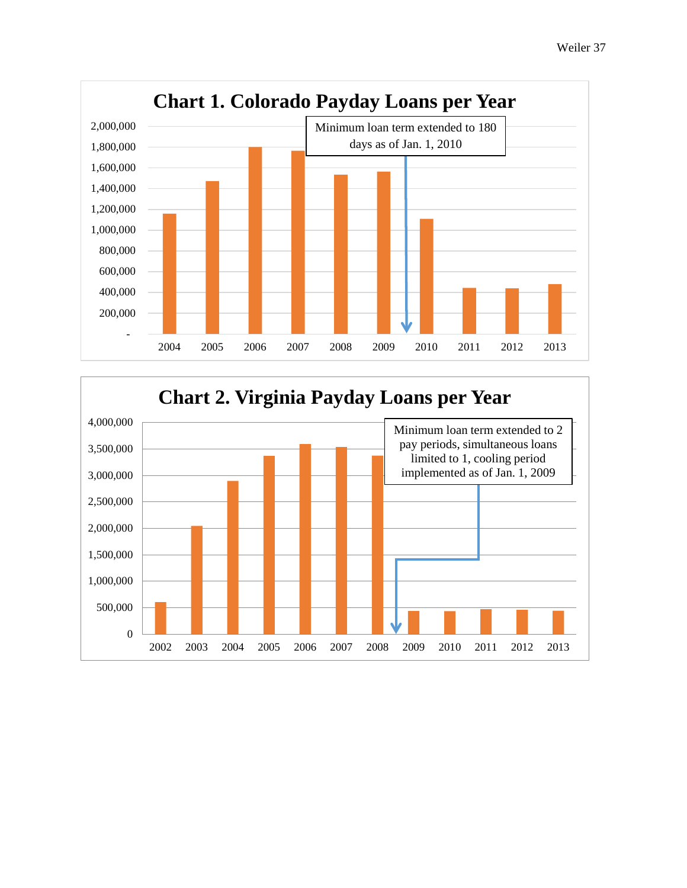**Chart 1. Colorado Payday Loans per Year**

Minimum loan term extended to 180 days as of Jan. 1, 2010

| Year | Loans |
| --- | --- |
| 2004 | ~1,160,000 |
| 2005 | ~1,470,000 |
| 2006 | ~1,800,000 |
| 2007 | ~1,760,000 |
| 2008 | ~1,530,000 |
| 2009 | ~1,560,000 |
| 2010 | ~1,100,000 |
| 2011 | ~440,000 |
| 2012 | ~440,000 |
| 2013 | ~480,000 |

**Chart 2. Virginia Payday Loans per Year**

Minimum loan term extended to 2 pay periods, simultaneous loans limited to 1, cooling period implemented as of Jan. 1, 2009

| Year | Loans |
| --- | --- |
| 2002 | ~600,000 |
| 2003 | ~2,040,000 |
| 2004 | ~2,890,000 |
| 2005 | ~3,370,000 |
| 2006 | ~3,590,000 |
| 2007 | ~3,530,000 |
| 2008 | ~3,370,000 |
| 2009 | ~440,000 |
| 2010 | ~430,000 |
| 2011 | ~470,000 |
| 2012 | ~460,000 |
| 2013 | ~440,000 |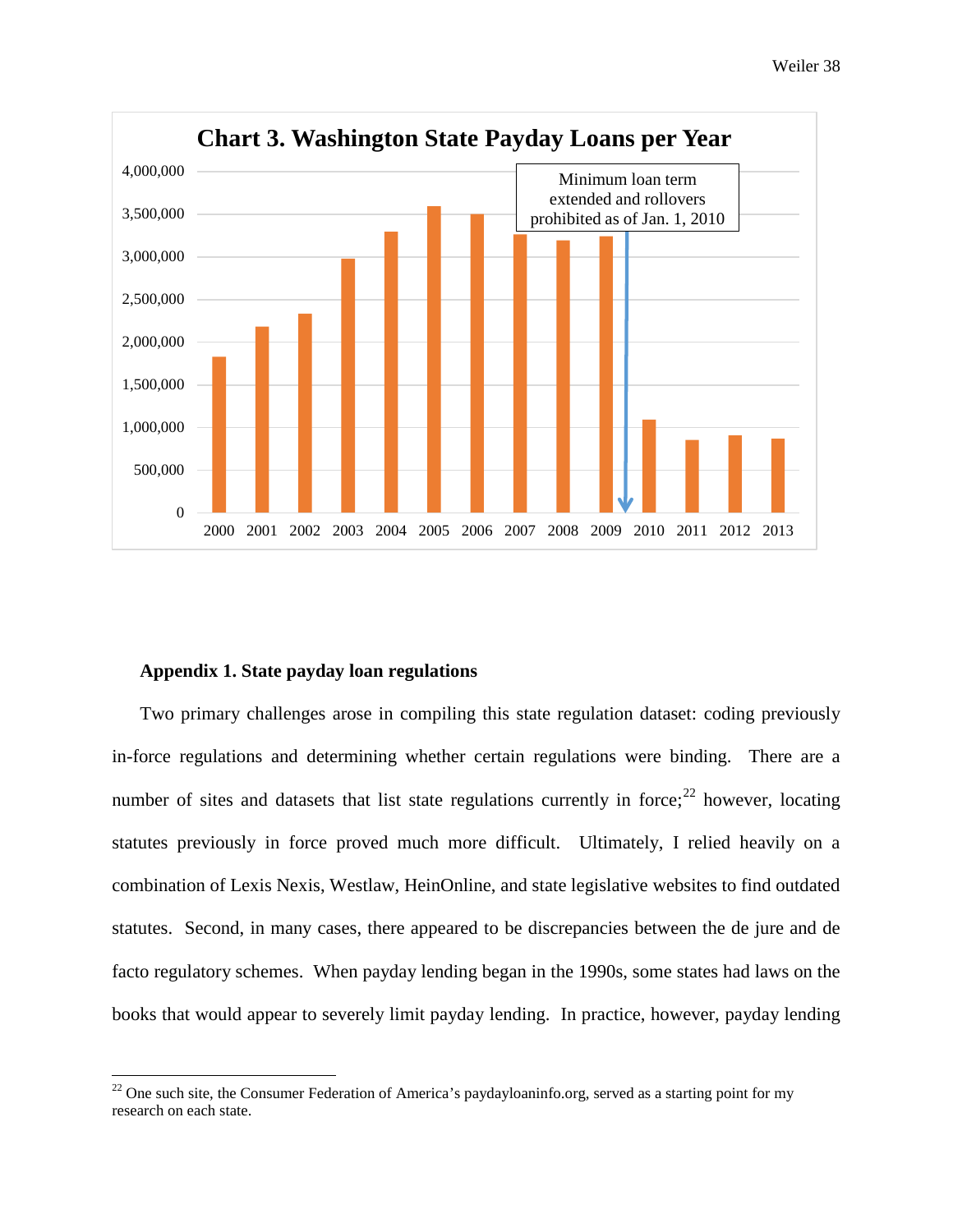**Chart 3. Washington State Payday Loans per Year**

Minimum loan term extended and rollovers prohibited as of Jan. 1, 2010

## Appendix 1. State payday loan regulations

Two primary challenges arose in compiling this state regulation dataset: coding previously in-force regulations and determining whether certain regulations were binding. There are a number of sites and datasets that list state regulations currently in force;[22] however, locating statutes previously in force proved much more difficult. Ultimately, I relied heavily on a combination of Lexis Nexis, Westlaw, HeinOnline, and state legislative websites to find outdated statutes. Second, in many cases, there appeared to be discrepancies between the de jure and de facto regulatory schemes. When payday lending began in the 1990s, some states had laws on the books that would appear to severely limit payday lending. In practice, however, payday lending

---

[22] One such site, the Consumer Federation of America's paydayloaninfo.org, served as a starting point for my research on each state.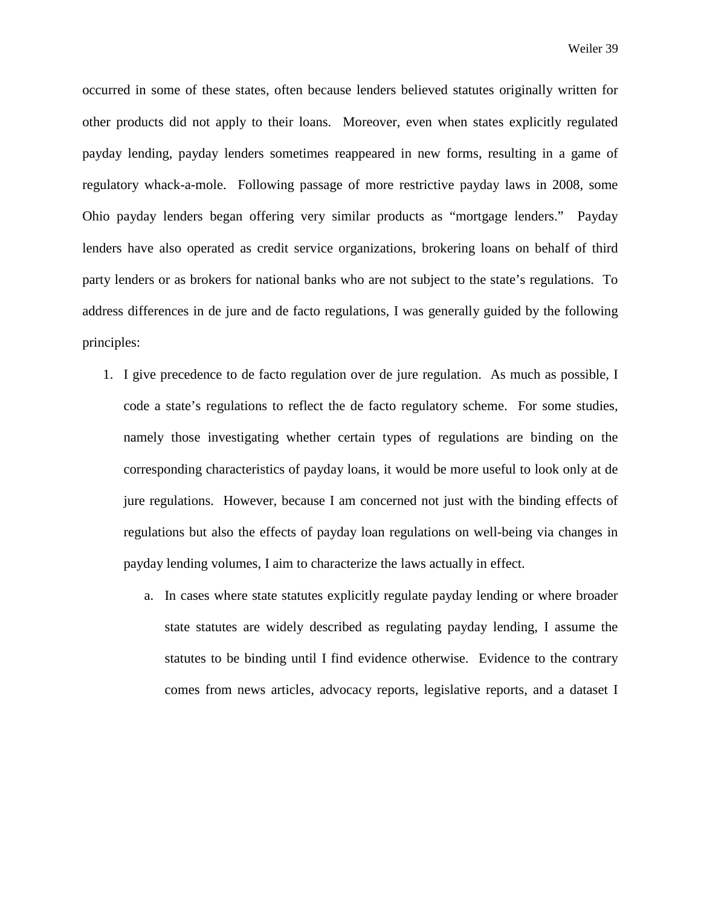occurred in some of these states, often because lenders believed statutes originally written for other products did not apply to their loans. Moreover, even when states explicitly regulated payday lending, payday lenders sometimes reappeared in new forms, resulting in a game of regulatory whack-a-mole. Following passage of more restrictive payday laws in 2008, some Ohio payday lenders began offering very similar products as "mortgage lenders." Payday lenders have also operated as credit service organizations, brokering loans on behalf of third party lenders or as brokers for national banks who are not subject to the state's regulations. To address differences in de jure and de facto regulations, I was generally guided by the following principles:

1. I give precedence to de facto regulation over de jure regulation. As much as possible, I code a state's regulations to reflect the de facto regulatory scheme. For some studies, namely those investigating whether certain types of regulations are binding on the corresponding characteristics of payday loans, it would be more useful to look only at de jure regulations. However, because I am concerned not just with the binding effects of regulations but also the effects of payday loan regulations on well-being via changes in payday lending volumes, I aim to characterize the laws actually in effect.
    a. In cases where state statutes explicitly regulate payday lending or where broader state statutes are widely described as regulating payday lending, I assume the statutes to be binding until I find evidence otherwise. Evidence to the contrary comes from news articles, advocacy reports, legislative reports, and a dataset I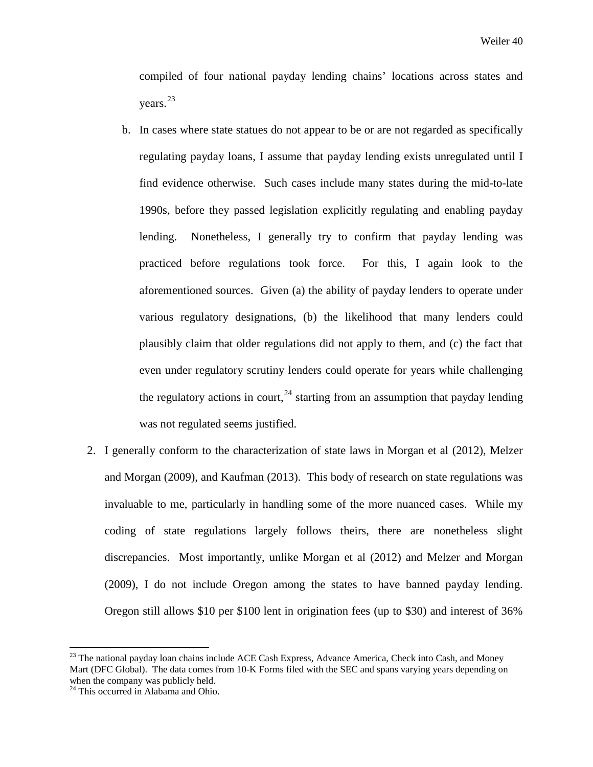compiled of four national payday lending chains' locations across states and years.[23]

   b. In cases where state statues do not appear to be or are not regarded as specifically regulating payday loans, I assume that payday lending exists unregulated until I find evidence otherwise. Such cases include many states during the mid-to-late 1990s, before they passed legislation explicitly regulating and enabling payday lending. Nonetheless, I generally try to confirm that payday lending was practiced before regulations took force. For this, I again look to the aforementioned sources. Given (a) the ability of payday lenders to operate under various regulatory designations, (b) the likelihood that many lenders could plausibly claim that older regulations did not apply to them, and (c) the fact that even under regulatory scrutiny lenders could operate for years while challenging the regulatory actions in court,[24] starting from an assumption that payday lending was not regulated seems justified.

2. I generally conform to the characterization of state laws in Morgan et al (2012), Melzer and Morgan (2009), and Kaufman (2013). This body of research on state regulations was invaluable to me, particularly in handling some of the more nuanced cases. While my coding of state regulations largely follows theirs, there are nonetheless slight discrepancies. Most importantly, unlike Morgan et al (2012) and Melzer and Morgan (2009), I do not include Oregon among the states to have banned payday lending. Oregon still allows $10 per $100 lent in origination fees (up to $30) and interest of 36%

---

[23] The national payday loan chains include ACE Cash Express, Advance America, Check into Cash, and Money Mart (DFC Global). The data comes from 10-K Forms filed with the SEC and spans varying years depending on when the company was publicly held.

[24] This occurred in Alabama and Ohio.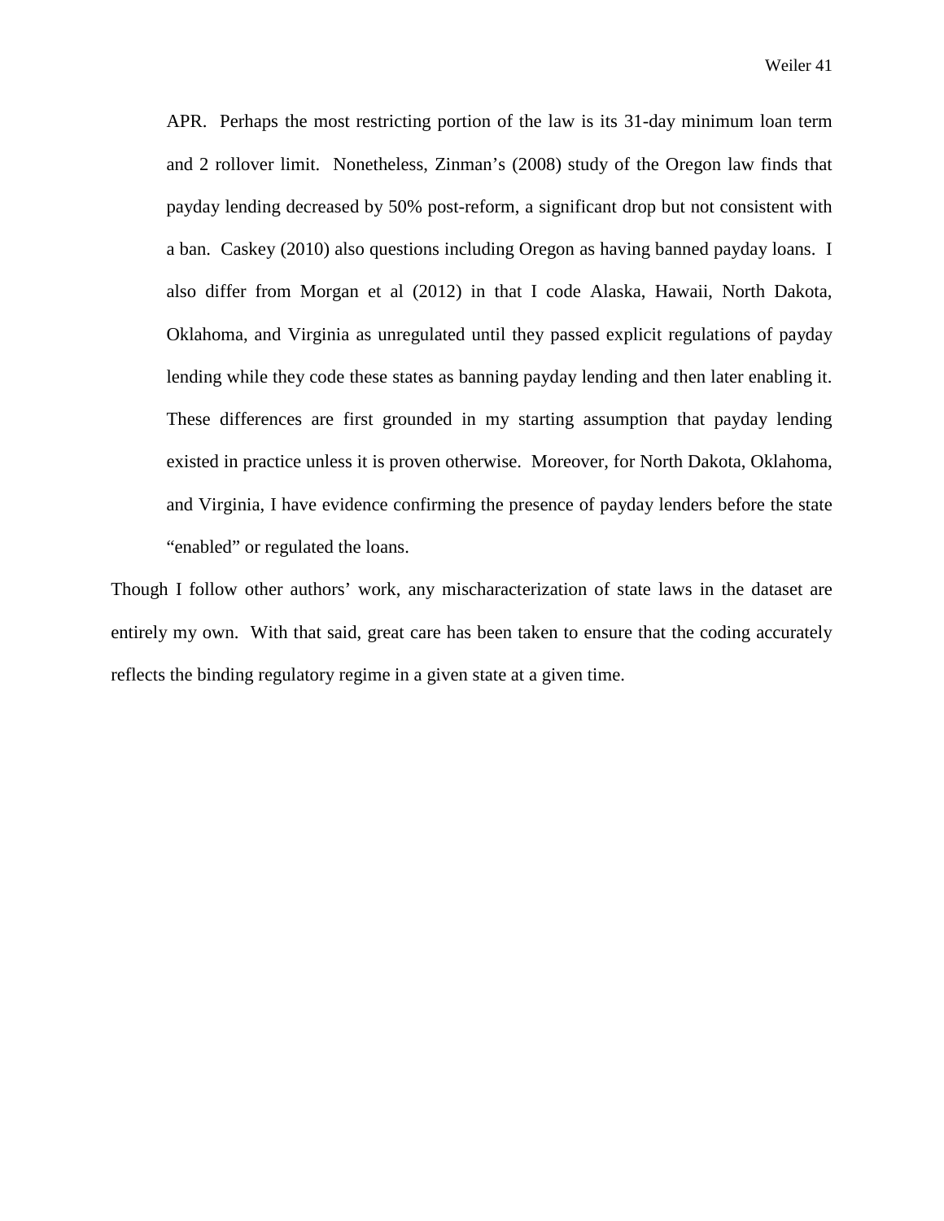APR. Perhaps the most restricting portion of the law is its 31-day minimum loan term and 2 rollover limit. Nonetheless, Zinman's (2008) study of the Oregon law finds that payday lending decreased by 50% post-reform, a significant drop but not consistent with a ban. Caskey (2010) also questions including Oregon as having banned payday loans. I also differ from Morgan et al (2012) in that I code Alaska, Hawaii, North Dakota, Oklahoma, and Virginia as unregulated until they passed explicit regulations of payday lending while they code these states as banning payday lending and then later enabling it. These differences are first grounded in my starting assumption that payday lending existed in practice unless it is proven otherwise. Moreover, for North Dakota, Oklahoma, and Virginia, I have evidence confirming the presence of payday lenders before the state "enabled" or regulated the loans.

Though I follow other authors' work, any mischaracterization of state laws in the dataset are entirely my own. With that said, great care has been taken to ensure that the coding accurately reflects the binding regulatory regime in a given state at a given time.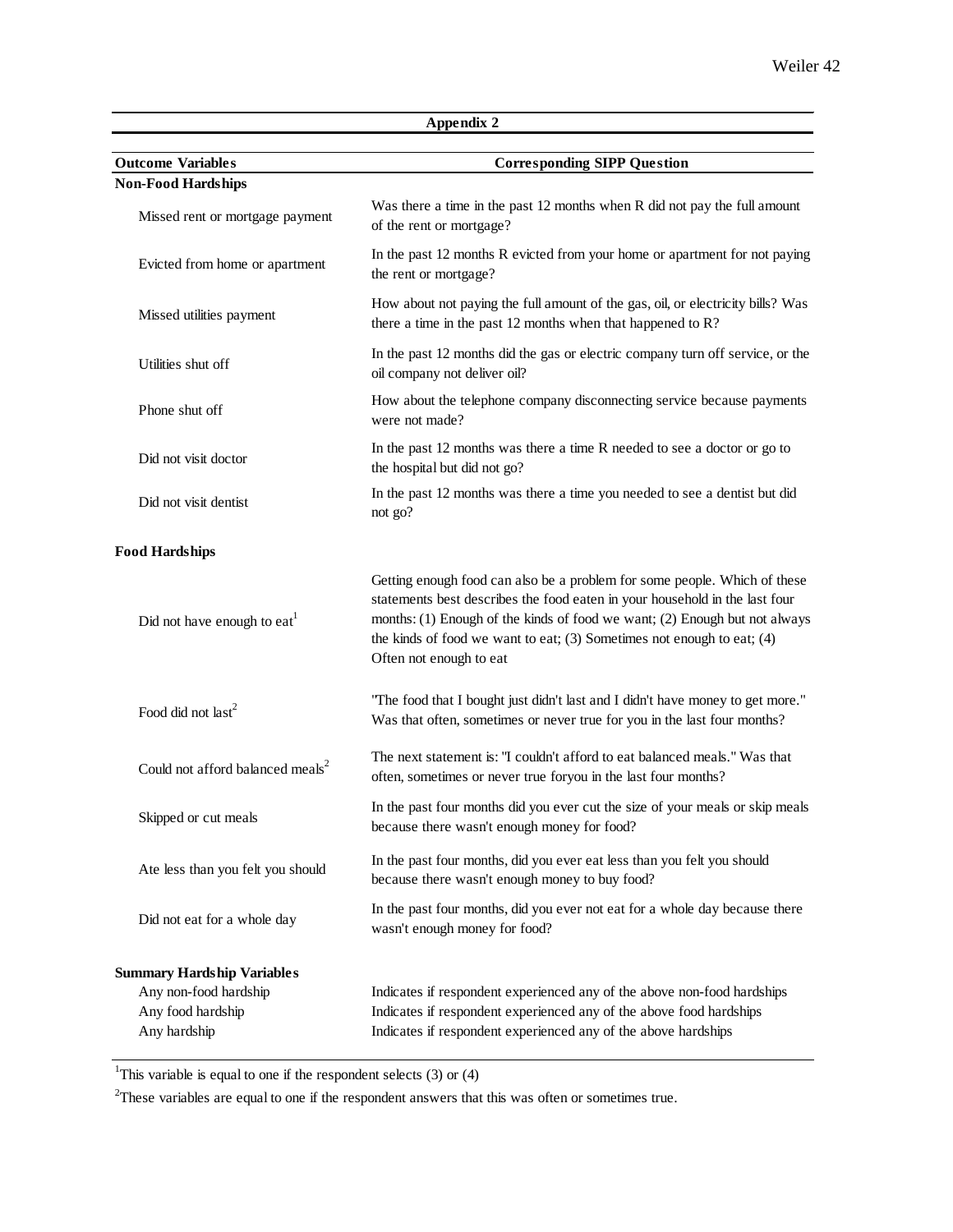| Appendix 2 | |
|---|---|
| **Outcome Variables** | **Corresponding SIPP Question** |
| **Non-Food Hardships** | |
| Missed rent or mortgage payment | Was there a time in the past 12 months when R did not pay the full amount of the rent or mortgage? |
| Evicted from home or apartment | In the past 12 months R evicted from your home or apartment for not paying the rent or mortgage? |
| Missed utilities payment | How about not paying the full amount of the gas, oil, or electricity bills? Was there a time in the past 12 months when that happened to R? |
| Utilities shut off | In the past 12 months did the gas or electric company turn off service, or the oil company not deliver oil? |
| Phone shut off | How about the telephone company disconnecting service because payments were not made? |
| Did not visit doctor | In the past 12 months was there a time R needed to see a doctor or go to the hospital but did not go? |
| Did not visit dentist | In the past 12 months was there a time you needed to see a dentist but did not go? |
| **Food Hardships** | |
| Did not have enough to eat[1] | Getting enough food can also be a problem for some people. Which of these statements best describes the food eaten in your household in the last four months: (1) Enough of the kinds of food we want; (2) Enough but not always the kinds of food we want to eat; (3) Sometimes not enough to eat; (4) Often not enough to eat |
| Food did not last[2] | "The food that I bought just didn't last and I didn't have money to get more." Was that often, sometimes or never true for you in the last four months? |
| Could not afford balanced meals[2] | The next statement is: "I couldn't afford to eat balanced meals." Was that often, sometimes or never true foryou in the last four months? |
| Skipped or cut meals | In the past four months did you ever cut the size of your meals or skip meals because there wasn't enough money for food? |
| Ate less than you felt you should | In the past four months, did you ever eat less than you felt you should because there wasn't enough money to buy food? |
| Did not eat for a whole day | In the past four months, did you ever not eat for a whole day because there wasn't enough money for food? |
| **Summary Hardship Variables** | |
| Any non-food hardship | Indicates if respondent experienced any of the above non-food hardships |
| Any food hardship | Indicates if respondent experienced any of the above food hardships |
| Any hardship | Indicates if respondent experienced any of the above hardships |

[1]This variable is equal to one if the respondent selects (3) or (4)

[2]These variables are equal to one if the respondent answers that this was often or sometimes true.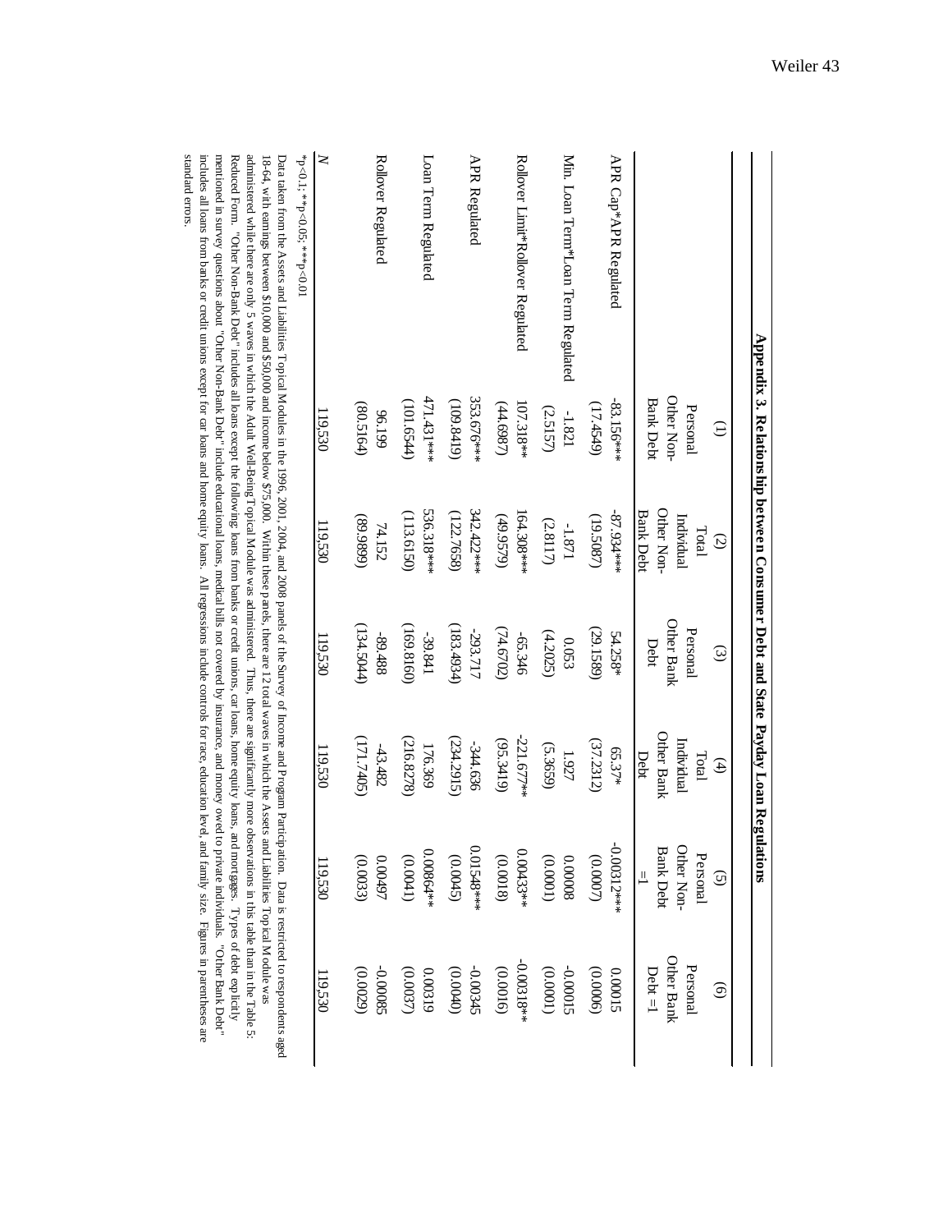**Appendix 3. Relationship between Consumer Debt and State Payday Loan Regulations**

| | (1) Personal Other Non-Bank Debt | (2) Total Individual Other Non-Bank Debt | (3) Personal Other Bank Debt | (4) Total Individual Other Bank Debt | (5) Personal Other Non-Bank Debt =1 | (6) Personal Other Bank Debt =1 |
|---|---|---|---|---|---|---|
| APR Cap*APR Regulated | -83.156*** | -87.934*** | 54.258* | 65.37* | -0.00312*** | 0.00015 |
| | (17.4549) | (19.5087) | (29.1589) | (37.2312) | (0.0007) | (0.0006) |
| Min. Loan Term*Loan Term Regulated | -1.821 | -1.871 | 0.053 | 1.927 | 0.0008 | -0.0015 |
| | (2.5157) | (2.8117) | (4.2025) | (5.3659) | (0.0001) | (0.0001) |
| Rollover Limit*Rollover Regulated | 107.318** | 164.308*** | -65.346 | -221.677** | 0.00433** | -0.00318** |
| | (44.6987) | (49.9579) | (74.6702) | (95.3419) | (0.0018) | (0.0016) |
| APR Regulated | 353.676*** | 342.422*** | -293.717 | -344.636 | 0.01548*** | -0.0345 |
| | (109.8419) | (122.7658) | (183.4934) | (234.2915) | (0.0045) | (0.0040) |
| Loan Term Regulated | 471.431*** | 536.318*** | -39.841 | 176.369 | 0.00864** | 0.0319 |
| | (101.6544) | (113.6150) | (169.8160) | (216.8278) | (0.0041) | (0.0037) |
| Rollover Regulated | 96.199 | 74.152 | -89.488 | -43.482 | 0.0497 | -0.0085 |
| | (80.5164) | (89.9899) | (134.5044) | (171.7405) | (0.0033) | (0.0029) |
| *N* | 119,530 | 119,530 | 119,530 | 119,530 | 119,530 | 119,530 |

*p<0.1; **p<0.05; ***p<0.01

Data taken from the Assets and Liabilities Topical Modules in the 1996, 2001, 2004, and 2008 panels of the Survey of Income and Program Participation. Data is restricted to respondents aged 18-64, with earnings between $10,000 and $50,000 and income below $75,000. Within these panels, there are 12 total waves in which the Assets and Liabilities Topical Module was administered while there are only 5 waves in which the Adult Well-Being Topical Module was administered. Thus, there are significantly more observations in this table than in the Table 5: Reduced Form. "Other Non-Bank Debt" includes all loans except the following: loans from banks or credit unions, car loans, home equity loans, and mortgages. Types of debt explicitly mentioned in survey questions about "Other Non-Bank Debt" include educational loans, medical bills not covered by insurance, and money owed to private individuals. "Other Bank Debt" includes all loans from banks or credit unions except for car loans and home equity loans. All regressions include controls for race, education level, and family size. Figures in parentheses are standard errors.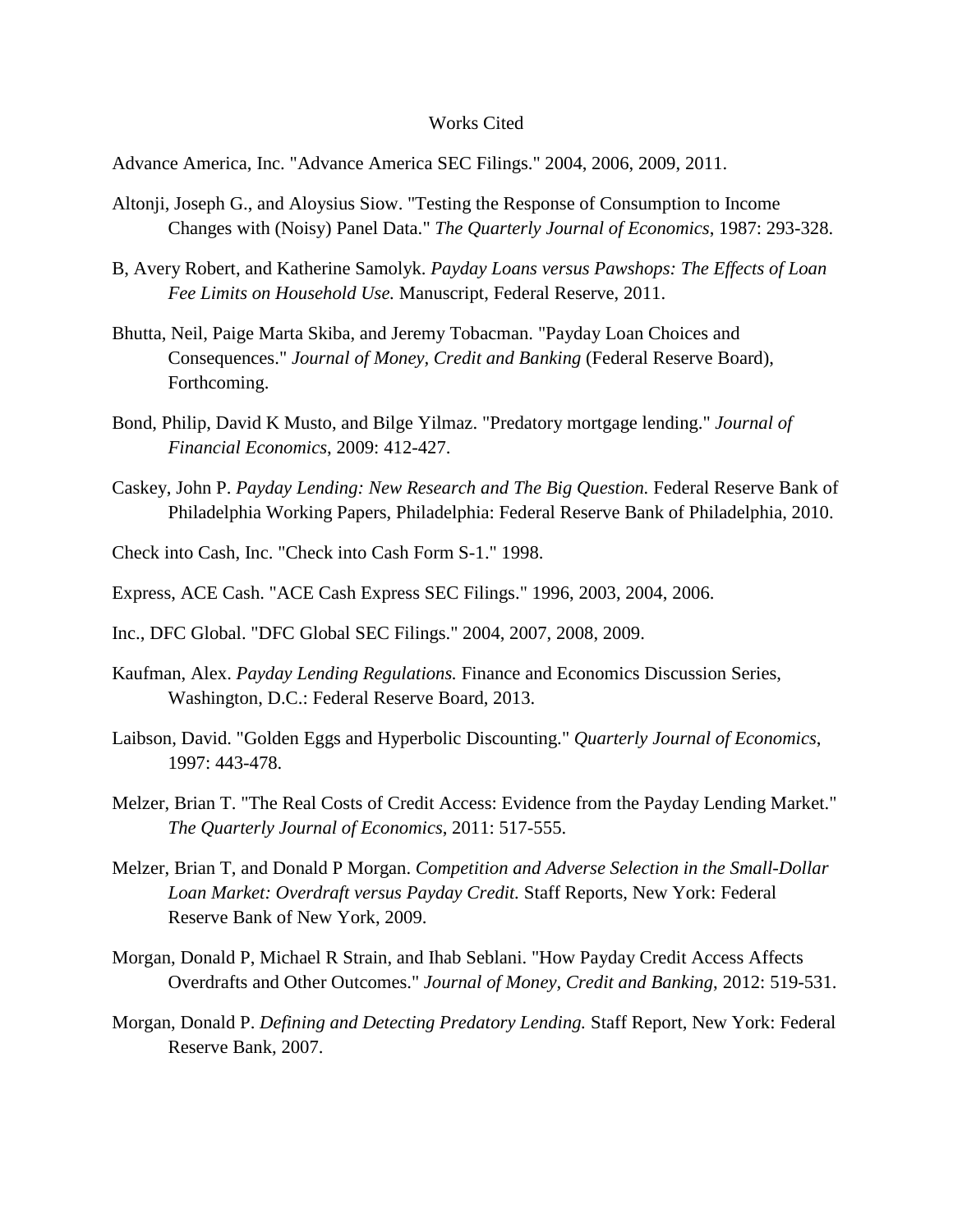# Works Cited

Advance America, Inc. "Advance America SEC Filings." 2004, 2006, 2009, 2011.

Altonji, Joseph G., and Aloysius Siow. "Testing the Response of Consumption to Income Changes with (Noisy) Panel Data." *The Quarterly Journal of Economics*, 1987: 293-328.

B, Avery Robert, and Katherine Samolyk. *Payday Loans versus Pawshops: The Effects of Loan Fee Limits on Household Use.* Manuscript, Federal Reserve, 2011.

Bhutta, Neil, Paige Marta Skiba, and Jeremy Tobacman. "Payday Loan Choices and Consequences." *Journal of Money, Credit and Banking* (Federal Reserve Board), Forthcoming.

Bond, Philip, David K Musto, and Bilge Yilmaz. "Predatory mortgage lending." *Journal of Financial Economics*, 2009: 412-427.

Caskey, John P. *Payday Lending: New Research and The Big Question.* Federal Reserve Bank of Philadelphia Working Papers, Philadelphia: Federal Reserve Bank of Philadelphia, 2010.

Check into Cash, Inc. "Check into Cash Form S-1." 1998.

Express, ACE Cash. "ACE Cash Express SEC Filings." 1996, 2003, 2004, 2006.

Inc., DFC Global. "DFC Global SEC Filings." 2004, 2007, 2008, 2009.

Kaufman, Alex. *Payday Lending Regulations.* Finance and Economics Discussion Series, Washington, D.C.: Federal Reserve Board, 2013.

Laibson, David. "Golden Eggs and Hyperbolic Discounting." *Quarterly Journal of Economics*, 1997: 443-478.

Melzer, Brian T. "The Real Costs of Credit Access: Evidence from the Payday Lending Market." *The Quarterly Journal of Economics*, 2011: 517-555.

Melzer, Brian T, and Donald P Morgan. *Competition and Adverse Selection in the Small-Dollar Loan Market: Overdraft versus Payday Credit.* Staff Reports, New York: Federal Reserve Bank of New York, 2009.

Morgan, Donald P, Michael R Strain, and Ihab Seblani. "How Payday Credit Access Affects Overdrafts and Other Outcomes." *Journal of Money, Credit and Banking*, 2012: 519-531.

Morgan, Donald P. *Defining and Detecting Predatory Lending.* Staff Report, New York: Federal Reserve Bank, 2007.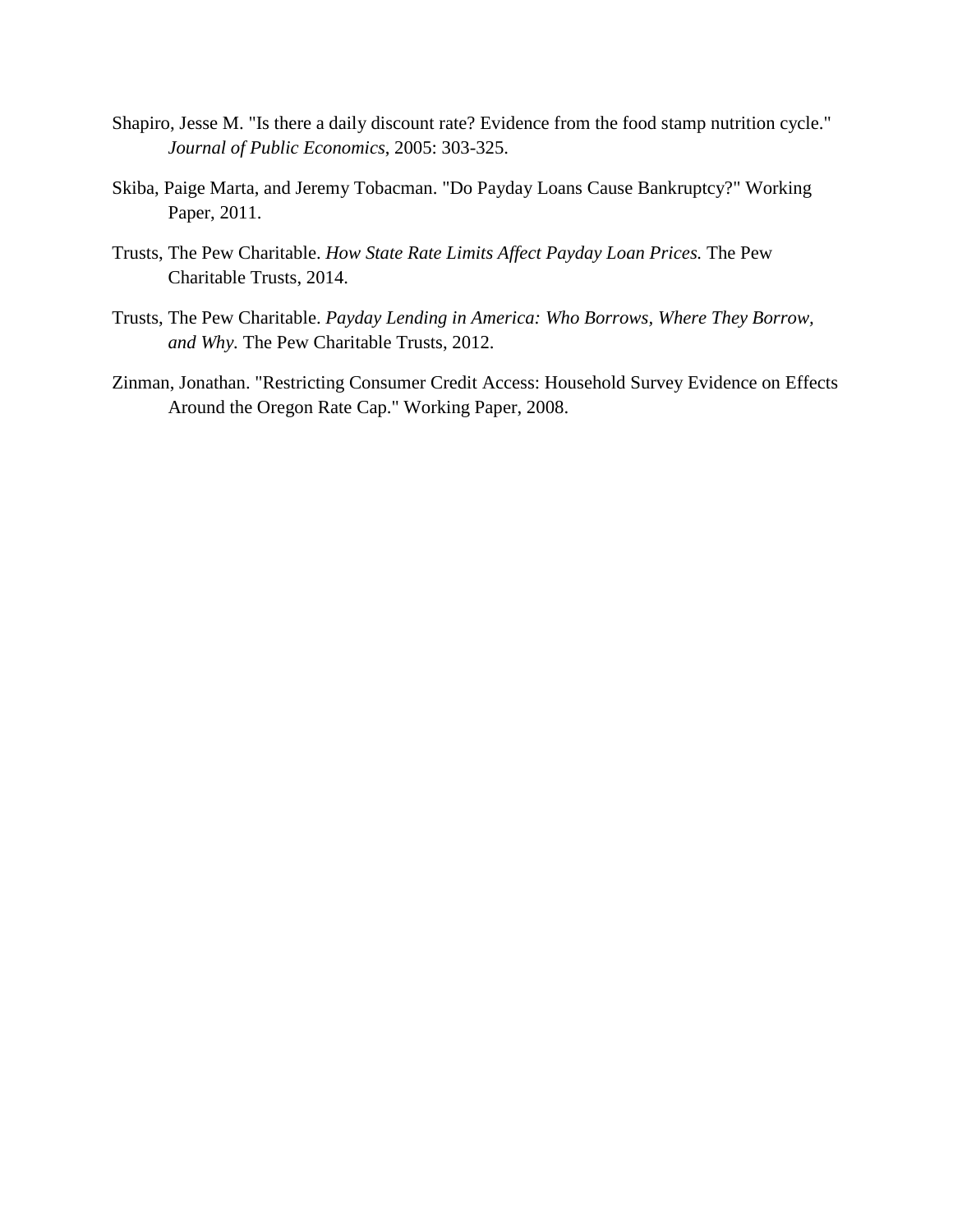Shapiro, Jesse M. "Is there a daily discount rate? Evidence from the food stamp nutrition cycle." *Journal of Public Economics*, 2005: 303-325.

Skiba, Paige Marta, and Jeremy Tobacman. "Do Payday Loans Cause Bankruptcy?" Working Paper, 2011.

Trusts, The Pew Charitable. *How State Rate Limits Affect Payday Loan Prices.* The Pew Charitable Trusts, 2014.

Trusts, The Pew Charitable. *Payday Lending in America: Who Borrows, Where They Borrow, and Why.* The Pew Charitable Trusts, 2012.

Zinman, Jonathan. "Restricting Consumer Credit Access: Household Survey Evidence on Effects Around the Oregon Rate Cap." Working Paper, 2008.